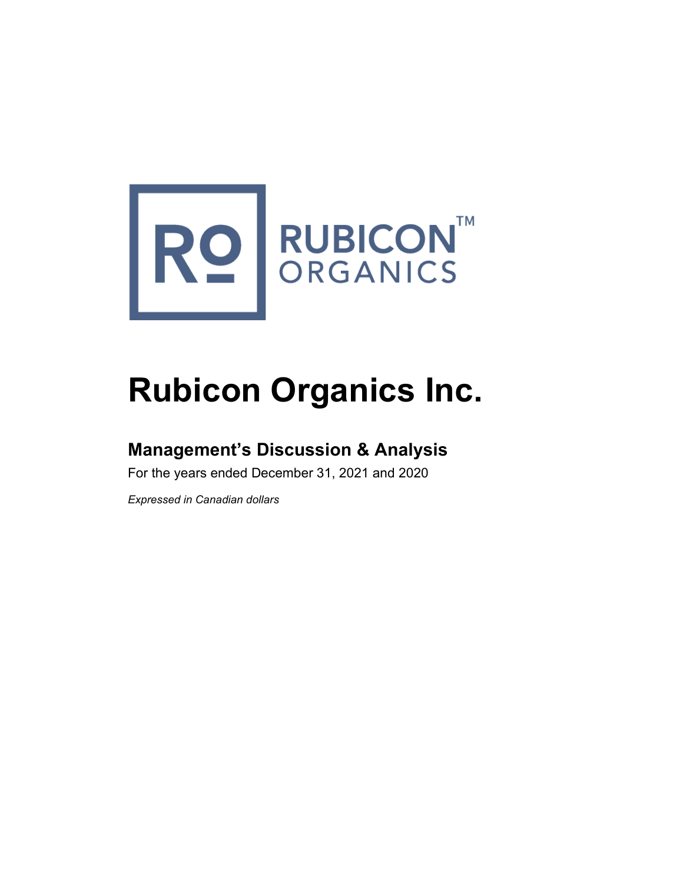# Rubicon Organics Inc.

## Management's Discussion & Analysis

For the years ended December 31, 2021 and 2020

*Expressed in Canadian dollars*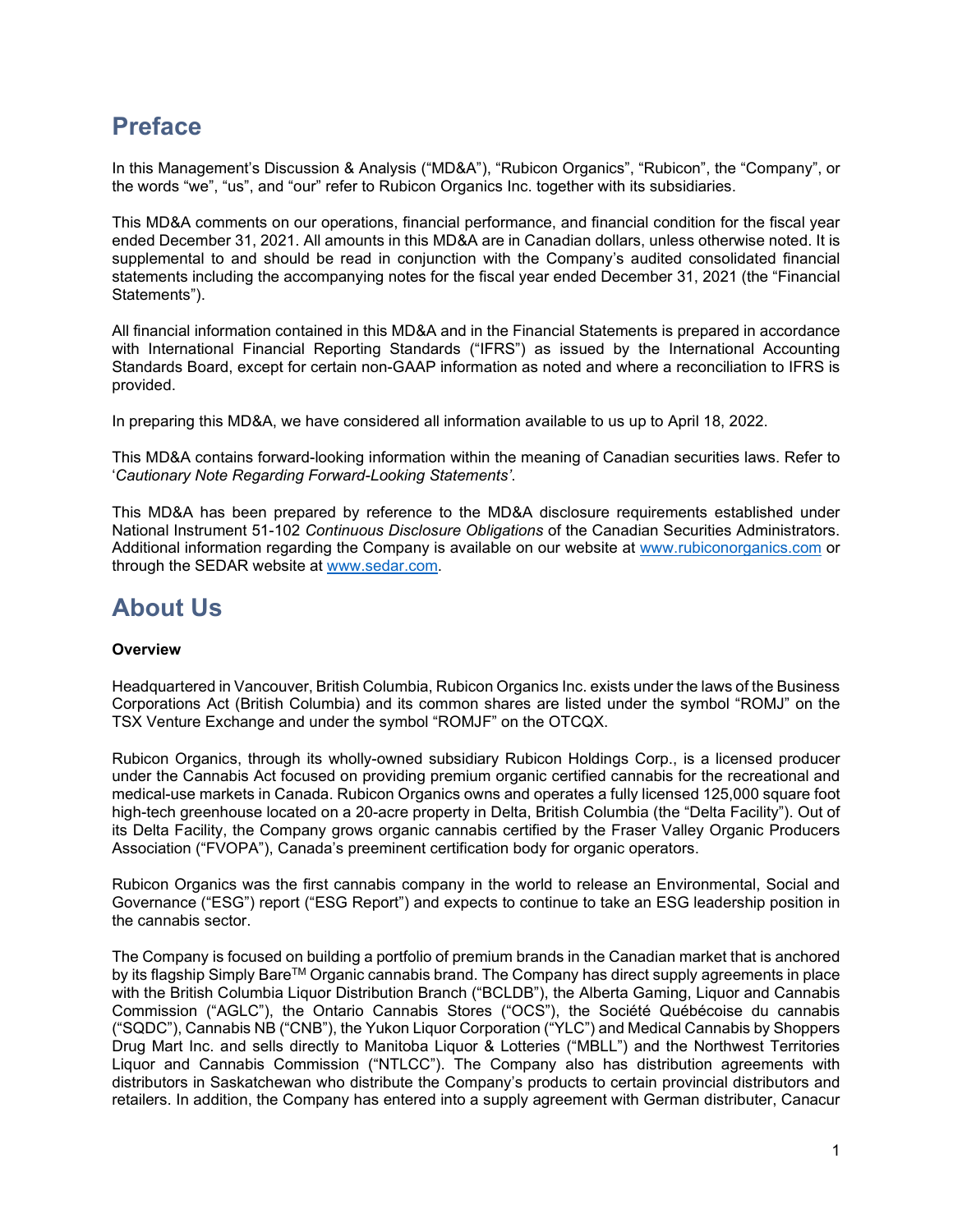# Preface

In this Management's Discussion & Analysis ("MD&A"), "Rubicon Organics", "Rubicon", the "Company", or the words "we", "us", and "our" refer to Rubicon Organics Inc. together with its subsidiaries.

This MD&A comments on our operations, financial performance, and financial condition for the fiscal year ended December 31, 2021. All amounts in this MD&A are in Canadian dollars, unless otherwise noted. It is supplemental to and should be read in conjunction with the Company's audited consolidated financial statements including the accompanying notes for the fiscal year ended December 31, 2021 (the "Financial Statements").

All financial information contained in this MD&A and in the Financial Statements is prepared in accordance with International Financial Reporting Standards ("IFRS") as issued by the International Accounting Standards Board, except for certain non-GAAP information as noted and where a reconciliation to IFRS is provided.

In preparing this MD&A, we have considered all information available to us up to April 18, 2022.

This MD&A contains forward-looking information within the meaning of Canadian securities laws. Refer to '*Cautionary Note Regarding Forward-Looking Statements'*.

This MD&A has been prepared by reference to the MD&A disclosure requirements established under National Instrument 51-102 *Continuous Disclosure Obligations* of the Canadian Securities Administrators. Additional information regarding the Company is available on our website at www.rubiconorganics.com or through the SEDAR website at www.sedar.com.

# About Us

**Overview**

Headquartered in Vancouver, British Columbia, Rubicon Organics Inc. exists under the laws of the Business Corporations Act (British Columbia) and its common shares are listed under the symbol "ROMJ" on the TSX Venture Exchange and under the symbol "ROMJF" on the OTCQX.

Rubicon Organics, through its wholly-owned subsidiary Rubicon Holdings Corp., is a licensed producer under the Cannabis Act focused on providing premium organic certified cannabis for the recreational and medical-use markets in Canada. Rubicon Organics owns and operates a fully licensed 125,000 square foot high-tech greenhouse located on a 20-acre property in Delta, British Columbia (the "Delta Facility"). Out of its Delta Facility, the Company grows organic cannabis certified by the Fraser Valley Organic Producers Association ("FVOPA"), Canada's preeminent certification body for organic operators.

Rubicon Organics was the first cannabis company in the world to release an Environmental, Social and Governance ("ESG") report ("ESG Report") and expects to continue to take an ESG leadership position in the cannabis sector.

The Company is focused on building a portfolio of premium brands in the Canadian market that is anchored by its flagship Simply Bare™ Organic cannabis brand. The Company has direct supply agreements in place with the British Columbia Liquor Distribution Branch ("BCLDB"), the Alberta Gaming, Liquor and Cannabis Commission ("AGLC"), the Ontario Cannabis Stores ("OCS"), the Société Québécoise du cannabis ("SQDC"), Cannabis NB ("CNB"), the Yukon Liquor Corporation ("YLC") and Medical Cannabis by Shoppers Drug Mart Inc. and sells directly to Manitoba Liquor & Lotteries ("MBLL") and the Northwest Territories Liquor and Cannabis Commission ("NTLCC"). The Company also has distribution agreements with distributors in Saskatchewan who distribute the Company's products to certain provincial distributors and retailers. In addition, the Company has entered into a supply agreement with German distributer, Canacur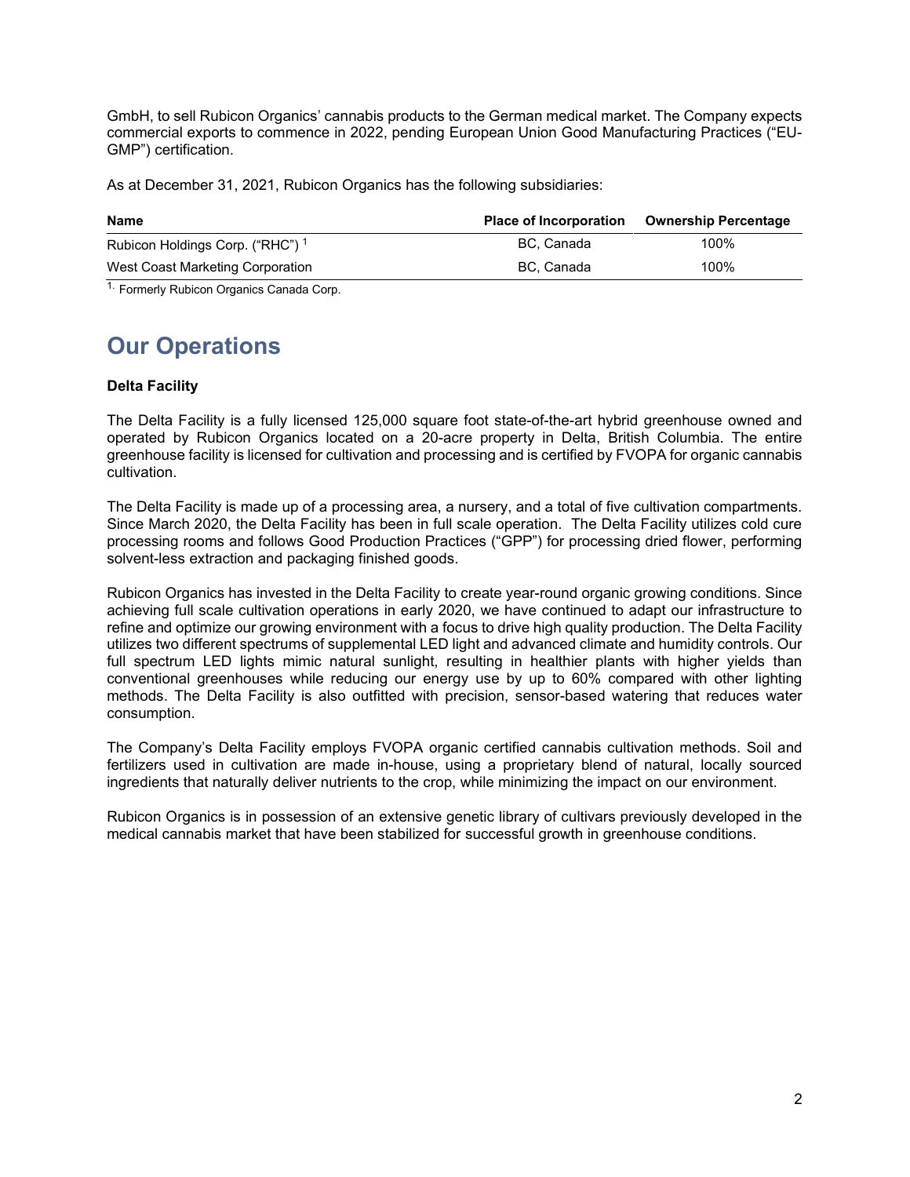GmbH, to sell Rubicon Organics' cannabis products to the German medical market. The Company expects commercial exports to commence in 2022, pending European Union Good Manufacturing Practices ("EU-GMP") certification.

As at December 31, 2021, Rubicon Organics has the following subsidiaries:

| Name | Place of Incorporation | Ownership Percentage |
| --- | --- | --- |
| Rubicon Holdings Corp. ("RHC") [1] | BC, Canada | 100% |
| West Coast Marketing Corporation | BC, Canada | 100% |

[1] Formerly Rubicon Organics Canada Corp.

# Our Operations

**Delta Facility**

The Delta Facility is a fully licensed 125,000 square foot state-of-the-art hybrid greenhouse owned and operated by Rubicon Organics located on a 20-acre property in Delta, British Columbia. The entire greenhouse facility is licensed for cultivation and processing and is certified by FVOPA for organic cannabis cultivation.

The Delta Facility is made up of a processing area, a nursery, and a total of five cultivation compartments. Since March 2020, the Delta Facility has been in full scale operation. The Delta Facility utilizes cold cure processing rooms and follows Good Production Practices ("GPP") for processing dried flower, performing solvent-less extraction and packaging finished goods.

Rubicon Organics has invested in the Delta Facility to create year-round organic growing conditions. Since achieving full scale cultivation operations in early 2020, we have continued to adapt our infrastructure to refine and optimize our growing environment with a focus to drive high quality production. The Delta Facility utilizes two different spectrums of supplemental LED light and advanced climate and humidity controls. Our full spectrum LED lights mimic natural sunlight, resulting in healthier plants with higher yields than conventional greenhouses while reducing our energy use by up to 60% compared with other lighting methods. The Delta Facility is also outfitted with precision, sensor-based watering that reduces water consumption.

The Company's Delta Facility employs FVOPA organic certified cannabis cultivation methods. Soil and fertilizers used in cultivation are made in-house, using a proprietary blend of natural, locally sourced ingredients that naturally deliver nutrients to the crop, while minimizing the impact on our environment.

Rubicon Organics is in possession of an extensive genetic library of cultivars previously developed in the medical cannabis market that have been stabilized for successful growth in greenhouse conditions.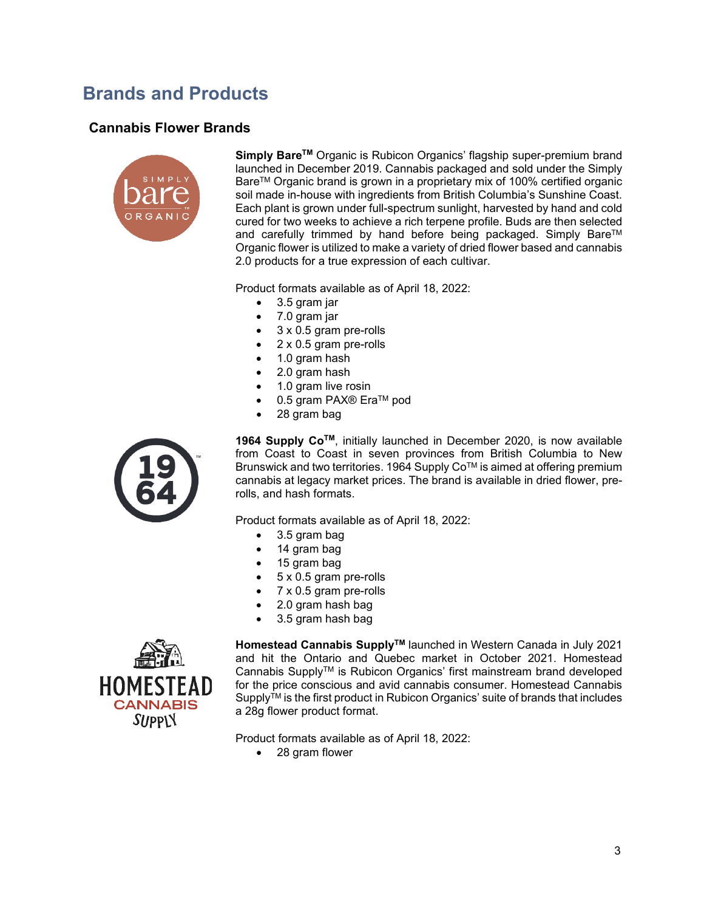# Brands and Products

## Cannabis Flower Brands

**Simply Bare™** Organic is Rubicon Organics' flagship super-premium brand launched in December 2019. Cannabis packaged and sold under the Simply Bare™ Organic brand is grown in a proprietary mix of 100% certified organic soil made in-house with ingredients from British Columbia's Sunshine Coast. Each plant is grown under full-spectrum sunlight, harvested by hand and cold cured for two weeks to achieve a rich terpene profile. Buds are then selected and carefully trimmed by hand before being packaged. Simply Bare™ Organic flower is utilized to make a variety of dried flower based and cannabis 2.0 products for a true expression of each cultivar.

Product formats available as of April 18, 2022:

- 3.5 gram jar
- 7.0 gram jar
- 3 x 0.5 gram pre-rolls
- 2 x 0.5 gram pre-rolls
- 1.0 gram hash
- 2.0 gram hash
- 1.0 gram live rosin
- 0.5 gram PAX® Era™ pod
- 28 gram bag

**1964 Supply Co™**, initially launched in December 2020, is now available from Coast to Coast in seven provinces from British Columbia to New Brunswick and two territories. 1964 Supply Co™ is aimed at offering premium cannabis at legacy market prices. The brand is available in dried flower, pre-rolls, and hash formats.

Product formats available as of April 18, 2022:

- 3.5 gram bag
- 14 gram bag
- 15 gram bag
- 5 x 0.5 gram pre-rolls
- 7 x 0.5 gram pre-rolls
- 2.0 gram hash bag
- 3.5 gram hash bag

**Homestead Cannabis Supply™** launched in Western Canada in July 2021 and hit the Ontario and Quebec market in October 2021. Homestead Cannabis Supply™ is Rubicon Organics' first mainstream brand developed for the price conscious and avid cannabis consumer. Homestead Cannabis Supply™ is the first product in Rubicon Organics' suite of brands that includes a 28g flower product format.

Product formats available as of April 18, 2022:

- 28 gram flower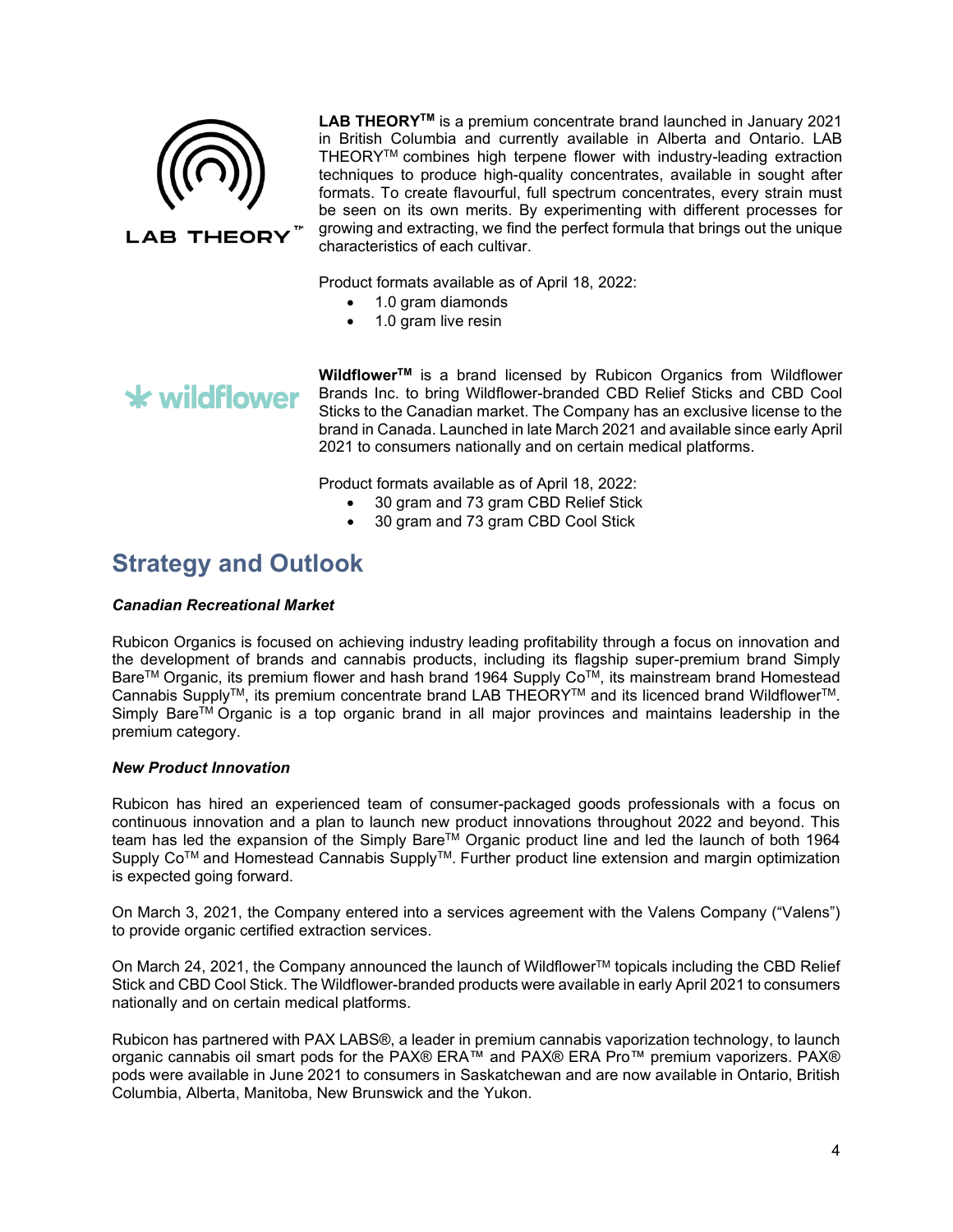**LAB THEORY™** is a premium concentrate brand launched in January 2021 in British Columbia and currently available in Alberta and Ontario. LAB THEORY™ combines high terpene flower with industry-leading extraction techniques to produce high-quality concentrates, available in sought after formats. To create flavourful, full spectrum concentrates, every strain must be seen on its own merits. By experimenting with different processes for growing and extracting, we find the perfect formula that brings out the unique characteristics of each cultivar.

Product formats available as of April 18, 2022:

- 1.0 gram diamonds
- 1.0 gram live resin

**Wildflower™** is a brand licensed by Rubicon Organics from Wildflower Brands Inc. to bring Wildflower-branded CBD Relief Sticks and CBD Cool Sticks to the Canadian market. The Company has an exclusive license to the brand in Canada. Launched in late March 2021 and available since early April 2021 to consumers nationally and on certain medical platforms.

Product formats available as of April 18, 2022:

- 30 gram and 73 gram CBD Relief Stick
- 30 gram and 73 gram CBD Cool Stick

## Strategy and Outlook

***Canadian Recreational Market***

Rubicon Organics is focused on achieving industry leading profitability through a focus on innovation and the development of brands and cannabis products, including its flagship super-premium brand Simply Bare™ Organic, its premium flower and hash brand 1964 Supply Co™, its mainstream brand Homestead Cannabis Supply™, its premium concentrate brand LAB THEORY™ and its licenced brand Wildflower™. Simply Bare™ Organic is a top organic brand in all major provinces and maintains leadership in the premium category.

***New Product Innovation***

Rubicon has hired an experienced team of consumer-packaged goods professionals with a focus on continuous innovation and a plan to launch new product innovations throughout 2022 and beyond. This team has led the expansion of the Simply Bare™ Organic product line and led the launch of both 1964 Supply Co™ and Homestead Cannabis Supply™. Further product line extension and margin optimization is expected going forward.

On March 3, 2021, the Company entered into a services agreement with the Valens Company ("Valens") to provide organic certified extraction services.

On March 24, 2021, the Company announced the launch of Wildflower™ topicals including the CBD Relief Stick and CBD Cool Stick. The Wildflower-branded products were available in early April 2021 to consumers nationally and on certain medical platforms.

Rubicon has partnered with PAX LABS®, a leader in premium cannabis vaporization technology, to launch organic cannabis oil smart pods for the PAX® ERA™ and PAX® ERA Pro™ premium vaporizers. PAX® pods were available in June 2021 to consumers in Saskatchewan and are now available in Ontario, British Columbia, Alberta, Manitoba, New Brunswick and the Yukon.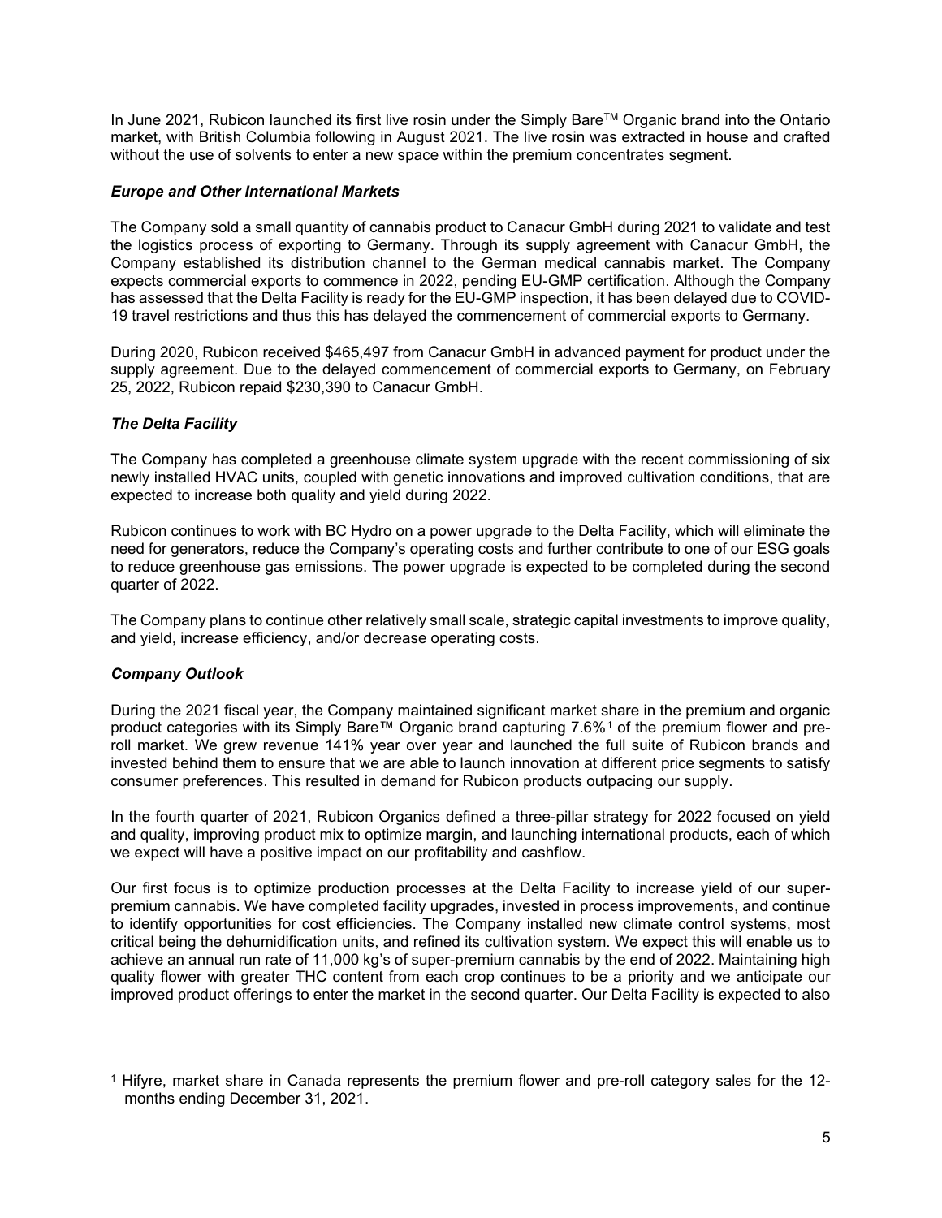In June 2021, Rubicon launched its first live rosin under the Simply Bare™ Organic brand into the Ontario market, with British Columbia following in August 2021. The live rosin was extracted in house and crafted without the use of solvents to enter a new space within the premium concentrates segment.

### *Europe and Other International Markets*

The Company sold a small quantity of cannabis product to Canacur GmbH during 2021 to validate and test the logistics process of exporting to Germany. Through its supply agreement with Canacur GmbH, the Company established its distribution channel to the German medical cannabis market. The Company expects commercial exports to commence in 2022, pending EU-GMP certification. Although the Company has assessed that the Delta Facility is ready for the EU-GMP inspection, it has been delayed due to COVID-19 travel restrictions and thus this has delayed the commencement of commercial exports to Germany.

During 2020, Rubicon received $465,497 from Canacur GmbH in advanced payment for product under the supply agreement. Due to the delayed commencement of commercial exports to Germany, on February 25, 2022, Rubicon repaid $230,390 to Canacur GmbH.

### *The Delta Facility*

The Company has completed a greenhouse climate system upgrade with the recent commissioning of six newly installed HVAC units, coupled with genetic innovations and improved cultivation conditions, that are expected to increase both quality and yield during 2022.

Rubicon continues to work with BC Hydro on a power upgrade to the Delta Facility, which will eliminate the need for generators, reduce the Company's operating costs and further contribute to one of our ESG goals to reduce greenhouse gas emissions. The power upgrade is expected to be completed during the second quarter of 2022.

The Company plans to continue other relatively small scale, strategic capital investments to improve quality, and yield, increase efficiency, and/or decrease operating costs.

### *Company Outlook*

During the 2021 fiscal year, the Company maintained significant market share in the premium and organic product categories with its Simply Bare™ Organic brand capturing 7.6%[1] of the premium flower and pre-roll market. We grew revenue 141% year over year and launched the full suite of Rubicon brands and invested behind them to ensure that we are able to launch innovation at different price segments to satisfy consumer preferences. This resulted in demand for Rubicon products outpacing our supply.

In the fourth quarter of 2021, Rubicon Organics defined a three-pillar strategy for 2022 focused on yield and quality, improving product mix to optimize margin, and launching international products, each of which we expect will have a positive impact on our profitability and cashflow.

Our first focus is to optimize production processes at the Delta Facility to increase yield of our super-premium cannabis. We have completed facility upgrades, invested in process improvements, and continue to identify opportunities for cost efficiencies. The Company installed new climate control systems, most critical being the dehumidification units, and refined its cultivation system. We expect this will enable us to achieve an annual run rate of 11,000 kg's of super-premium cannabis by the end of 2022. Maintaining high quality flower with greater THC content from each crop continues to be a priority and we anticipate our improved product offerings to enter the market in the second quarter. Our Delta Facility is expected to also

[1] Hifyre, market share in Canada represents the premium flower and pre-roll category sales for the 12-months ending December 31, 2021.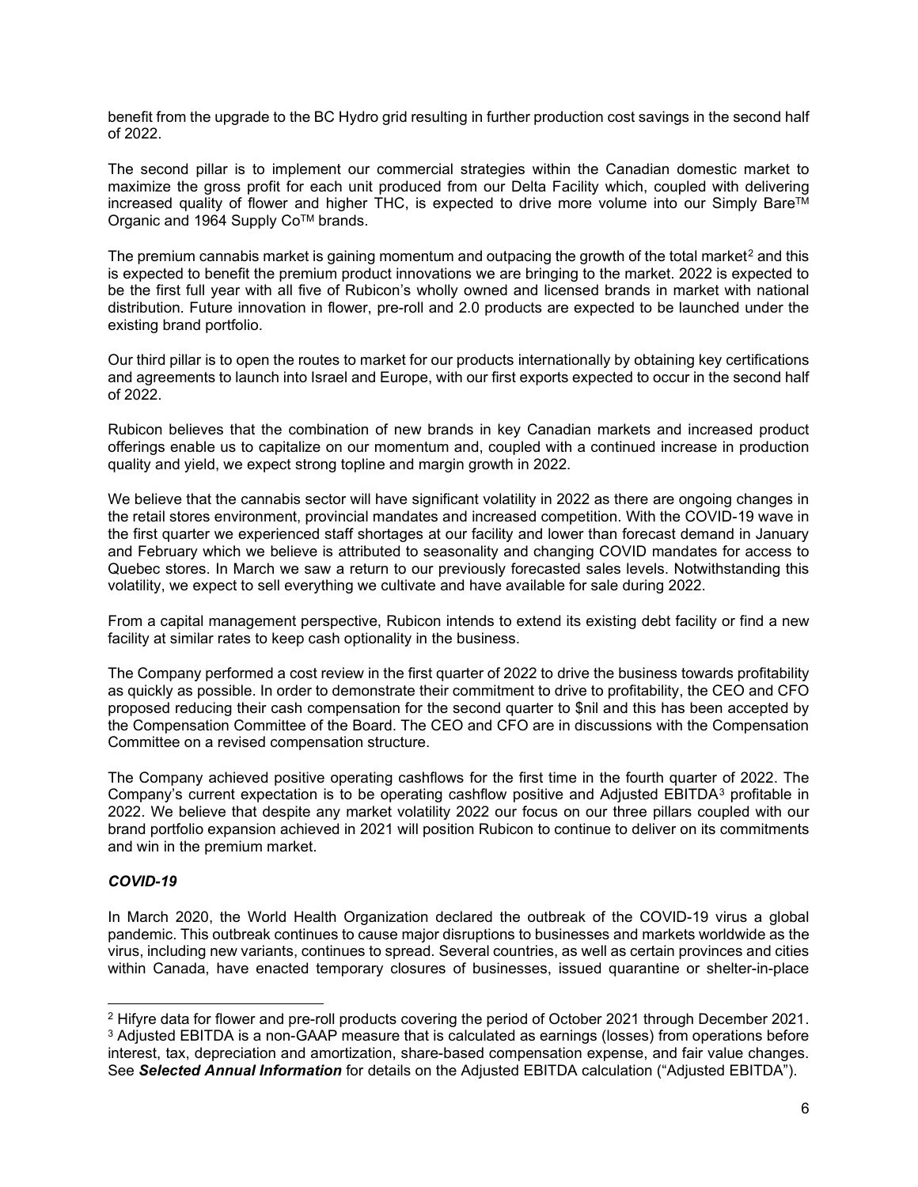benefit from the upgrade to the BC Hydro grid resulting in further production cost savings in the second half of 2022.

The second pillar is to implement our commercial strategies within the Canadian domestic market to maximize the gross profit for each unit produced from our Delta Facility which, coupled with delivering increased quality of flower and higher THC, is expected to drive more volume into our Simply Bare™ Organic and 1964 Supply Co™ brands.

The premium cannabis market is gaining momentum and outpacing the growth of the total market[2] and this is expected to benefit the premium product innovations we are bringing to the market. 2022 is expected to be the first full year with all five of Rubicon's wholly owned and licensed brands in market with national distribution. Future innovation in flower, pre-roll and 2.0 products are expected to be launched under the existing brand portfolio.

Our third pillar is to open the routes to market for our products internationally by obtaining key certifications and agreements to launch into Israel and Europe, with our first exports expected to occur in the second half of 2022.

Rubicon believes that the combination of new brands in key Canadian markets and increased product offerings enable us to capitalize on our momentum and, coupled with a continued increase in production quality and yield, we expect strong topline and margin growth in 2022.

We believe that the cannabis sector will have significant volatility in 2022 as there are ongoing changes in the retail stores environment, provincial mandates and increased competition. With the COVID-19 wave in the first quarter we experienced staff shortages at our facility and lower than forecast demand in January and February which we believe is attributed to seasonality and changing COVID mandates for access to Quebec stores. In March we saw a return to our previously forecasted sales levels. Notwithstanding this volatility, we expect to sell everything we cultivate and have available for sale during 2022.

From a capital management perspective, Rubicon intends to extend its existing debt facility or find a new facility at similar rates to keep cash optionality in the business.

The Company performed a cost review in the first quarter of 2022 to drive the business towards profitability as quickly as possible. In order to demonstrate their commitment to drive to profitability, the CEO and CFO proposed reducing their cash compensation for the second quarter to $nil and this has been accepted by the Compensation Committee of the Board. The CEO and CFO are in discussions with the Compensation Committee on a revised compensation structure.

The Company achieved positive operating cashflows for the first time in the fourth quarter of 2022. The Company's current expectation is to be operating cashflow positive and Adjusted EBITDA[3] profitable in 2022. We believe that despite any market volatility 2022 our focus on our three pillars coupled with our brand portfolio expansion achieved in 2021 will position Rubicon to continue to deliver on its commitments and win in the premium market.

### ***COVID-19***

In March 2020, the World Health Organization declared the outbreak of the COVID-19 virus a global pandemic. This outbreak continues to cause major disruptions to businesses and markets worldwide as the virus, including new variants, continues to spread. Several countries, as well as certain provinces and cities within Canada, have enacted temporary closures of businesses, issued quarantine or shelter-in-place

---

[2] Hifyre data for flower and pre-roll products covering the period of October 2021 through December 2021.

[3] Adjusted EBITDA is a non-GAAP measure that is calculated as earnings (losses) from operations before interest, tax, depreciation and amortization, share-based compensation expense, and fair value changes. See ***Selected Annual Information*** for details on the Adjusted EBITDA calculation ("Adjusted EBITDA").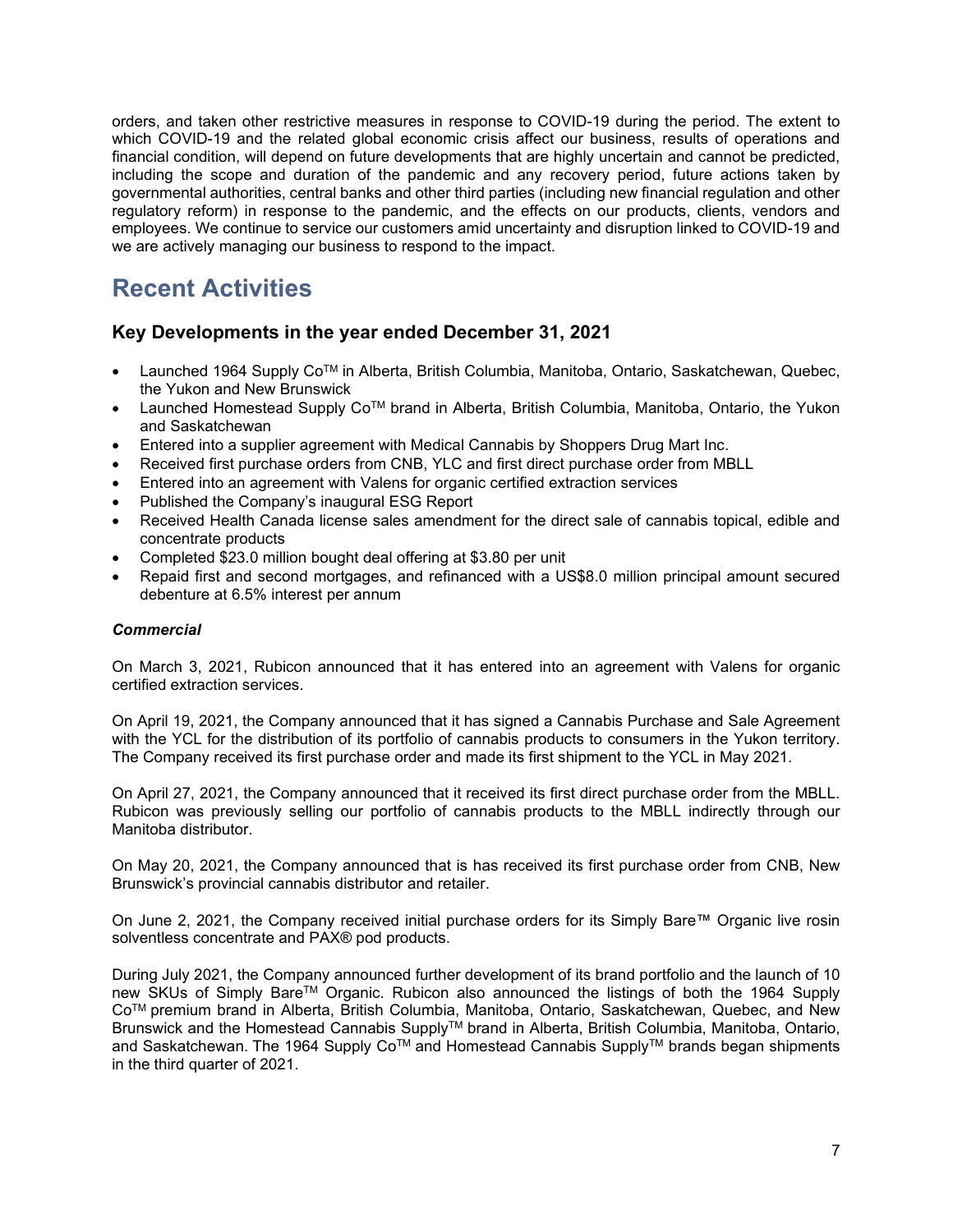orders, and taken other restrictive measures in response to COVID-19 during the period. The extent to which COVID-19 and the related global economic crisis affect our business, results of operations and financial condition, will depend on future developments that are highly uncertain and cannot be predicted, including the scope and duration of the pandemic and any recovery period, future actions taken by governmental authorities, central banks and other third parties (including new financial regulation and other regulatory reform) in response to the pandemic, and the effects on our products, clients, vendors and employees. We continue to service our customers amid uncertainty and disruption linked to COVID-19 and we are actively managing our business to respond to the impact.

# Recent Activities

## Key Developments in the year ended December 31, 2021

- Launched 1964 Supply Co™ in Alberta, British Columbia, Manitoba, Ontario, Saskatchewan, Quebec, the Yukon and New Brunswick
- Launched Homestead Supply Co™ brand in Alberta, British Columbia, Manitoba, Ontario, the Yukon and Saskatchewan
- Entered into a supplier agreement with Medical Cannabis by Shoppers Drug Mart Inc.
- Received first purchase orders from CNB, YLC and first direct purchase order from MBLL
- Entered into an agreement with Valens for organic certified extraction services
- Published the Company's inaugural ESG Report
- Received Health Canada license sales amendment for the direct sale of cannabis topical, edible and concentrate products
- Completed $23.0 million bought deal offering at $3.80 per unit
- Repaid first and second mortgages, and refinanced with a US$8.0 million principal amount secured debenture at 6.5% interest per annum

### *Commercial*

On March 3, 2021, Rubicon announced that it has entered into an agreement with Valens for organic certified extraction services.

On April 19, 2021, the Company announced that it has signed a Cannabis Purchase and Sale Agreement with the YCL for the distribution of its portfolio of cannabis products to consumers in the Yukon territory. The Company received its first purchase order and made its first shipment to the YCL in May 2021.

On April 27, 2021, the Company announced that it received its first direct purchase order from the MBLL. Rubicon was previously selling our portfolio of cannabis products to the MBLL indirectly through our Manitoba distributor.

On May 20, 2021, the Company announced that is has received its first purchase order from CNB, New Brunswick's provincial cannabis distributor and retailer.

On June 2, 2021, the Company received initial purchase orders for its Simply Bare™ Organic live rosin solventless concentrate and PAX® pod products.

During July 2021, the Company announced further development of its brand portfolio and the launch of 10 new SKUs of Simply Bare™ Organic. Rubicon also announced the listings of both the 1964 Supply Co™ premium brand in Alberta, British Columbia, Manitoba, Ontario, Saskatchewan, Quebec, and New Brunswick and the Homestead Cannabis Supply™ brand in Alberta, British Columbia, Manitoba, Ontario, and Saskatchewan. The 1964 Supply Co™ and Homestead Cannabis Supply™ brands began shipments in the third quarter of 2021.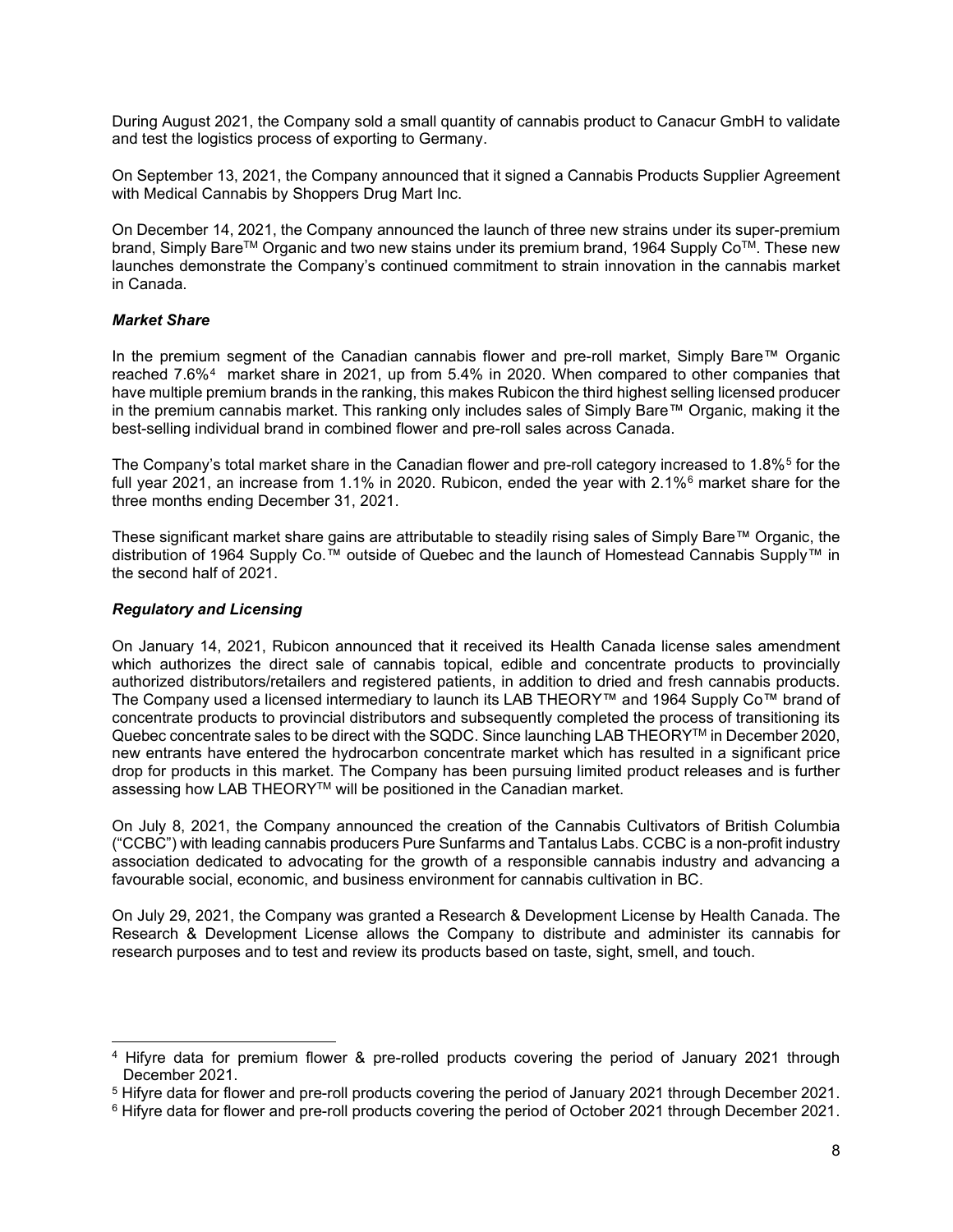During August 2021, the Company sold a small quantity of cannabis product to Canacur GmbH to validate and test the logistics process of exporting to Germany.

On September 13, 2021, the Company announced that it signed a Cannabis Products Supplier Agreement with Medical Cannabis by Shoppers Drug Mart Inc.

On December 14, 2021, the Company announced the launch of three new strains under its super-premium brand, Simply Bare™ Organic and two new stains under its premium brand, 1964 Supply Co™. These new launches demonstrate the Company's continued commitment to strain innovation in the cannabis market in Canada.

### *Market Share*

In the premium segment of the Canadian cannabis flower and pre-roll market, Simply Bare™ Organic reached 7.6%[4] market share in 2021, up from 5.4% in 2020. When compared to other companies that have multiple premium brands in the ranking, this makes Rubicon the third highest selling licensed producer in the premium cannabis market. This ranking only includes sales of Simply Bare™ Organic, making it the best-selling individual brand in combined flower and pre-roll sales across Canada.

The Company's total market share in the Canadian flower and pre-roll category increased to 1.8%[5] for the full year 2021, an increase from 1.1% in 2020. Rubicon, ended the year with 2.1%[6] market share for the three months ending December 31, 2021.

These significant market share gains are attributable to steadily rising sales of Simply Bare™ Organic, the distribution of 1964 Supply Co.™ outside of Quebec and the launch of Homestead Cannabis Supply™ in the second half of 2021.

### *Regulatory and Licensing*

On January 14, 2021, Rubicon announced that it received its Health Canada license sales amendment which authorizes the direct sale of cannabis topical, edible and concentrate products to provincially authorized distributors/retailers and registered patients, in addition to dried and fresh cannabis products. The Company used a licensed intermediary to launch its LAB THEORY™ and 1964 Supply Co™ brand of concentrate products to provincial distributors and subsequently completed the process of transitioning its Quebec concentrate sales to be direct with the SQDC. Since launching LAB THEORY™ in December 2020, new entrants have entered the hydrocarbon concentrate market which has resulted in a significant price drop for products in this market. The Company has been pursuing limited product releases and is further assessing how LAB THEORY™ will be positioned in the Canadian market.

On July 8, 2021, the Company announced the creation of the Cannabis Cultivators of British Columbia ("CCBC") with leading cannabis producers Pure Sunfarms and Tantalus Labs. CCBC is a non-profit industry association dedicated to advocating for the growth of a responsible cannabis industry and advancing a favourable social, economic, and business environment for cannabis cultivation in BC.

On July 29, 2021, the Company was granted a Research & Development License by Health Canada. The Research & Development License allows the Company to distribute and administer its cannabis for research purposes and to test and review its products based on taste, sight, smell, and touch.

---

[4] Hifyre data for premium flower & pre-rolled products covering the period of January 2021 through December 2021.

[5] Hifyre data for flower and pre-roll products covering the period of January 2021 through December 2021.

[6] Hifyre data for flower and pre-roll products covering the period of October 2021 through December 2021.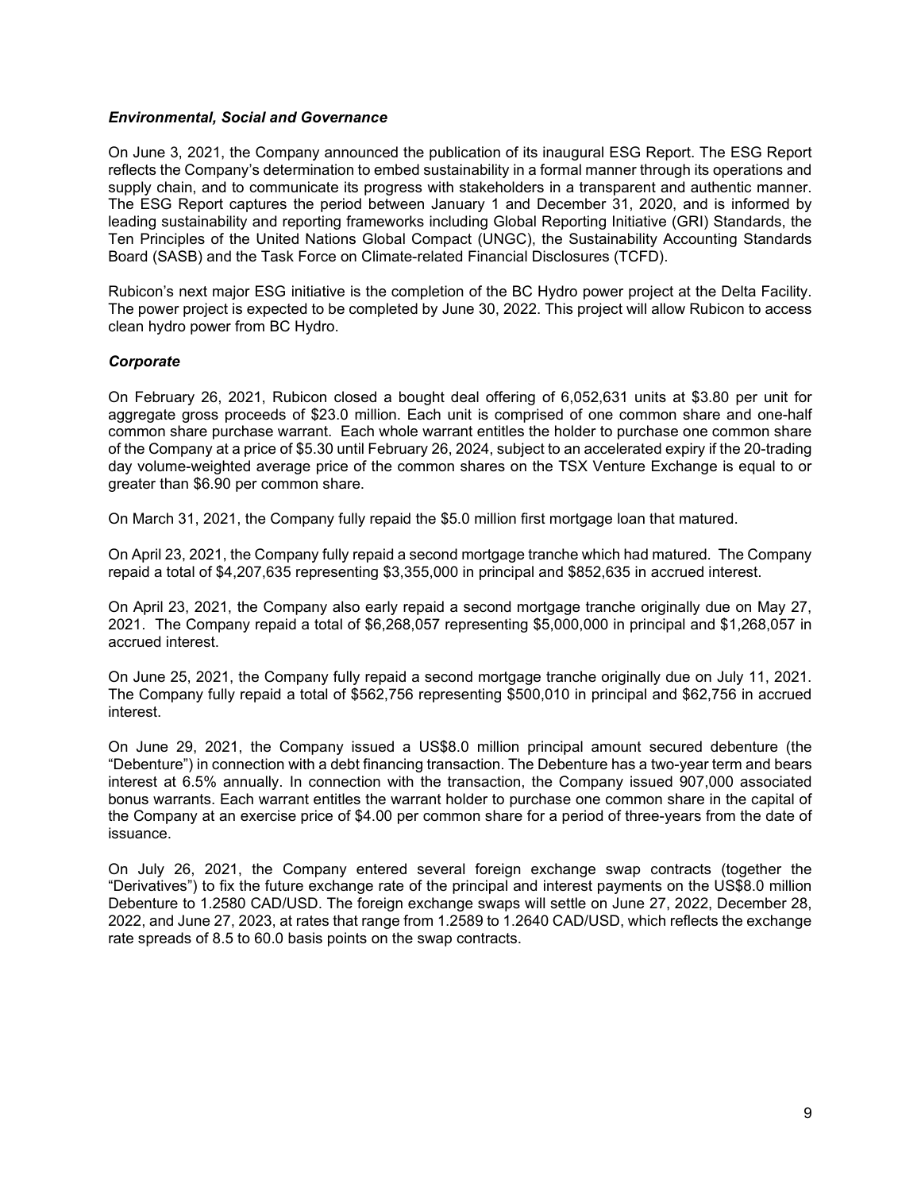### *Environmental, Social and Governance*

On June 3, 2021, the Company announced the publication of its inaugural ESG Report. The ESG Report reflects the Company's determination to embed sustainability in a formal manner through its operations and supply chain, and to communicate its progress with stakeholders in a transparent and authentic manner. The ESG Report captures the period between January 1 and December 31, 2020, and is informed by leading sustainability and reporting frameworks including Global Reporting Initiative (GRI) Standards, the Ten Principles of the United Nations Global Compact (UNGC), the Sustainability Accounting Standards Board (SASB) and the Task Force on Climate-related Financial Disclosures (TCFD).

Rubicon's next major ESG initiative is the completion of the BC Hydro power project at the Delta Facility. The power project is expected to be completed by June 30, 2022. This project will allow Rubicon to access clean hydro power from BC Hydro.

### *Corporate*

On February 26, 2021, Rubicon closed a bought deal offering of 6,052,631 units at $3.80 per unit for aggregate gross proceeds of $23.0 million. Each unit is comprised of one common share and one-half common share purchase warrant. Each whole warrant entitles the holder to purchase one common share of the Company at a price of $5.30 until February 26, 2024, subject to an accelerated expiry if the 20-trading day volume-weighted average price of the common shares on the TSX Venture Exchange is equal to or greater than $6.90 per common share.

On March 31, 2021, the Company fully repaid the $5.0 million first mortgage loan that matured.

On April 23, 2021, the Company fully repaid a second mortgage tranche which had matured. The Company repaid a total of $4,207,635 representing $3,355,000 in principal and $852,635 in accrued interest.

On April 23, 2021, the Company also early repaid a second mortgage tranche originally due on May 27, 2021. The Company repaid a total of $6,268,057 representing $5,000,000 in principal and $1,268,057 in accrued interest.

On June 25, 2021, the Company fully repaid a second mortgage tranche originally due on July 11, 2021. The Company fully repaid a total of $562,756 representing $500,010 in principal and $62,756 in accrued interest.

On June 29, 2021, the Company issued a US$8.0 million principal amount secured debenture (the "Debenture") in connection with a debt financing transaction. The Debenture has a two-year term and bears interest at 6.5% annually. In connection with the transaction, the Company issued 907,000 associated bonus warrants. Each warrant entitles the warrant holder to purchase one common share in the capital of the Company at an exercise price of $4.00 per common share for a period of three-years from the date of issuance.

On July 26, 2021, the Company entered several foreign exchange swap contracts (together the "Derivatives") to fix the future exchange rate of the principal and interest payments on the US$8.0 million Debenture to 1.2580 CAD/USD. The foreign exchange swaps will settle on June 27, 2022, December 28, 2022, and June 27, 2023, at rates that range from 1.2589 to 1.2640 CAD/USD, which reflects the exchange rate spreads of 8.5 to 60.0 basis points on the swap contracts.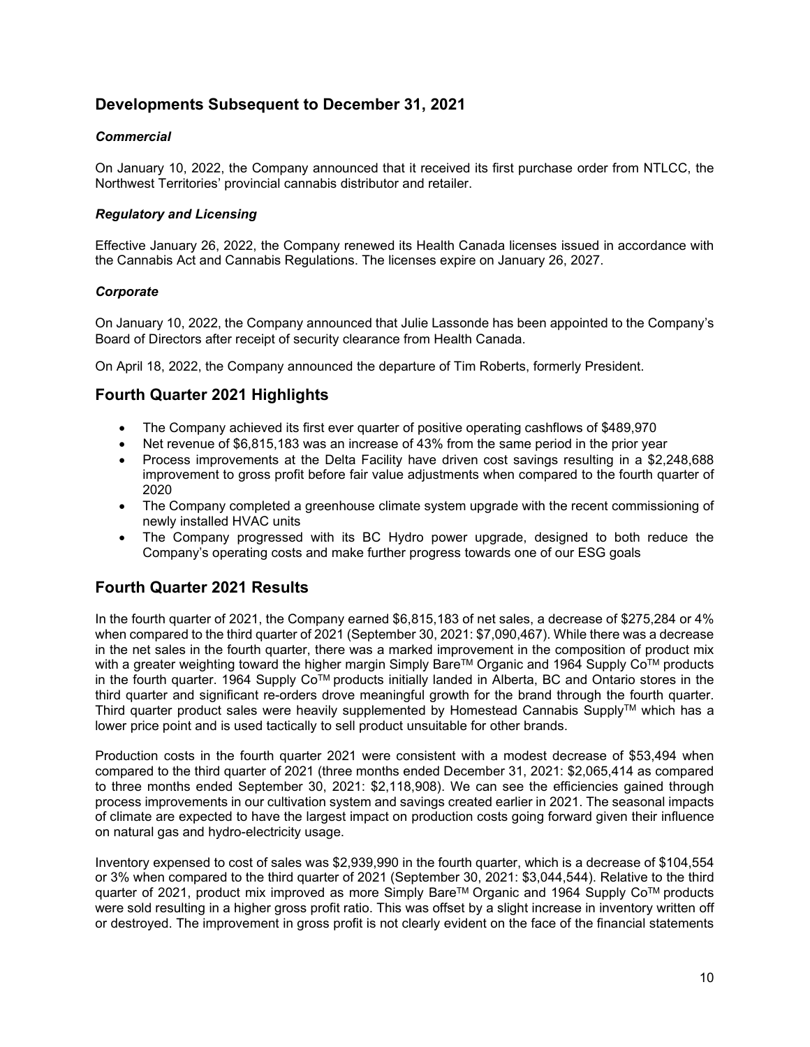## Developments Subsequent to December 31, 2021

### *Commercial*

On January 10, 2022, the Company announced that it received its first purchase order from NTLCC, the Northwest Territories' provincial cannabis distributor and retailer.

### *Regulatory and Licensing*

Effective January 26, 2022, the Company renewed its Health Canada licenses issued in accordance with the Cannabis Act and Cannabis Regulations. The licenses expire on January 26, 2027.

### *Corporate*

On January 10, 2022, the Company announced that Julie Lassonde has been appointed to the Company's Board of Directors after receipt of security clearance from Health Canada.

On April 18, 2022, the Company announced the departure of Tim Roberts, formerly President.

## Fourth Quarter 2021 Highlights

- The Company achieved its first ever quarter of positive operating cashflows of $489,970
- Net revenue of $6,815,183 was an increase of 43% from the same period in the prior year
- Process improvements at the Delta Facility have driven cost savings resulting in a $2,248,688 improvement to gross profit before fair value adjustments when compared to the fourth quarter of 2020
- The Company completed a greenhouse climate system upgrade with the recent commissioning of newly installed HVAC units
- The Company progressed with its BC Hydro power upgrade, designed to both reduce the Company's operating costs and make further progress towards one of our ESG goals

## Fourth Quarter 2021 Results

In the fourth quarter of 2021, the Company earned $6,815,183 of net sales, a decrease of $275,284 or 4% when compared to the third quarter of 2021 (September 30, 2021: $7,090,467). While there was a decrease in the net sales in the fourth quarter, there was a marked improvement in the composition of product mix with a greater weighting toward the higher margin Simply Bare™ Organic and 1964 Supply Co™ products in the fourth quarter. 1964 Supply Co™ products initially landed in Alberta, BC and Ontario stores in the third quarter and significant re-orders drove meaningful growth for the brand through the fourth quarter. Third quarter product sales were heavily supplemented by Homestead Cannabis Supply™ which has a lower price point and is used tactically to sell product unsuitable for other brands.

Production costs in the fourth quarter 2021 were consistent with a modest decrease of $53,494 when compared to the third quarter of 2021 (three months ended December 31, 2021: $2,065,414 as compared to three months ended September 30, 2021: $2,118,908). We can see the efficiencies gained through process improvements in our cultivation system and savings created earlier in 2021. The seasonal impacts of climate are expected to have the largest impact on production costs going forward given their influence on natural gas and hydro-electricity usage.

Inventory expensed to cost of sales was $2,939,990 in the fourth quarter, which is a decrease of $104,554 or 3% when compared to the third quarter of 2021 (September 30, 2021: $3,044,544). Relative to the third quarter of 2021, product mix improved as more Simply Bare™ Organic and 1964 Supply Co™ products were sold resulting in a higher gross profit ratio. This was offset by a slight increase in inventory written off or destroyed. The improvement in gross profit is not clearly evident on the face of the financial statements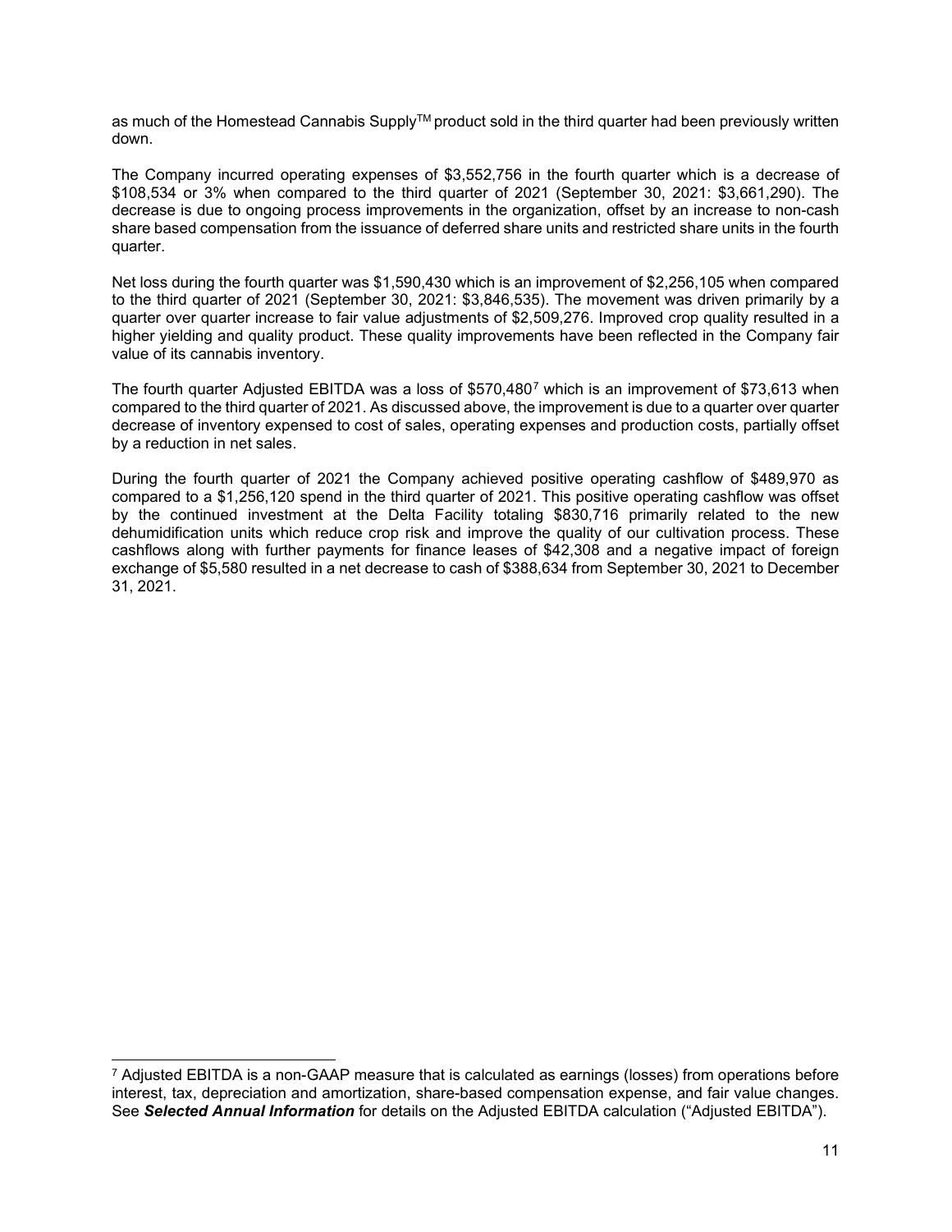as much of the Homestead Cannabis Supply™ product sold in the third quarter had been previously written down.

The Company incurred operating expenses of $3,552,756 in the fourth quarter which is a decrease of $108,534 or 3% when compared to the third quarter of 2021 (September 30, 2021: $3,661,290). The decrease is due to ongoing process improvements in the organization, offset by an increase to non-cash share based compensation from the issuance of deferred share units and restricted share units in the fourth quarter.

Net loss during the fourth quarter was $1,590,430 which is an improvement of $2,256,105 when compared to the third quarter of 2021 (September 30, 2021: $3,846,535). The movement was driven primarily by a quarter over quarter increase to fair value adjustments of $2,509,276. Improved crop quality resulted in a higher yielding and quality product. These quality improvements have been reflected in the Company fair value of its cannabis inventory.

The fourth quarter Adjusted EBITDA was a loss of $570,480[7] which is an improvement of $73,613 when compared to the third quarter of 2021. As discussed above, the improvement is due to a quarter over quarter decrease of inventory expensed to cost of sales, operating expenses and production costs, partially offset by a reduction in net sales.

During the fourth quarter of 2021 the Company achieved positive operating cashflow of $489,970 as compared to a $1,256,120 spend in the third quarter of 2021. This positive operating cashflow was offset by the continued investment at the Delta Facility totaling $830,716 primarily related to the new dehumidification units which reduce crop risk and improve the quality of our cultivation process. These cashflows along with further payments for finance leases of $42,308 and a negative impact of foreign exchange of $5,580 resulted in a net decrease to cash of $388,634 from September 30, 2021 to December 31, 2021.

---

[7] Adjusted EBITDA is a non-GAAP measure that is calculated as earnings (losses) from operations before interest, tax, depreciation and amortization, share-based compensation expense, and fair value changes. See ***Selected Annual Information*** for details on the Adjusted EBITDA calculation ("Adjusted EBITDA").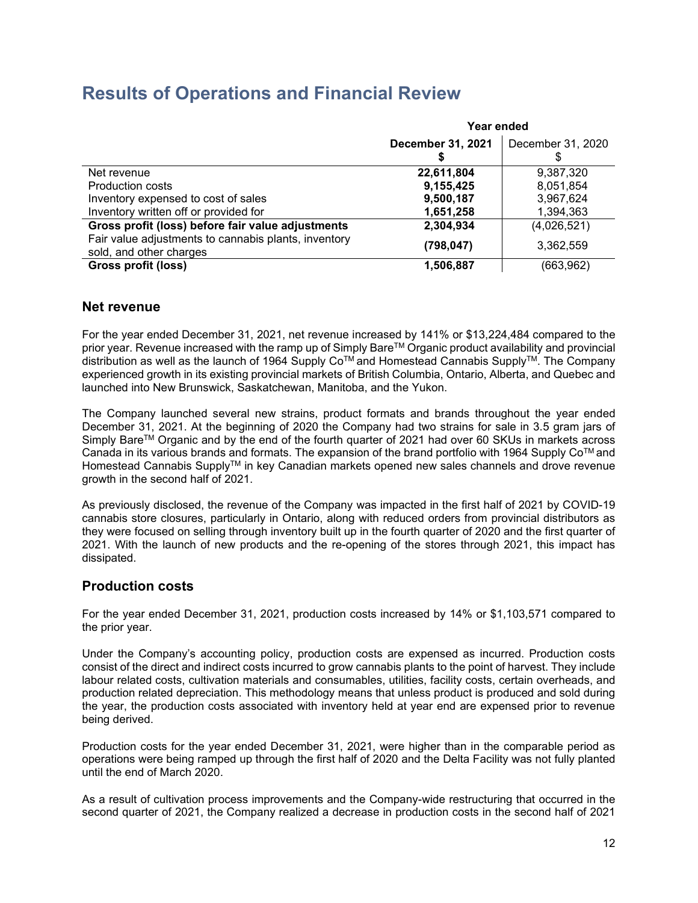# Results of Operations and Financial Review

| | Year ended | |
|---|---|---|
| | **December 31, 2021 $** | December 31, 2020 $ |
| Net revenue | **22,611,804** | 9,387,320 |
| Production costs | **9,155,425** | 8,051,854 |
| Inventory expensed to cost of sales | **9,500,187** | 3,967,624 |
| Inventory written off or provided for | **1,651,258** | 1,394,363 |
| **Gross profit (loss) before fair value adjustments** | **2,304,934** | (4,026,521) |
| Fair value adjustments to cannabis plants, inventory sold, and other charges | **(798,047)** | 3,362,559 |
| **Gross profit (loss)** | **1,506,887** | (663,962) |

## Net revenue

For the year ended December 31, 2021, net revenue increased by 141% or $13,224,484 compared to the prior year. Revenue increased with the ramp up of Simply Bare™ Organic product availability and provincial distribution as well as the launch of 1964 Supply Co™ and Homestead Cannabis Supply™. The Company experienced growth in its existing provincial markets of British Columbia, Ontario, Alberta, and Quebec and launched into New Brunswick, Saskatchewan, Manitoba, and the Yukon.

The Company launched several new strains, product formats and brands throughout the year ended December 31, 2021. At the beginning of 2020 the Company had two strains for sale in 3.5 gram jars of Simply Bare™ Organic and by the end of the fourth quarter of 2021 had over 60 SKUs in markets across Canada in its various brands and formats. The expansion of the brand portfolio with 1964 Supply Co™ and Homestead Cannabis Supply™ in key Canadian markets opened new sales channels and drove revenue growth in the second half of 2021.

As previously disclosed, the revenue of the Company was impacted in the first half of 2021 by COVID-19 cannabis store closures, particularly in Ontario, along with reduced orders from provincial distributors as they were focused on selling through inventory built up in the fourth quarter of 2020 and the first quarter of 2021. With the launch of new products and the re-opening of the stores through 2021, this impact has dissipated.

## Production costs

For the year ended December 31, 2021, production costs increased by 14% or $1,103,571 compared to the prior year.

Under the Company's accounting policy, production costs are expensed as incurred. Production costs consist of the direct and indirect costs incurred to grow cannabis plants to the point of harvest. They include labour related costs, cultivation materials and consumables, utilities, facility costs, certain overheads, and production related depreciation. This methodology means that unless product is produced and sold during the year, the production costs associated with inventory held at year end are expensed prior to revenue being derived.

Production costs for the year ended December 31, 2021, were higher than in the comparable period as operations were being ramped up through the first half of 2020 and the Delta Facility was not fully planted until the end of March 2020.

As a result of cultivation process improvements and the Company-wide restructuring that occurred in the second quarter of 2021, the Company realized a decrease in production costs in the second half of 2021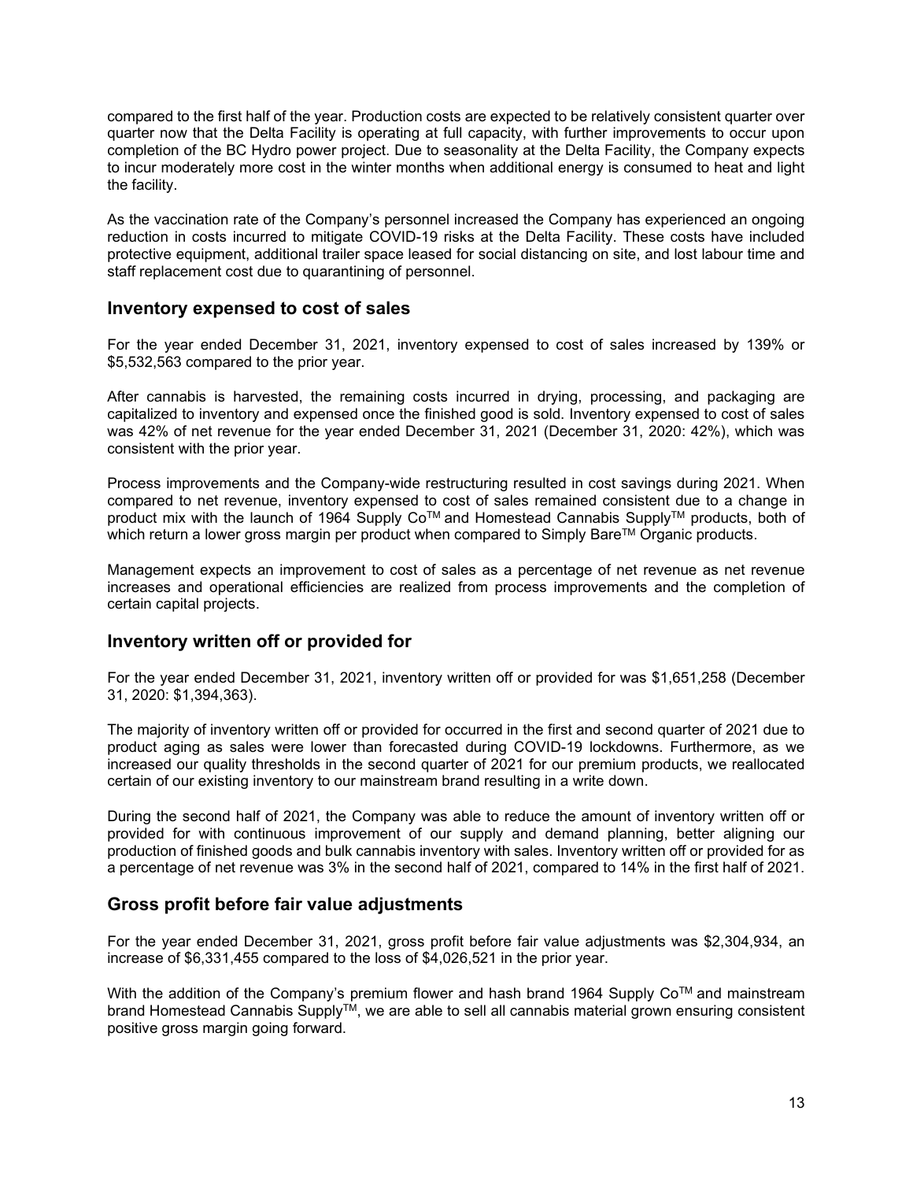compared to the first half of the year. Production costs are expected to be relatively consistent quarter over quarter now that the Delta Facility is operating at full capacity, with further improvements to occur upon completion of the BC Hydro power project. Due to seasonality at the Delta Facility, the Company expects to incur moderately more cost in the winter months when additional energy is consumed to heat and light the facility.

As the vaccination rate of the Company's personnel increased the Company has experienced an ongoing reduction in costs incurred to mitigate COVID-19 risks at the Delta Facility. These costs have included protective equipment, additional trailer space leased for social distancing on site, and lost labour time and staff replacement cost due to quarantining of personnel.

## Inventory expensed to cost of sales

For the year ended December 31, 2021, inventory expensed to cost of sales increased by 139% or $5,532,563 compared to the prior year.

After cannabis is harvested, the remaining costs incurred in drying, processing, and packaging are capitalized to inventory and expensed once the finished good is sold. Inventory expensed to cost of sales was 42% of net revenue for the year ended December 31, 2021 (December 31, 2020: 42%), which was consistent with the prior year.

Process improvements and the Company-wide restructuring resulted in cost savings during 2021. When compared to net revenue, inventory expensed to cost of sales remained consistent due to a change in product mix with the launch of 1964 Supply Co™ and Homestead Cannabis Supply™ products, both of which return a lower gross margin per product when compared to Simply Bare™ Organic products.

Management expects an improvement to cost of sales as a percentage of net revenue as net revenue increases and operational efficiencies are realized from process improvements and the completion of certain capital projects.

## Inventory written off or provided for

For the year ended December 31, 2021, inventory written off or provided for was $1,651,258 (December 31, 2020: $1,394,363).

The majority of inventory written off or provided for occurred in the first and second quarter of 2021 due to product aging as sales were lower than forecasted during COVID-19 lockdowns. Furthermore, as we increased our quality thresholds in the second quarter of 2021 for our premium products, we reallocated certain of our existing inventory to our mainstream brand resulting in a write down.

During the second half of 2021, the Company was able to reduce the amount of inventory written off or provided for with continuous improvement of our supply and demand planning, better aligning our production of finished goods and bulk cannabis inventory with sales. Inventory written off or provided for as a percentage of net revenue was 3% in the second half of 2021, compared to 14% in the first half of 2021.

## Gross profit before fair value adjustments

For the year ended December 31, 2021, gross profit before fair value adjustments was $2,304,934, an increase of $6,331,455 compared to the loss of $4,026,521 in the prior year.

With the addition of the Company's premium flower and hash brand 1964 Supply Co™ and mainstream brand Homestead Cannabis Supply™, we are able to sell all cannabis material grown ensuring consistent positive gross margin going forward.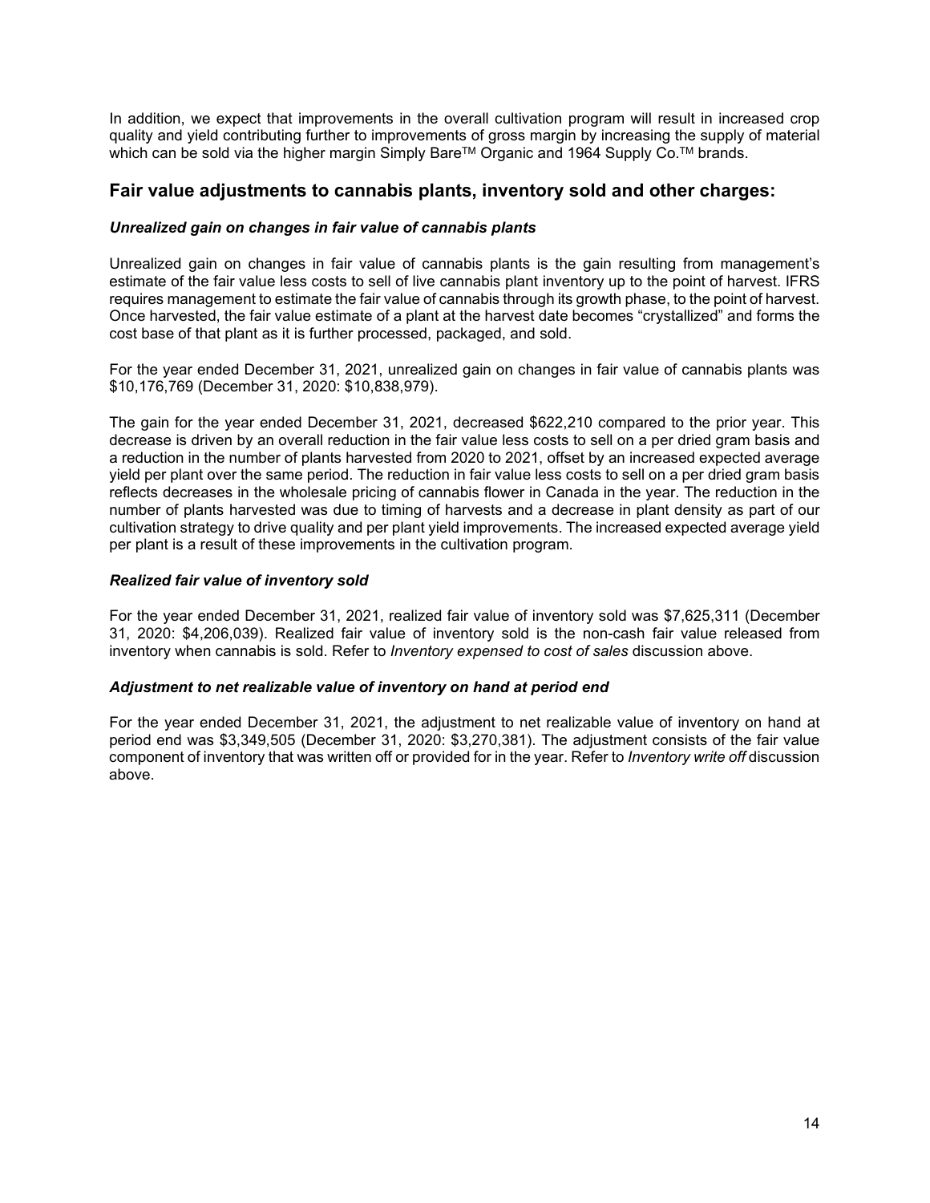In addition, we expect that improvements in the overall cultivation program will result in increased crop quality and yield contributing further to improvements of gross margin by increasing the supply of material which can be sold via the higher margin Simply Bare™ Organic and 1964 Supply Co.™ brands.

## Fair value adjustments to cannabis plants, inventory sold and other charges:

### *Unrealized gain on changes in fair value of cannabis plants*

Unrealized gain on changes in fair value of cannabis plants is the gain resulting from management's estimate of the fair value less costs to sell of live cannabis plant inventory up to the point of harvest. IFRS requires management to estimate the fair value of cannabis through its growth phase, to the point of harvest. Once harvested, the fair value estimate of a plant at the harvest date becomes "crystallized" and forms the cost base of that plant as it is further processed, packaged, and sold.

For the year ended December 31, 2021, unrealized gain on changes in fair value of cannabis plants was $10,176,769 (December 31, 2020: $10,838,979).

The gain for the year ended December 31, 2021, decreased $622,210 compared to the prior year. This decrease is driven by an overall reduction in the fair value less costs to sell on a per dried gram basis and a reduction in the number of plants harvested from 2020 to 2021, offset by an increased expected average yield per plant over the same period. The reduction in fair value less costs to sell on a per dried gram basis reflects decreases in the wholesale pricing of cannabis flower in Canada in the year. The reduction in the number of plants harvested was due to timing of harvests and a decrease in plant density as part of our cultivation strategy to drive quality and per plant yield improvements. The increased expected average yield per plant is a result of these improvements in the cultivation program.

### *Realized fair value of inventory sold*

For the year ended December 31, 2021, realized fair value of inventory sold was $7,625,311 (December 31, 2020: $4,206,039). Realized fair value of inventory sold is the non-cash fair value released from inventory when cannabis is sold. Refer to *Inventory expensed to cost of sales* discussion above.

### *Adjustment to net realizable value of inventory on hand at period end*

For the year ended December 31, 2021, the adjustment to net realizable value of inventory on hand at period end was $3,349,505 (December 31, 2020: $3,270,381). The adjustment consists of the fair value component of inventory that was written off or provided for in the year. Refer to *Inventory write off* discussion above.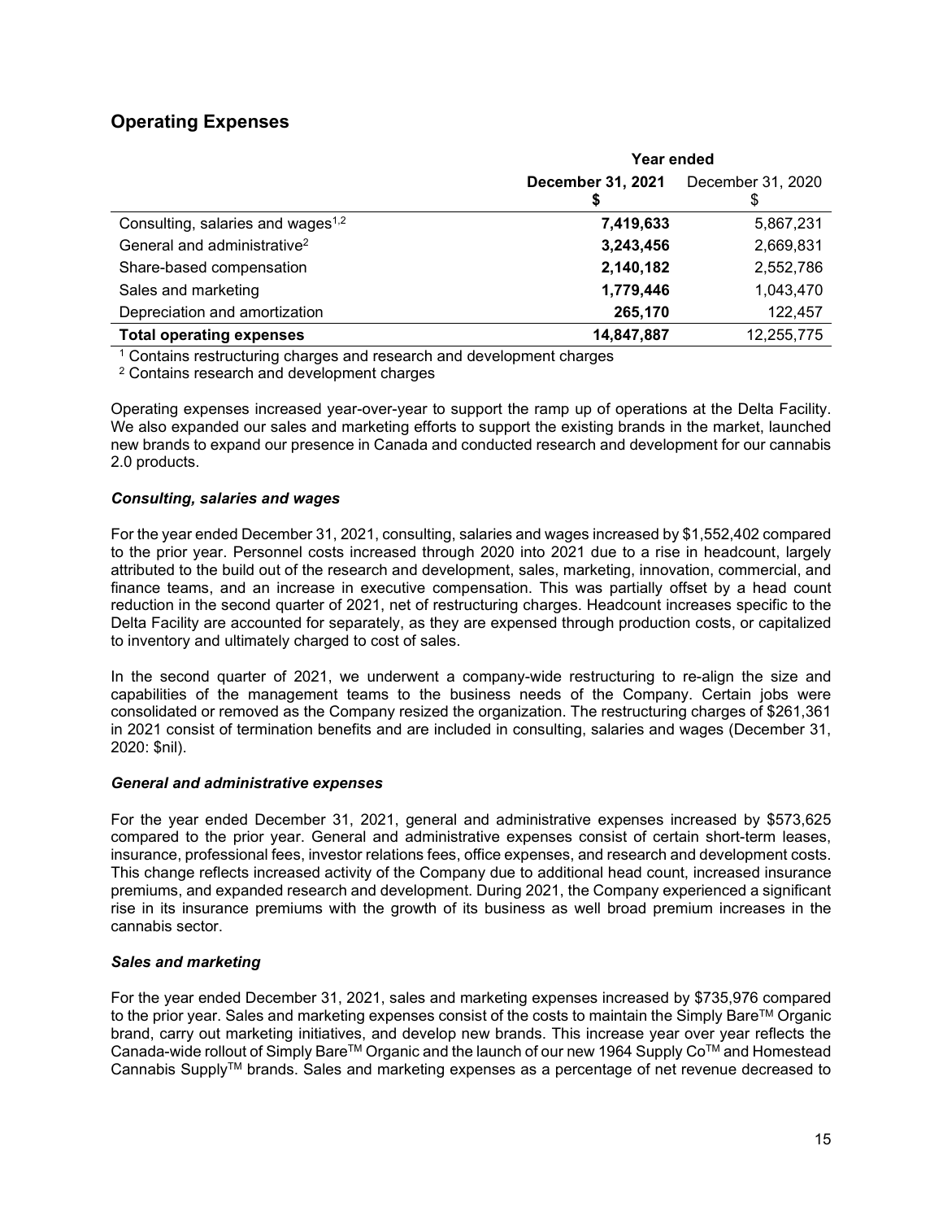## Operating Expenses

| | Year ended | |
|---|---|---|
| | **December 31, 2021** **$** | December 31, 2020 $ |
| Consulting, salaries and wages[1,2] | **7,419,633** | 5,867,231 |
| General and administrative[2] | **3,243,456** | 2,669,831 |
| Share-based compensation | **2,140,182** | 2,552,786 |
| Sales and marketing | **1,779,446** | 1,043,470 |
| Depreciation and amortization | **265,170** | 122,457 |
| **Total operating expenses** | **14,847,887** | 12,255,775 |

[1] Contains restructuring charges and research and development charges

[2] Contains research and development charges

Operating expenses increased year-over-year to support the ramp up of operations at the Delta Facility. We also expanded our sales and marketing efforts to support the existing brands in the market, launched new brands to expand our presence in Canada and conducted research and development for our cannabis 2.0 products.

### *Consulting, salaries and wages*

For the year ended December 31, 2021, consulting, salaries and wages increased by $1,552,402 compared to the prior year. Personnel costs increased through 2020 into 2021 due to a rise in headcount, largely attributed to the build out of the research and development, sales, marketing, innovation, commercial, and finance teams, and an increase in executive compensation. This was partially offset by a head count reduction in the second quarter of 2021, net of restructuring charges. Headcount increases specific to the Delta Facility are accounted for separately, as they are expensed through production costs, or capitalized to inventory and ultimately charged to cost of sales.

In the second quarter of 2021, we underwent a company-wide restructuring to re-align the size and capabilities of the management teams to the business needs of the Company. Certain jobs were consolidated or removed as the Company resized the organization. The restructuring charges of $261,361 in 2021 consist of termination benefits and are included in consulting, salaries and wages (December 31, 2020: $nil).

### *General and administrative expenses*

For the year ended December 31, 2021, general and administrative expenses increased by $573,625 compared to the prior year. General and administrative expenses consist of certain short-term leases, insurance, professional fees, investor relations fees, office expenses, and research and development costs. This change reflects increased activity of the Company due to additional head count, increased insurance premiums, and expanded research and development. During 2021, the Company experienced a significant rise in its insurance premiums with the growth of its business as well broad premium increases in the cannabis sector.

### *Sales and marketing*

For the year ended December 31, 2021, sales and marketing expenses increased by $735,976 compared to the prior year. Sales and marketing expenses consist of the costs to maintain the Simply Bare™ Organic brand, carry out marketing initiatives, and develop new brands. This increase year over year reflects the Canada-wide rollout of Simply Bare™ Organic and the launch of our new 1964 Supply Co™ and Homestead Cannabis Supply™ brands. Sales and marketing expenses as a percentage of net revenue decreased to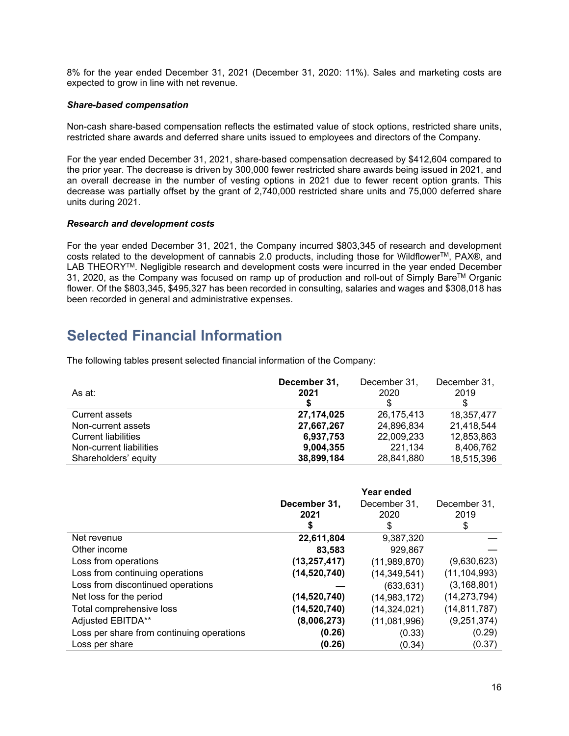8% for the year ended December 31, 2021 (December 31, 2020: 11%). Sales and marketing costs are expected to grow in line with net revenue.

### *Share-based compensation*

Non-cash share-based compensation reflects the estimated value of stock options, restricted share units, restricted share awards and deferred share units issued to employees and directors of the Company.

For the year ended December 31, 2021, share-based compensation decreased by $412,604 compared to the prior year. The decrease is driven by 300,000 fewer restricted share awards being issued in 2021, and an overall decrease in the number of vesting options in 2021 due to fewer recent option grants. This decrease was partially offset by the grant of 2,740,000 restricted share units and 75,000 deferred share units during 2021.

### *Research and development costs*

For the year ended December 31, 2021, the Company incurred $803,345 of research and development costs related to the development of cannabis 2.0 products, including those for Wildflower™, PAX®, and LAB THEORY™. Negligible research and development costs were incurred in the year ended December 31, 2020, as the Company was focused on ramp up of production and roll-out of Simply Bare™ Organic flower. Of the $803,345, $495,327 has been recorded in consulting, salaries and wages and $308,018 has been recorded in general and administrative expenses.

## Selected Financial Information

The following tables present selected financial information of the Company:

| As at: | **December 31, 2021 $** | December 31, 2020 $ | December 31, 2019 $ |
|---|---|---|---|
| Current assets | **27,174,025** | 26,175,413 | 18,357,477 |
| Non-current assets | **27,667,267** | 24,896,834 | 21,418,544 |
| Current liabilities | **6,937,753** | 22,009,233 | 12,853,863 |
| Non-current liabilities | **9,004,355** | 221,134 | 8,406,762 |
| Shareholders' equity | **38,899,184** | 28,841,880 | 18,515,396 |

| | Year ended | | |
|---|---|---|---|
| | **December 31, 2021 $** | December 31, 2020 $ | December 31, 2019 $ |
| Net revenue | **22,611,804** | 9,387,320 | — |
| Other income | **83,583** | 929,867 | — |
| Loss from operations | **(13,257,417)** | (11,989,870) | (9,630,623) |
| Loss from continuing operations | **(14,520,740)** | (14,349,541) | (11,104,993) |
| Loss from discontinued operations | **—** | (633,631) | (3,168,801) |
| Net loss for the period | **(14,520,740)** | (14,983,172) | (14,273,794) |
| Total comprehensive loss | **(14,520,740)** | (14,324,021) | (14,811,787) |
| Adjusted EBITDA** | **(8,006,273)** | (11,081,996) | (9,251,374) |
| Loss per share from continuing operations | **(0.26)** | (0.33) | (0.29) |
| Loss per share | **(0.26)** | (0.34) | (0.37) |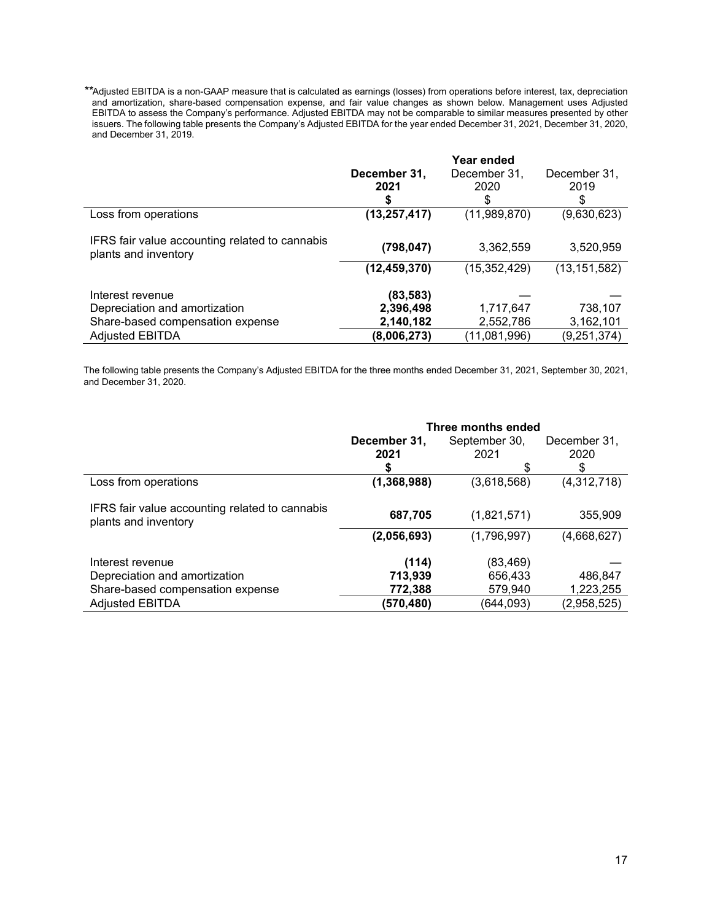**Adjusted EBITDA is a non-GAAP measure that is calculated as earnings (losses) from operations before interest, tax, depreciation and amortization, share-based compensation expense, and fair value changes as shown below. Management uses Adjusted EBITDA to assess the Company's performance. Adjusted EBITDA may not be comparable to similar measures presented by other issuers. The following table presents the Company's Adjusted EBITDA for the year ended December 31, 2021, December 31, 2020, and December 31, 2019.

| | Year ended | | |
|---|---|---|---|
| | **December 31, 2021** **$** | December 31, 2020 $ | December 31, 2019 $ |
| Loss from operations | **(13,257,417)** | (11,989,870) | (9,630,623) |
| IFRS fair value accounting related to cannabis plants and inventory | **(798,047)** | 3,362,559 | 3,520,959 |
| | **(12,459,370)** | (15,352,429) | (13,151,582) |
| Interest revenue | **(83,583)** | — | — |
| Depreciation and amortization | **2,396,498** | 1,717,647 | 738,107 |
| Share-based compensation expense | **2,140,182** | 2,552,786 | 3,162,101 |
| Adjusted EBITDA | **(8,006,273)** | (11,081,996) | (9,251,374) |

The following table presents the Company's Adjusted EBITDA for the three months ended December 31, 2021, September 30, 2021, and December 31, 2020.

| | Three months ended | | |
|---|---|---|---|
| | **December 31, 2021** **$** | September 30, 2021 $ | December 31, 2020 $ |
| Loss from operations | **(1,368,988)** | (3,618,568) | (4,312,718) |
| IFRS fair value accounting related to cannabis plants and inventory | **687,705** | (1,821,571) | 355,909 |
| | **(2,056,693)** | (1,796,997) | (4,668,627) |
| Interest revenue | **(114)** | (83,469) | — |
| Depreciation and amortization | **713,939** | 656,433 | 486,847 |
| Share-based compensation expense | **772,388** | 579,940 | 1,223,255 |
| Adjusted EBITDA | **(570,480)** | (644,093) | (2,958,525) |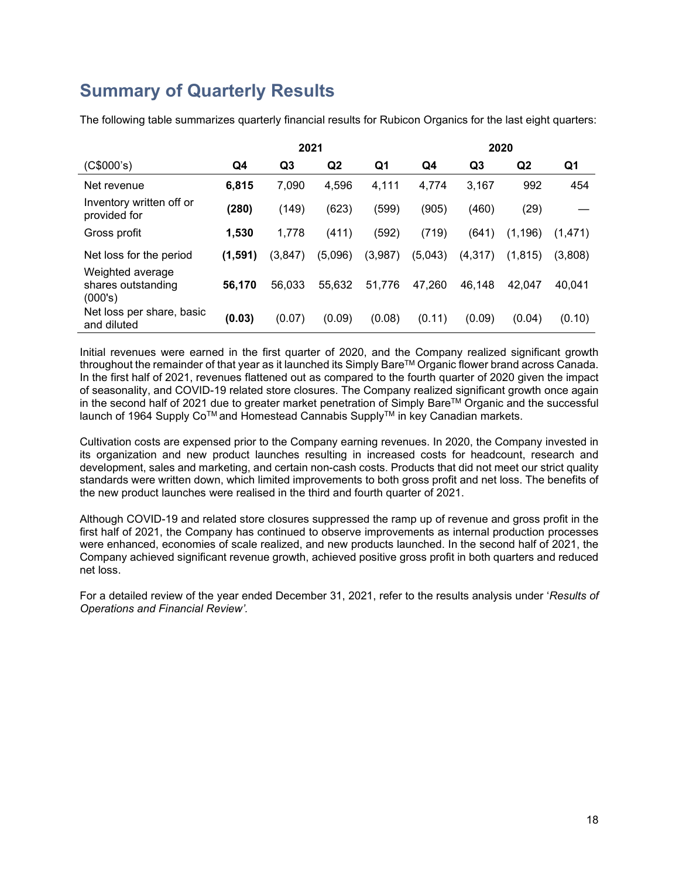## Summary of Quarterly Results

The following table summarizes quarterly financial results for Rubicon Organics for the last eight quarters:

| | 2021 | | | | 2020 | | | |
|---|---|---|---|---|---|---|---|---|
| (C$000's) | **Q4** | **Q3** | **Q2** | **Q1** | **Q4** | **Q3** | **Q2** | **Q1** |
| Net revenue | **6,815** | 7,090 | 4,596 | 4,111 | 4,774 | 3,167 | 992 | 454 |
| Inventory written off or provided for | **(280)** | (149) | (623) | (599) | (905) | (460) | (29) | — |
| Gross profit | **1,530** | 1,778 | (411) | (592) | (719) | (641) | (1,196) | (1,471) |
| Net loss for the period | **(1,591)** | (3,847) | (5,096) | (3,987) | (5,043) | (4,317) | (1,815) | (3,808) |
| Weighted average shares outstanding (000's) | **56,170** | 56,033 | 55,632 | 51,776 | 47,260 | 46,148 | 42,047 | 40,041 |
| Net loss per share, basic and diluted | **(0.03)** | (0.07) | (0.09) | (0.08) | (0.11) | (0.09) | (0.04) | (0.10) |

Initial revenues were earned in the first quarter of 2020, and the Company realized significant growth throughout the remainder of that year as it launched its Simply Bare™ Organic flower brand across Canada. In the first half of 2021, revenues flattened out as compared to the fourth quarter of 2020 given the impact of seasonality, and COVID-19 related store closures. The Company realized significant growth once again in the second half of 2021 due to greater market penetration of Simply Bare™ Organic and the successful launch of 1964 Supply Co™ and Homestead Cannabis Supply™ in key Canadian markets.

Cultivation costs are expensed prior to the Company earning revenues. In 2020, the Company invested in its organization and new product launches resulting in increased costs for headcount, research and development, sales and marketing, and certain non-cash costs. Products that did not meet our strict quality standards were written down, which limited improvements to both gross profit and net loss. The benefits of the new product launches were realised in the third and fourth quarter of 2021.

Although COVID-19 and related store closures suppressed the ramp up of revenue and gross profit in the first half of 2021, the Company has continued to observe improvements as internal production processes were enhanced, economies of scale realized, and new products launched. In the second half of 2021, the Company achieved significant revenue growth, achieved positive gross profit in both quarters and reduced net loss.

For a detailed review of the year ended December 31, 2021, refer to the results analysis under '*Results of Operations and Financial Review'.*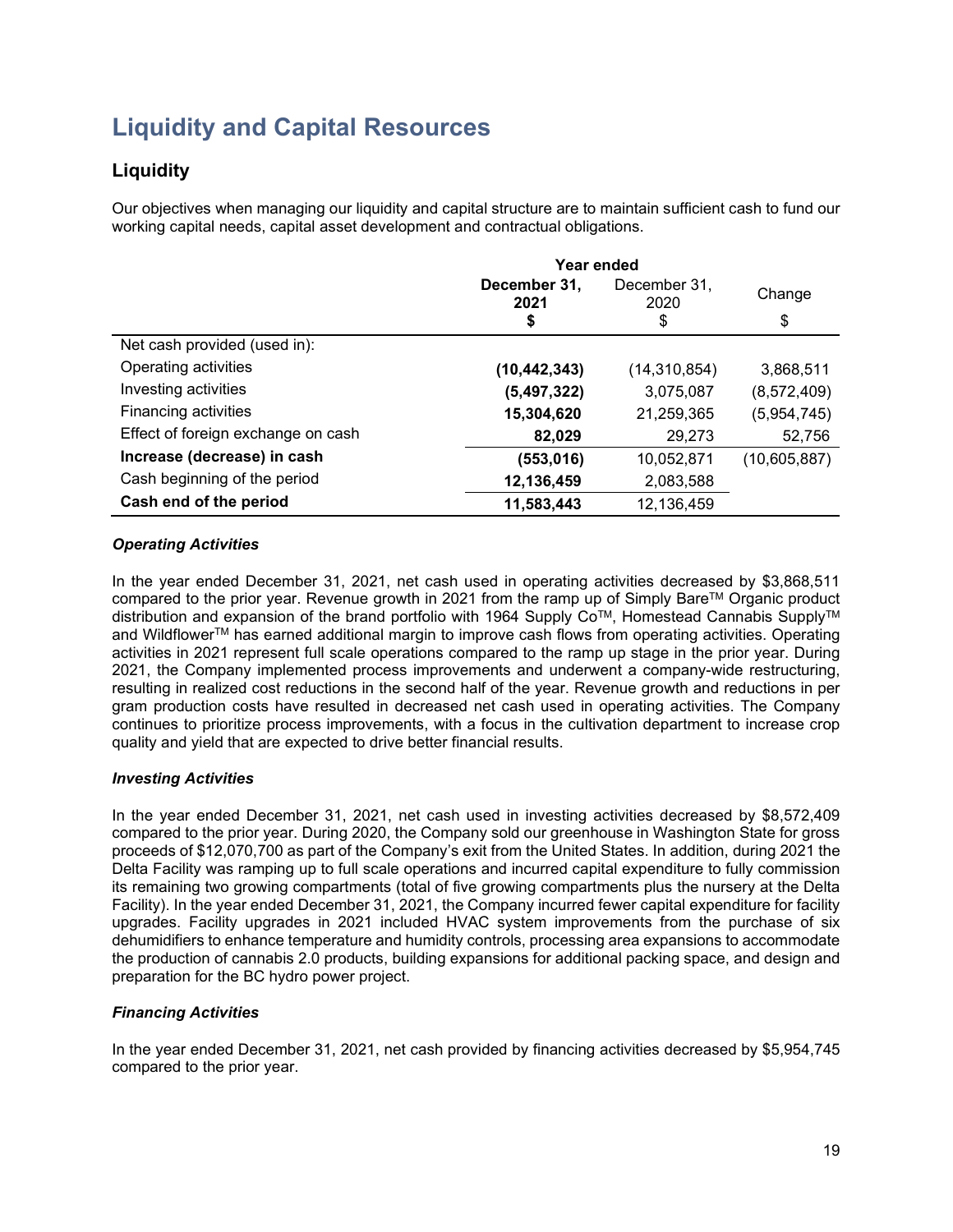# Liquidity and Capital Resources

## Liquidity

Our objectives when managing our liquidity and capital structure are to maintain sufficient cash to fund our working capital needs, capital asset development and contractual obligations.

| | Year ended | | |
|---|---|---|---|
| | **December 31, 2021** | December 31, 2020 | Change |
| | **$** | $ | $ |
| Net cash provided (used in): | | | |
| Operating activities | **(10,442,343)** | (14,310,854) | 3,868,511 |
| Investing activities | **(5,497,322)** | 3,075,087 | (8,572,409) |
| Financing activities | **15,304,620** | 21,259,365 | (5,954,745) |
| Effect of foreign exchange on cash | **82,029** | 29,273 | 52,756 |
| **Increase (decrease) in cash** | **(553,016)** | 10,052,871 | (10,605,887) |
| Cash beginning of the period | **12,136,459** | 2,083,588 | |
| **Cash end of the period** | **11,583,443** | 12,136,459 | |

### *Operating Activities*

In the year ended December 31, 2021, net cash used in operating activities decreased by $3,868,511 compared to the prior year. Revenue growth in 2021 from the ramp up of Simply Bare™ Organic product distribution and expansion of the brand portfolio with 1964 Supply Co™, Homestead Cannabis Supply™ and Wildflower™ has earned additional margin to improve cash flows from operating activities. Operating activities in 2021 represent full scale operations compared to the ramp up stage in the prior year. During 2021, the Company implemented process improvements and underwent a company-wide restructuring, resulting in realized cost reductions in the second half of the year. Revenue growth and reductions in per gram production costs have resulted in decreased net cash used in operating activities. The Company continues to prioritize process improvements, with a focus in the cultivation department to increase crop quality and yield that are expected to drive better financial results.

### *Investing Activities*

In the year ended December 31, 2021, net cash used in investing activities decreased by $8,572,409 compared to the prior year. During 2020, the Company sold our greenhouse in Washington State for gross proceeds of $12,070,700 as part of the Company's exit from the United States. In addition, during 2021 the Delta Facility was ramping up to full scale operations and incurred capital expenditure to fully commission its remaining two growing compartments (total of five growing compartments plus the nursery at the Delta Facility). In the year ended December 31, 2021, the Company incurred fewer capital expenditure for facility upgrades. Facility upgrades in 2021 included HVAC system improvements from the purchase of six dehumidifiers to enhance temperature and humidity controls, processing area expansions to accommodate the production of cannabis 2.0 products, building expansions for additional packing space, and design and preparation for the BC hydro power project.

### *Financing Activities*

In the year ended December 31, 2021, net cash provided by financing activities decreased by $5,954,745 compared to the prior year.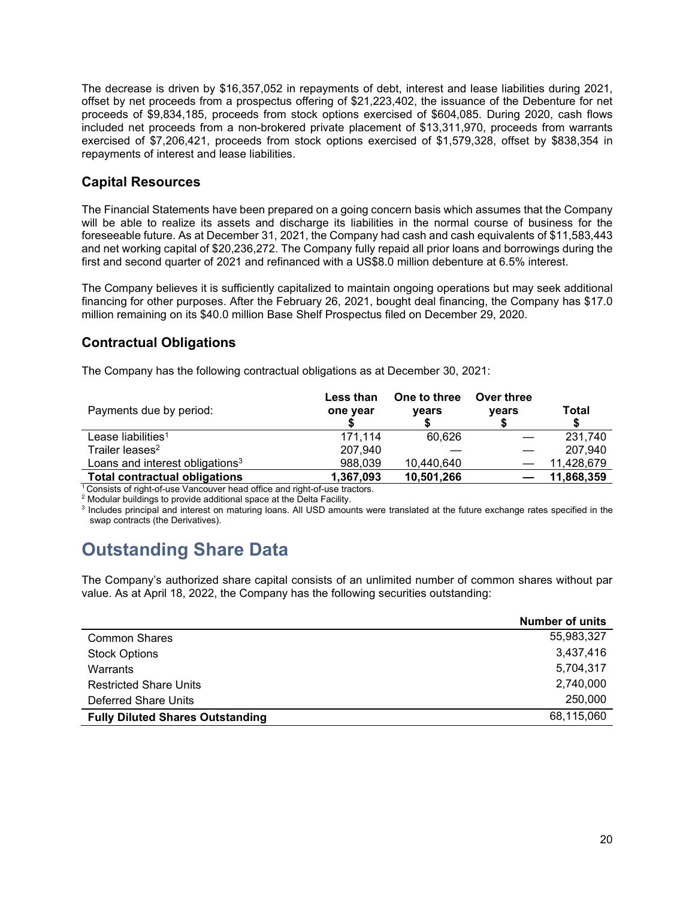The decrease is driven by $16,357,052 in repayments of debt, interest and lease liabilities during 2021, offset by net proceeds from a prospectus offering of $21,223,402, the issuance of the Debenture for net proceeds of $9,834,185, proceeds from stock options exercised of $604,085. During 2020, cash flows included net proceeds from a non-brokered private placement of $13,311,970, proceeds from warrants exercised of $7,206,421, proceeds from stock options exercised of $1,579,328, offset by $838,354 in repayments of interest and lease liabilities.

## Capital Resources

The Financial Statements have been prepared on a going concern basis which assumes that the Company will be able to realize its assets and discharge its liabilities in the normal course of business for the foreseeable future. As at December 31, 2021, the Company had cash and cash equivalents of $11,583,443 and net working capital of $20,236,272. The Company fully repaid all prior loans and borrowings during the first and second quarter of 2021 and refinanced with a US$8.0 million debenture at 6.5% interest.

The Company believes it is sufficiently capitalized to maintain ongoing operations but may seek additional financing for other purposes. After the February 26, 2021, bought deal financing, the Company has $17.0 million remaining on its $40.0 million Base Shelf Prospectus filed on December 29, 2020.

## Contractual Obligations

The Company has the following contractual obligations as at December 30, 2021:

| Payments due by period: | Less than one year $ | One to three years $ | Over three years $ | Total $ |
|---|---|---|---|---|
| Lease liabilities[1] | 171,114 | 60,626 | — | 231,740 |
| Trailer leases[2] | 207,940 | — | — | 207,940 |
| Loans and interest obligations[3] | 988,039 | 10,440,640 | — | 11,428,679 |
| **Total contractual obligations** | **1,367,093** | **10,501,266** | **—** | **11,868,359** |

[1] Consists of right-of-use Vancouver head office and right-of-use tractors.
[2] Modular buildings to provide additional space at the Delta Facility.
[3] Includes principal and interest on maturing loans. All USD amounts were translated at the future exchange rates specified in the swap contracts (the Derivatives).

# Outstanding Share Data

The Company's authorized share capital consists of an unlimited number of common shares without par value. As at April 18, 2022, the Company has the following securities outstanding:

| | Number of units |
|---|---|
| Common Shares | 55,983,327 |
| Stock Options | 3,437,416 |
| Warrants | 5,704,317 |
| Restricted Share Units | 2,740,000 |
| Deferred Share Units | 250,000 |
| **Fully Diluted Shares Outstanding** | 68,115,060 |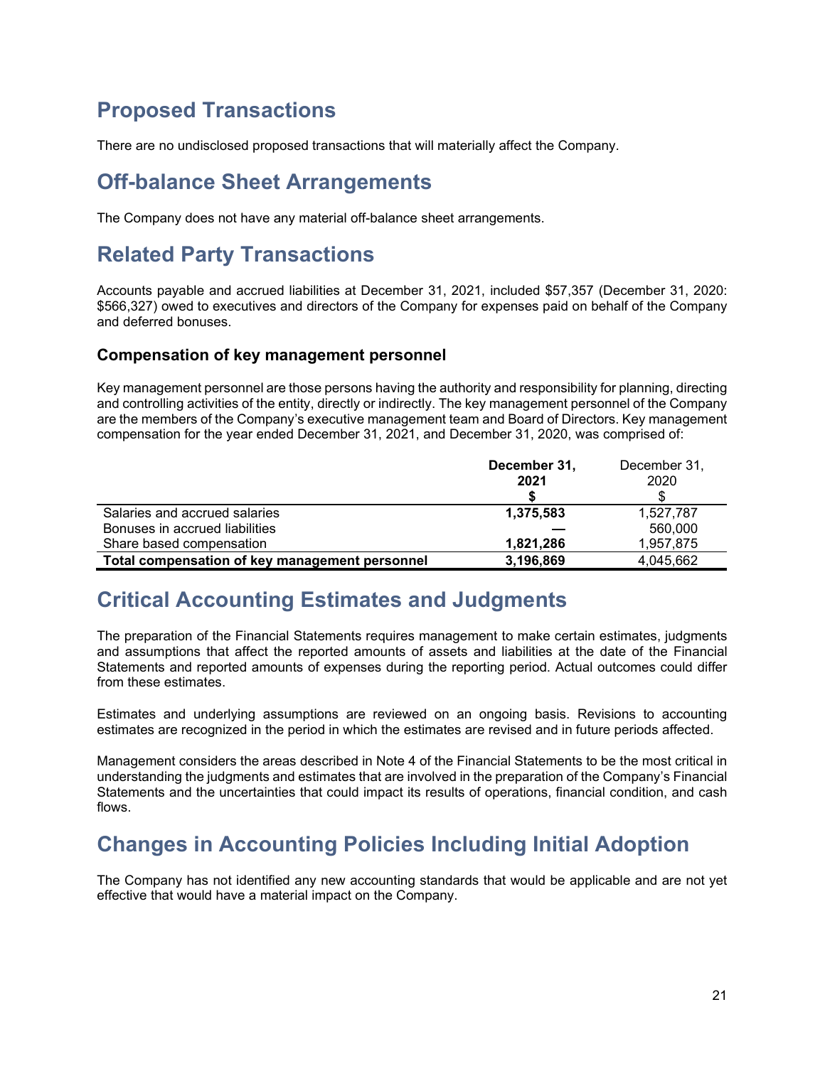## Proposed Transactions

There are no undisclosed proposed transactions that will materially affect the Company.

## Off-balance Sheet Arrangements

The Company does not have any material off-balance sheet arrangements.

## Related Party Transactions

Accounts payable and accrued liabilities at December 31, 2021, included $57,357 (December 31, 2020: $566,327) owed to executives and directors of the Company for expenses paid on behalf of the Company and deferred bonuses.

### Compensation of key management personnel

Key management personnel are those persons having the authority and responsibility for planning, directing and controlling activities of the entity, directly or indirectly. The key management personnel of the Company are the members of the Company's executive management team and Board of Directors. Key management compensation for the year ended December 31, 2021, and December 31, 2020, was comprised of:

| | **December 31, 2021 $** | December 31, 2020 $ |
|---|---|---|
| Salaries and accrued salaries | **1,375,583** | 1,527,787 |
| Bonuses in accrued liabilities | **—** | 560,000 |
| Share based compensation | **1,821,286** | 1,957,875 |
| **Total compensation of key management personnel** | **3,196,869** | 4,045,662 |

## Critical Accounting Estimates and Judgments

The preparation of the Financial Statements requires management to make certain estimates, judgments and assumptions that affect the reported amounts of assets and liabilities at the date of the Financial Statements and reported amounts of expenses during the reporting period. Actual outcomes could differ from these estimates.

Estimates and underlying assumptions are reviewed on an ongoing basis. Revisions to accounting estimates are recognized in the period in which the estimates are revised and in future periods affected.

Management considers the areas described in Note 4 of the Financial Statements to be the most critical in understanding the judgments and estimates that are involved in the preparation of the Company's Financial Statements and the uncertainties that could impact its results of operations, financial condition, and cash flows.

## Changes in Accounting Policies Including Initial Adoption

The Company has not identified any new accounting standards that would be applicable and are not yet effective that would have a material impact on the Company.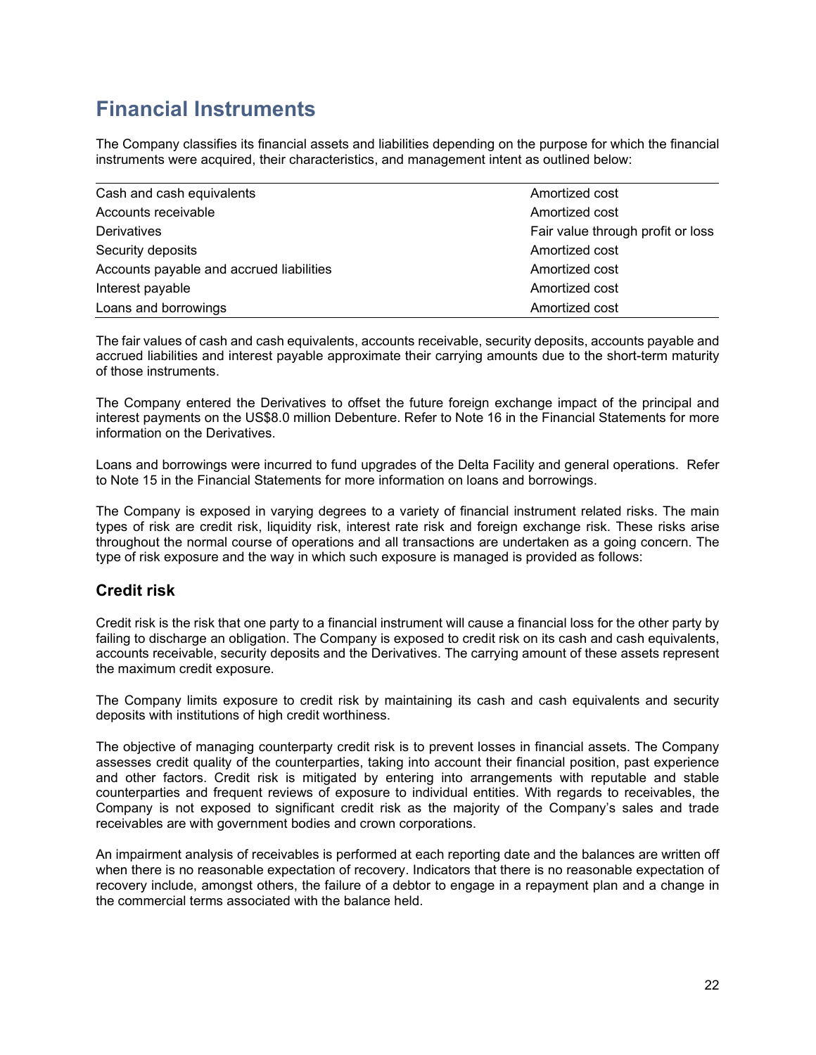# Financial Instruments

The Company classifies its financial assets and liabilities depending on the purpose for which the financial instruments were acquired, their characteristics, and management intent as outlined below:

| | |
|---|---|
| Cash and cash equivalents | Amortized cost |
| Accounts receivable | Amortized cost |
| Derivatives | Fair value through profit or loss |
| Security deposits | Amortized cost |
| Accounts payable and accrued liabilities | Amortized cost |
| Interest payable | Amortized cost |
| Loans and borrowings | Amortized cost |

The fair values of cash and cash equivalents, accounts receivable, security deposits, accounts payable and accrued liabilities and interest payable approximate their carrying amounts due to the short-term maturity of those instruments.

The Company entered the Derivatives to offset the future foreign exchange impact of the principal and interest payments on the US$8.0 million Debenture. Refer to Note 16 in the Financial Statements for more information on the Derivatives.

Loans and borrowings were incurred to fund upgrades of the Delta Facility and general operations. Refer to Note 15 in the Financial Statements for more information on loans and borrowings.

The Company is exposed in varying degrees to a variety of financial instrument related risks. The main types of risk are credit risk, liquidity risk, interest rate risk and foreign exchange risk. These risks arise throughout the normal course of operations and all transactions are undertaken as a going concern. The type of risk exposure and the way in which such exposure is managed is provided as follows:

## Credit risk

Credit risk is the risk that one party to a financial instrument will cause a financial loss for the other party by failing to discharge an obligation. The Company is exposed to credit risk on its cash and cash equivalents, accounts receivable, security deposits and the Derivatives. The carrying amount of these assets represent the maximum credit exposure.

The Company limits exposure to credit risk by maintaining its cash and cash equivalents and security deposits with institutions of high credit worthiness.

The objective of managing counterparty credit risk is to prevent losses in financial assets. The Company assesses credit quality of the counterparties, taking into account their financial position, past experience and other factors. Credit risk is mitigated by entering into arrangements with reputable and stable counterparties and frequent reviews of exposure to individual entities. With regards to receivables, the Company is not exposed to significant credit risk as the majority of the Company's sales and trade receivables are with government bodies and crown corporations.

An impairment analysis of receivables is performed at each reporting date and the balances are written off when there is no reasonable expectation of recovery. Indicators that there is no reasonable expectation of recovery include, amongst others, the failure of a debtor to engage in a repayment plan and a change in the commercial terms associated with the balance held.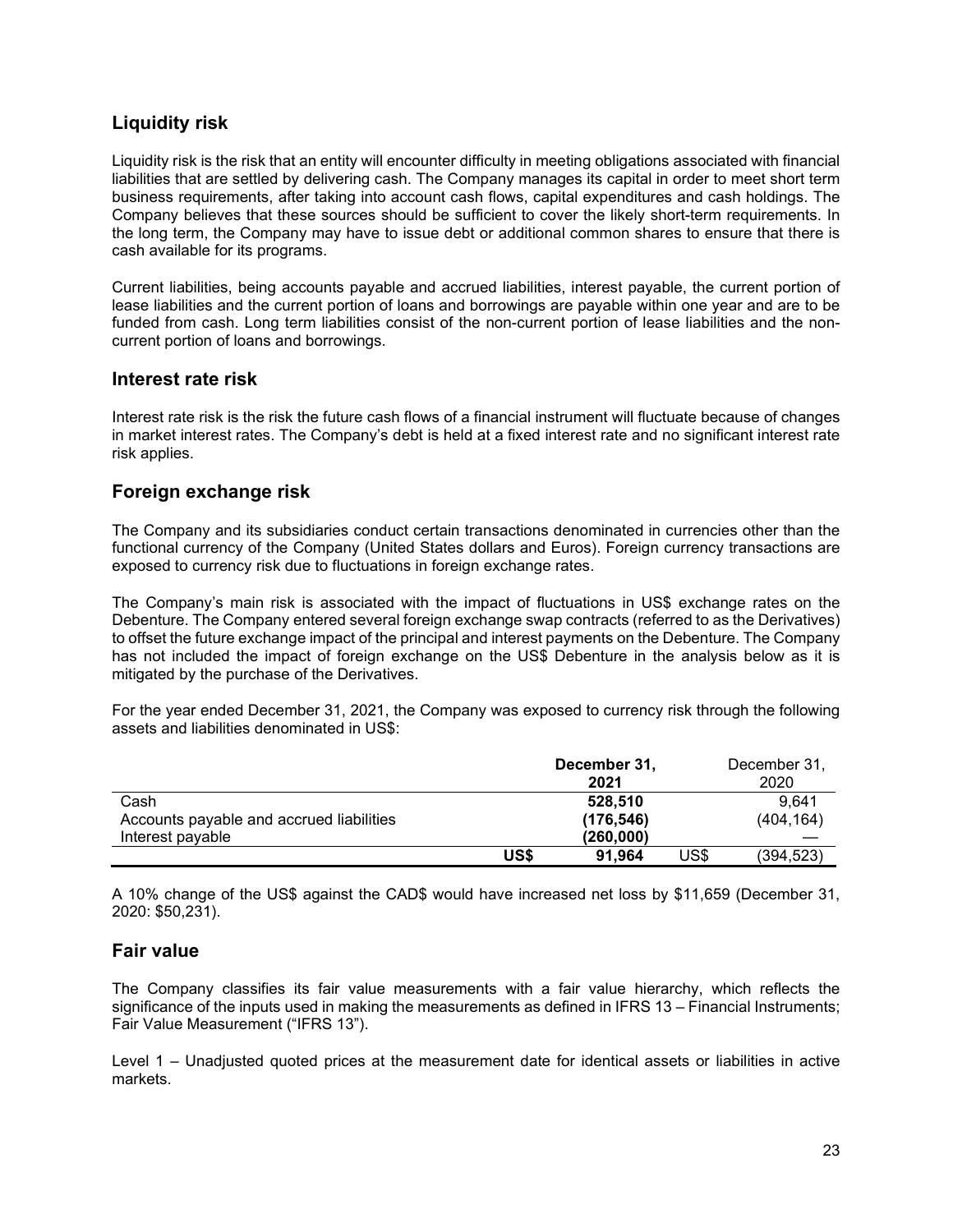## Liquidity risk

Liquidity risk is the risk that an entity will encounter difficulty in meeting obligations associated with financial liabilities that are settled by delivering cash. The Company manages its capital in order to meet short term business requirements, after taking into account cash flows, capital expenditures and cash holdings. The Company believes that these sources should be sufficient to cover the likely short-term requirements. In the long term, the Company may have to issue debt or additional common shares to ensure that there is cash available for its programs.

Current liabilities, being accounts payable and accrued liabilities, interest payable, the current portion of lease liabilities and the current portion of loans and borrowings are payable within one year and are to be funded from cash. Long term liabilities consist of the non-current portion of lease liabilities and the non-current portion of loans and borrowings.

## Interest rate risk

Interest rate risk is the risk the future cash flows of a financial instrument will fluctuate because of changes in market interest rates. The Company's debt is held at a fixed interest rate and no significant interest rate risk applies.

## Foreign exchange risk

The Company and its subsidiaries conduct certain transactions denominated in currencies other than the functional currency of the Company (United States dollars and Euros). Foreign currency transactions are exposed to currency risk due to fluctuations in foreign exchange rates.

The Company's main risk is associated with the impact of fluctuations in US$ exchange rates on the Debenture. The Company entered several foreign exchange swap contracts (referred to as the Derivatives) to offset the future exchange impact of the principal and interest payments on the Debenture. The Company has not included the impact of foreign exchange on the US$ Debenture in the analysis below as it is mitigated by the purchase of the Derivatives.

For the year ended December 31, 2021, the Company was exposed to currency risk through the following assets and liabilities denominated in US$:

| | | **December 31, 2021** | | December 31, 2020 |
|---|---|---|---|---|
| Cash | | **528,510** | | 9,641 |
| Accounts payable and accrued liabilities | | **(176,546)** | | (404,164) |
| Interest payable | | **(260,000)** | | — |
| | **US$** | **91,964** | US$ | (394,523) |

A 10% change of the US$ against the CAD$ would have increased net loss by $11,659 (December 31, 2020: $50,231).

## Fair value

The Company classifies its fair value measurements with a fair value hierarchy, which reflects the significance of the inputs used in making the measurements as defined in IFRS 13 – Financial Instruments; Fair Value Measurement ("IFRS 13").

Level 1 – Unadjusted quoted prices at the measurement date for identical assets or liabilities in active markets.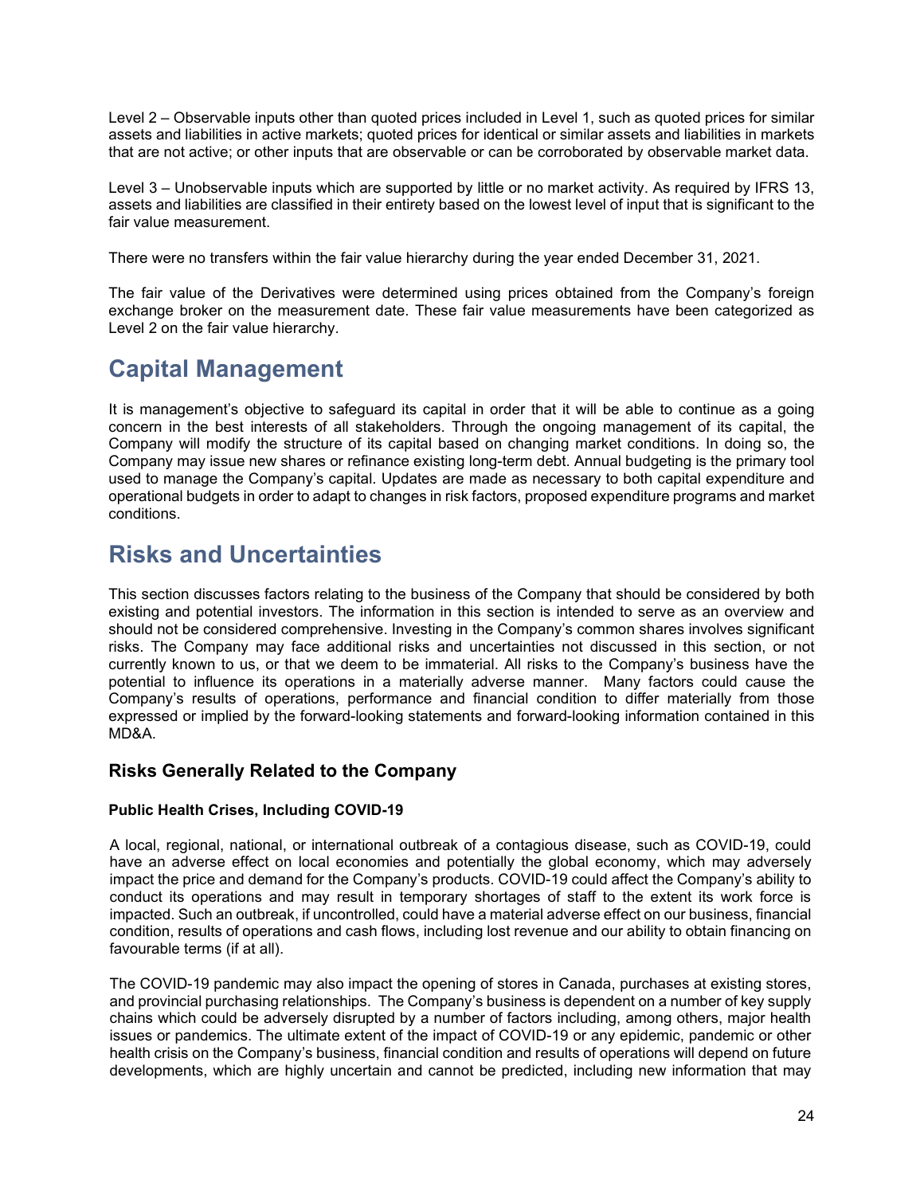Level 2 – Observable inputs other than quoted prices included in Level 1, such as quoted prices for similar assets and liabilities in active markets; quoted prices for identical or similar assets and liabilities in markets that are not active; or other inputs that are observable or can be corroborated by observable market data.

Level 3 – Unobservable inputs which are supported by little or no market activity. As required by IFRS 13, assets and liabilities are classified in their entirety based on the lowest level of input that is significant to the fair value measurement.

There were no transfers within the fair value hierarchy during the year ended December 31, 2021.

The fair value of the Derivatives were determined using prices obtained from the Company's foreign exchange broker on the measurement date. These fair value measurements have been categorized as Level 2 on the fair value hierarchy.

# Capital Management

It is management's objective to safeguard its capital in order that it will be able to continue as a going concern in the best interests of all stakeholders. Through the ongoing management of its capital, the Company will modify the structure of its capital based on changing market conditions. In doing so, the Company may issue new shares or refinance existing long-term debt. Annual budgeting is the primary tool used to manage the Company's capital. Updates are made as necessary to both capital expenditure and operational budgets in order to adapt to changes in risk factors, proposed expenditure programs and market conditions.

# Risks and Uncertainties

This section discusses factors relating to the business of the Company that should be considered by both existing and potential investors. The information in this section is intended to serve as an overview and should not be considered comprehensive. Investing in the Company's common shares involves significant risks. The Company may face additional risks and uncertainties not discussed in this section, or not currently known to us, or that we deem to be immaterial. All risks to the Company's business have the potential to influence its operations in a materially adverse manner. Many factors could cause the Company's results of operations, performance and financial condition to differ materially from those expressed or implied by the forward-looking statements and forward-looking information contained in this MD&A.

## Risks Generally Related to the Company

### Public Health Crises, Including COVID-19

A local, regional, national, or international outbreak of a contagious disease, such as COVID-19, could have an adverse effect on local economies and potentially the global economy, which may adversely impact the price and demand for the Company's products. COVID-19 could affect the Company's ability to conduct its operations and may result in temporary shortages of staff to the extent its work force is impacted. Such an outbreak, if uncontrolled, could have a material adverse effect on our business, financial condition, results of operations and cash flows, including lost revenue and our ability to obtain financing on favourable terms (if at all).

The COVID-19 pandemic may also impact the opening of stores in Canada, purchases at existing stores, and provincial purchasing relationships. The Company's business is dependent on a number of key supply chains which could be adversely disrupted by a number of factors including, among others, major health issues or pandemics. The ultimate extent of the impact of COVID-19 or any epidemic, pandemic or other health crisis on the Company's business, financial condition and results of operations will depend on future developments, which are highly uncertain and cannot be predicted, including new information that may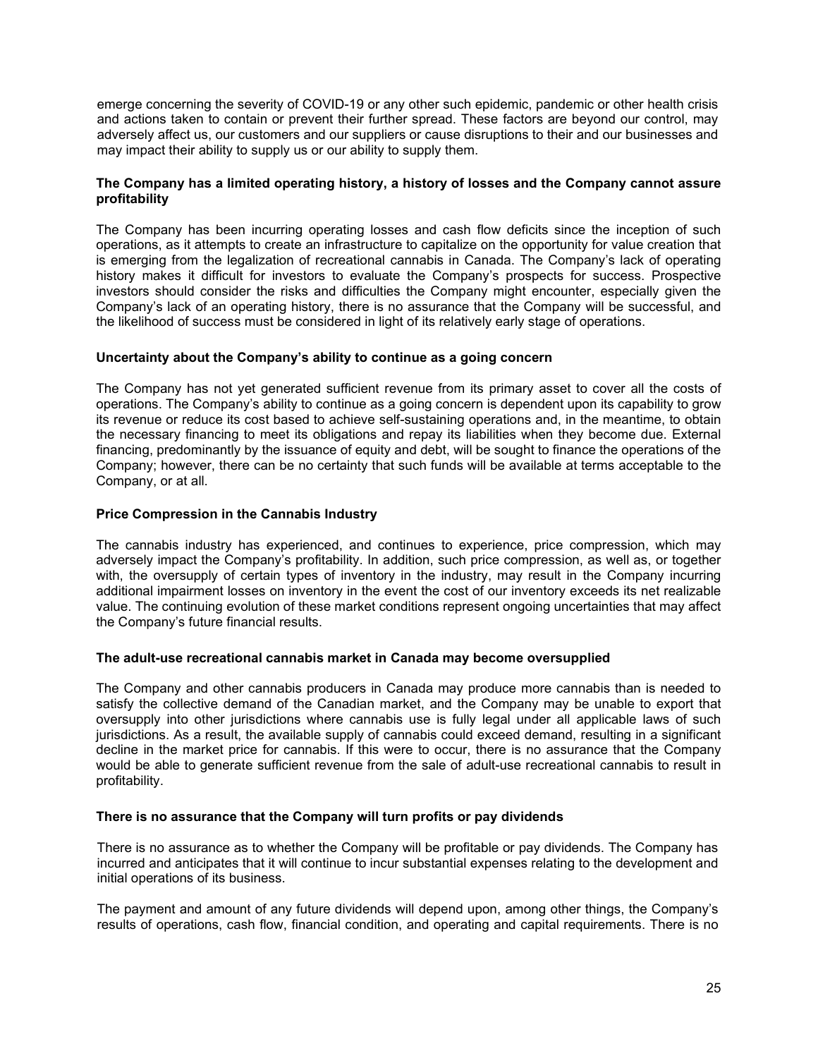emerge concerning the severity of COVID-19 or any other such epidemic, pandemic or other health crisis and actions taken to contain or prevent their further spread. These factors are beyond our control, may adversely affect us, our customers and our suppliers or cause disruptions to their and our businesses and may impact their ability to supply us or our ability to supply them.

**The Company has a limited operating history, a history of losses and the Company cannot assure profitability**

The Company has been incurring operating losses and cash flow deficits since the inception of such operations, as it attempts to create an infrastructure to capitalize on the opportunity for value creation that is emerging from the legalization of recreational cannabis in Canada. The Company's lack of operating history makes it difficult for investors to evaluate the Company's prospects for success. Prospective investors should consider the risks and difficulties the Company might encounter, especially given the Company's lack of an operating history, there is no assurance that the Company will be successful, and the likelihood of success must be considered in light of its relatively early stage of operations.

**Uncertainty about the Company's ability to continue as a going concern**

The Company has not yet generated sufficient revenue from its primary asset to cover all the costs of operations. The Company's ability to continue as a going concern is dependent upon its capability to grow its revenue or reduce its cost based to achieve self-sustaining operations and, in the meantime, to obtain the necessary financing to meet its obligations and repay its liabilities when they become due. External financing, predominantly by the issuance of equity and debt, will be sought to finance the operations of the Company; however, there can be no certainty that such funds will be available at terms acceptable to the Company, or at all.

**Price Compression in the Cannabis Industry**

The cannabis industry has experienced, and continues to experience, price compression, which may adversely impact the Company's profitability. In addition, such price compression, as well as, or together with, the oversupply of certain types of inventory in the industry, may result in the Company incurring additional impairment losses on inventory in the event the cost of our inventory exceeds its net realizable value. The continuing evolution of these market conditions represent ongoing uncertainties that may affect the Company's future financial results.

**The adult-use recreational cannabis market in Canada may become oversupplied**

The Company and other cannabis producers in Canada may produce more cannabis than is needed to satisfy the collective demand of the Canadian market, and the Company may be unable to export that oversupply into other jurisdictions where cannabis use is fully legal under all applicable laws of such jurisdictions. As a result, the available supply of cannabis could exceed demand, resulting in a significant decline in the market price for cannabis. If this were to occur, there is no assurance that the Company would be able to generate sufficient revenue from the sale of adult-use recreational cannabis to result in profitability.

**There is no assurance that the Company will turn profits or pay dividends**

There is no assurance as to whether the Company will be profitable or pay dividends. The Company has incurred and anticipates that it will continue to incur substantial expenses relating to the development and initial operations of its business.

The payment and amount of any future dividends will depend upon, among other things, the Company's results of operations, cash flow, financial condition, and operating and capital requirements. There is no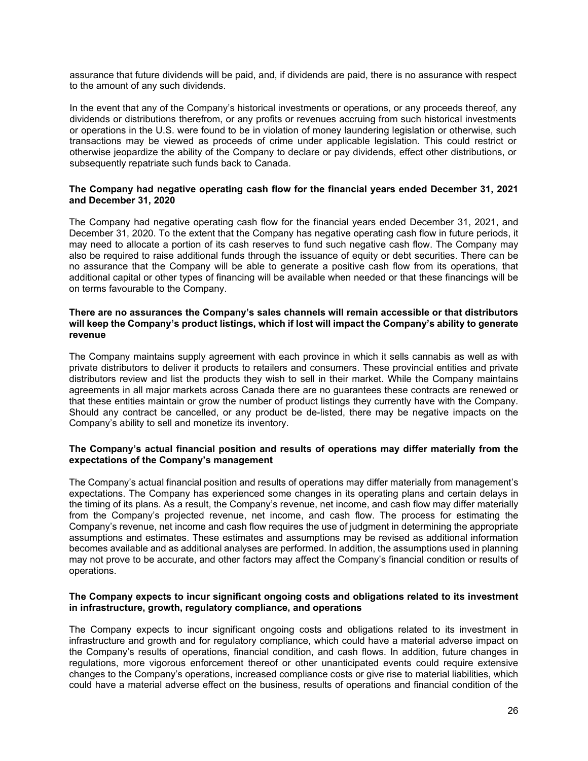assurance that future dividends will be paid, and, if dividends are paid, there is no assurance with respect to the amount of any such dividends.

In the event that any of the Company's historical investments or operations, or any proceeds thereof, any dividends or distributions therefrom, or any profits or revenues accruing from such historical investments or operations in the U.S. were found to be in violation of money laundering legislation or otherwise, such transactions may be viewed as proceeds of crime under applicable legislation. This could restrict or otherwise jeopardize the ability of the Company to declare or pay dividends, effect other distributions, or subsequently repatriate such funds back to Canada.

**The Company had negative operating cash flow for the financial years ended December 31, 2021 and December 31, 2020**

The Company had negative operating cash flow for the financial years ended December 31, 2021, and December 31, 2020. To the extent that the Company has negative operating cash flow in future periods, it may need to allocate a portion of its cash reserves to fund such negative cash flow. The Company may also be required to raise additional funds through the issuance of equity or debt securities. There can be no assurance that the Company will be able to generate a positive cash flow from its operations, that additional capital or other types of financing will be available when needed or that these financings will be on terms favourable to the Company.

**There are no assurances the Company's sales channels will remain accessible or that distributors will keep the Company's product listings, which if lost will impact the Company's ability to generate revenue**

The Company maintains supply agreement with each province in which it sells cannabis as well as with private distributors to deliver it products to retailers and consumers. These provincial entities and private distributors review and list the products they wish to sell in their market. While the Company maintains agreements in all major markets across Canada there are no guarantees these contracts are renewed or that these entities maintain or grow the number of product listings they currently have with the Company. Should any contract be cancelled, or any product be de-listed, there may be negative impacts on the Company's ability to sell and monetize its inventory.

**The Company's actual financial position and results of operations may differ materially from the expectations of the Company's management**

The Company's actual financial position and results of operations may differ materially from management's expectations. The Company has experienced some changes in its operating plans and certain delays in the timing of its plans. As a result, the Company's revenue, net income, and cash flow may differ materially from the Company's projected revenue, net income, and cash flow. The process for estimating the Company's revenue, net income and cash flow requires the use of judgment in determining the appropriate assumptions and estimates. These estimates and assumptions may be revised as additional information becomes available and as additional analyses are performed. In addition, the assumptions used in planning may not prove to be accurate, and other factors may affect the Company's financial condition or results of operations.

**The Company expects to incur significant ongoing costs and obligations related to its investment in infrastructure, growth, regulatory compliance, and operations**

The Company expects to incur significant ongoing costs and obligations related to its investment in infrastructure and growth and for regulatory compliance, which could have a material adverse impact on the Company's results of operations, financial condition, and cash flows. In addition, future changes in regulations, more vigorous enforcement thereof or other unanticipated events could require extensive changes to the Company's operations, increased compliance costs or give rise to material liabilities, which could have a material adverse effect on the business, results of operations and financial condition of the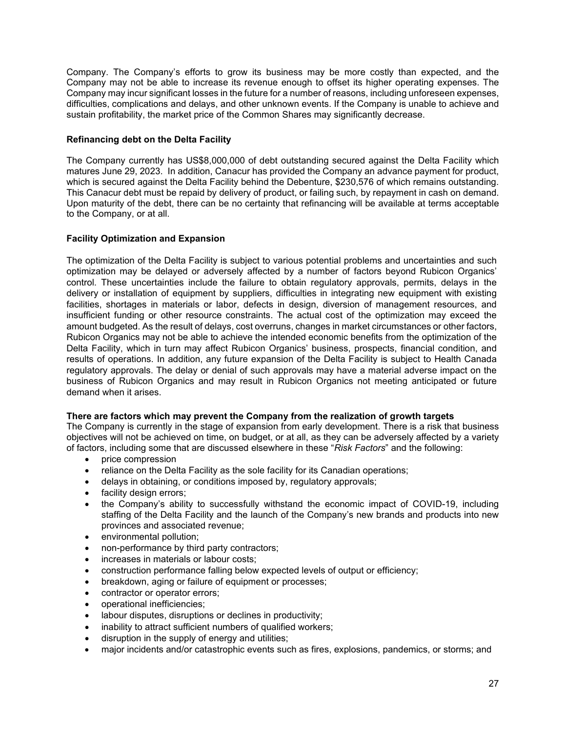Company. The Company's efforts to grow its business may be more costly than expected, and the Company may not be able to increase its revenue enough to offset its higher operating expenses. The Company may incur significant losses in the future for a number of reasons, including unforeseen expenses, difficulties, complications and delays, and other unknown events. If the Company is unable to achieve and sustain profitability, the market price of the Common Shares may significantly decrease.

**Refinancing debt on the Delta Facility**

The Company currently has US$8,000,000 of debt outstanding secured against the Delta Facility which matures June 29, 2023. In addition, Canacur has provided the Company an advance payment for product, which is secured against the Delta Facility behind the Debenture, $230,576 of which remains outstanding. This Canacur debt must be repaid by delivery of product, or failing such, by repayment in cash on demand. Upon maturity of the debt, there can be no certainty that refinancing will be available at terms acceptable to the Company, or at all.

**Facility Optimization and Expansion**

The optimization of the Delta Facility is subject to various potential problems and uncertainties and such optimization may be delayed or adversely affected by a number of factors beyond Rubicon Organics' control. These uncertainties include the failure to obtain regulatory approvals, permits, delays in the delivery or installation of equipment by suppliers, difficulties in integrating new equipment with existing facilities, shortages in materials or labor, defects in design, diversion of management resources, and insufficient funding or other resource constraints. The actual cost of the optimization may exceed the amount budgeted. As the result of delays, cost overruns, changes in market circumstances or other factors, Rubicon Organics may not be able to achieve the intended economic benefits from the optimization of the Delta Facility, which in turn may affect Rubicon Organics' business, prospects, financial condition, and results of operations. In addition, any future expansion of the Delta Facility is subject to Health Canada regulatory approvals. The delay or denial of such approvals may have a material adverse impact on the business of Rubicon Organics and may result in Rubicon Organics not meeting anticipated or future demand when it arises.

**There are factors which may prevent the Company from the realization of growth targets**

The Company is currently in the stage of expansion from early development. There is a risk that business objectives will not be achieved on time, on budget, or at all, as they can be adversely affected by a variety of factors, including some that are discussed elsewhere in these "*Risk Factors*" and the following:

- price compression
- reliance on the Delta Facility as the sole facility for its Canadian operations;
- delays in obtaining, or conditions imposed by, regulatory approvals;
- facility design errors;
- the Company's ability to successfully withstand the economic impact of COVID-19, including staffing of the Delta Facility and the launch of the Company's new brands and products into new provinces and associated revenue;
- environmental pollution;
- non-performance by third party contractors;
- increases in materials or labour costs;
- construction performance falling below expected levels of output or efficiency;
- breakdown, aging or failure of equipment or processes;
- contractor or operator errors;
- operational inefficiencies;
- labour disputes, disruptions or declines in productivity;
- inability to attract sufficient numbers of qualified workers;
- disruption in the supply of energy and utilities;
- major incidents and/or catastrophic events such as fires, explosions, pandemics, or storms; and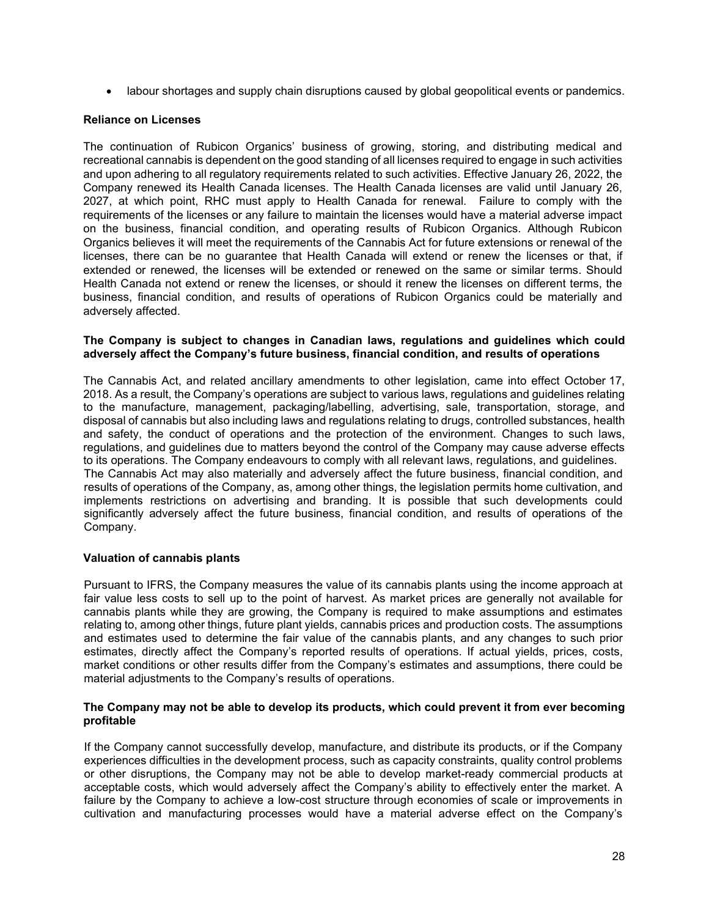- labour shortages and supply chain disruptions caused by global geopolitical events or pandemics.

**Reliance on Licenses**

The continuation of Rubicon Organics' business of growing, storing, and distributing medical and recreational cannabis is dependent on the good standing of all licenses required to engage in such activities and upon adhering to all regulatory requirements related to such activities. Effective January 26, 2022, the Company renewed its Health Canada licenses. The Health Canada licenses are valid until January 26, 2027, at which point, RHC must apply to Health Canada for renewal. Failure to comply with the requirements of the licenses or any failure to maintain the licenses would have a material adverse impact on the business, financial condition, and operating results of Rubicon Organics. Although Rubicon Organics believes it will meet the requirements of the Cannabis Act for future extensions or renewal of the licenses, there can be no guarantee that Health Canada will extend or renew the licenses or that, if extended or renewed, the licenses will be extended or renewed on the same or similar terms. Should Health Canada not extend or renew the licenses, or should it renew the licenses on different terms, the business, financial condition, and results of operations of Rubicon Organics could be materially and adversely affected.

**The Company is subject to changes in Canadian laws, regulations and guidelines which could adversely affect the Company's future business, financial condition, and results of operations**

The Cannabis Act, and related ancillary amendments to other legislation, came into effect October 17, 2018. As a result, the Company's operations are subject to various laws, regulations and guidelines relating to the manufacture, management, packaging/labelling, advertising, sale, transportation, storage, and disposal of cannabis but also including laws and regulations relating to drugs, controlled substances, health and safety, the conduct of operations and the protection of the environment. Changes to such laws, regulations, and guidelines due to matters beyond the control of the Company may cause adverse effects to its operations. The Company endeavours to comply with all relevant laws, regulations, and guidelines.
The Cannabis Act may also materially and adversely affect the future business, financial condition, and results of operations of the Company, as, among other things, the legislation permits home cultivation, and implements restrictions on advertising and branding. It is possible that such developments could significantly adversely affect the future business, financial condition, and results of operations of the Company.

**Valuation of cannabis plants**

Pursuant to IFRS, the Company measures the value of its cannabis plants using the income approach at fair value less costs to sell up to the point of harvest. As market prices are generally not available for cannabis plants while they are growing, the Company is required to make assumptions and estimates relating to, among other things, future plant yields, cannabis prices and production costs. The assumptions and estimates used to determine the fair value of the cannabis plants, and any changes to such prior estimates, directly affect the Company's reported results of operations. If actual yields, prices, costs, market conditions or other results differ from the Company's estimates and assumptions, there could be material adjustments to the Company's results of operations.

**The Company may not be able to develop its products, which could prevent it from ever becoming profitable**

If the Company cannot successfully develop, manufacture, and distribute its products, or if the Company experiences difficulties in the development process, such as capacity constraints, quality control problems or other disruptions, the Company may not be able to develop market-ready commercial products at acceptable costs, which would adversely affect the Company's ability to effectively enter the market. A failure by the Company to achieve a low-cost structure through economies of scale or improvements in cultivation and manufacturing processes would have a material adverse effect on the Company's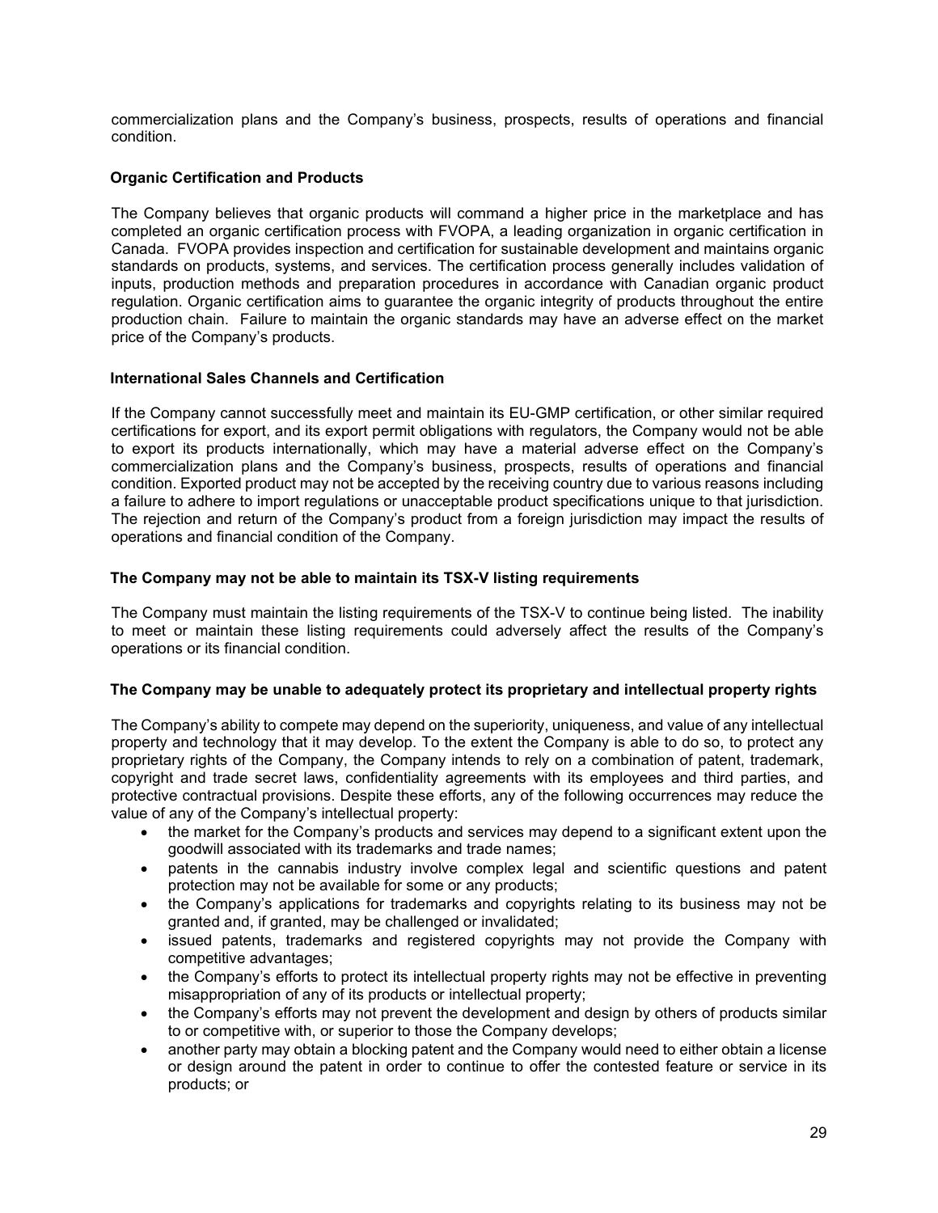commercialization plans and the Company's business, prospects, results of operations and financial condition.

### Organic Certification and Products

The Company believes that organic products will command a higher price in the marketplace and has completed an organic certification process with FVOPA, a leading organization in organic certification in Canada. FVOPA provides inspection and certification for sustainable development and maintains organic standards on products, systems, and services. The certification process generally includes validation of inputs, production methods and preparation procedures in accordance with Canadian organic product regulation. Organic certification aims to guarantee the organic integrity of products throughout the entire production chain. Failure to maintain the organic standards may have an adverse effect on the market price of the Company's products.

### International Sales Channels and Certification

If the Company cannot successfully meet and maintain its EU-GMP certification, or other similar required certifications for export, and its export permit obligations with regulators, the Company would not be able to export its products internationally, which may have a material adverse effect on the Company's commercialization plans and the Company's business, prospects, results of operations and financial condition. Exported product may not be accepted by the receiving country due to various reasons including a failure to adhere to import regulations or unacceptable product specifications unique to that jurisdiction. The rejection and return of the Company's product from a foreign jurisdiction may impact the results of operations and financial condition of the Company.

### The Company may not be able to maintain its TSX-V listing requirements

The Company must maintain the listing requirements of the TSX-V to continue being listed. The inability to meet or maintain these listing requirements could adversely affect the results of the Company's operations or its financial condition.

### The Company may be unable to adequately protect its proprietary and intellectual property rights

The Company's ability to compete may depend on the superiority, uniqueness, and value of any intellectual property and technology that it may develop. To the extent the Company is able to do so, to protect any proprietary rights of the Company, the Company intends to rely on a combination of patent, trademark, copyright and trade secret laws, confidentiality agreements with its employees and third parties, and protective contractual provisions. Despite these efforts, any of the following occurrences may reduce the value of any of the Company's intellectual property:

- the market for the Company's products and services may depend to a significant extent upon the goodwill associated with its trademarks and trade names;
- patents in the cannabis industry involve complex legal and scientific questions and patent protection may not be available for some or any products;
- the Company's applications for trademarks and copyrights relating to its business may not be granted and, if granted, may be challenged or invalidated;
- issued patents, trademarks and registered copyrights may not provide the Company with competitive advantages;
- the Company's efforts to protect its intellectual property rights may not be effective in preventing misappropriation of any of its products or intellectual property;
- the Company's efforts may not prevent the development and design by others of products similar to or competitive with, or superior to those the Company develops;
- another party may obtain a blocking patent and the Company would need to either obtain a license or design around the patent in order to continue to offer the contested feature or service in its products; or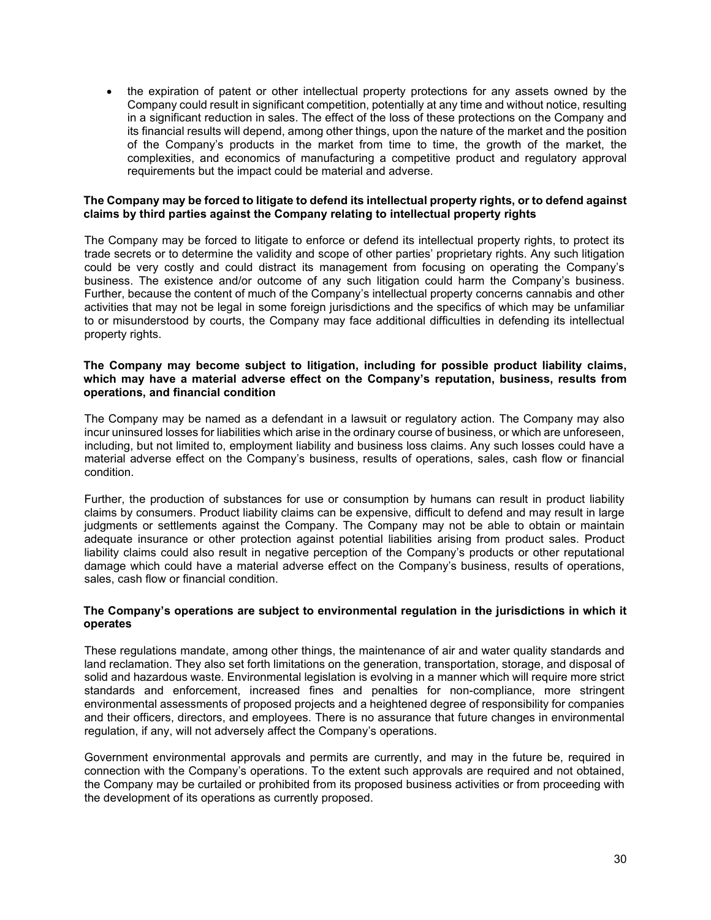- the expiration of patent or other intellectual property protections for any assets owned by the Company could result in significant competition, potentially at any time and without notice, resulting in a significant reduction in sales. The effect of the loss of these protections on the Company and its financial results will depend, among other things, upon the nature of the market and the position of the Company's products in the market from time to time, the growth of the market, the complexities, and economics of manufacturing a competitive product and regulatory approval requirements but the impact could be material and adverse.

**The Company may be forced to litigate to defend its intellectual property rights, or to defend against claims by third parties against the Company relating to intellectual property rights**

The Company may be forced to litigate to enforce or defend its intellectual property rights, to protect its trade secrets or to determine the validity and scope of other parties' proprietary rights. Any such litigation could be very costly and could distract its management from focusing on operating the Company's business. The existence and/or outcome of any such litigation could harm the Company's business. Further, because the content of much of the Company's intellectual property concerns cannabis and other activities that may not be legal in some foreign jurisdictions and the specifics of which may be unfamiliar to or misunderstood by courts, the Company may face additional difficulties in defending its intellectual property rights.

**The Company may become subject to litigation, including for possible product liability claims, which may have a material adverse effect on the Company's reputation, business, results from operations, and financial condition**

The Company may be named as a defendant in a lawsuit or regulatory action. The Company may also incur uninsured losses for liabilities which arise in the ordinary course of business, or which are unforeseen, including, but not limited to, employment liability and business loss claims. Any such losses could have a material adverse effect on the Company's business, results of operations, sales, cash flow or financial condition.

Further, the production of substances for use or consumption by humans can result in product liability claims by consumers. Product liability claims can be expensive, difficult to defend and may result in large judgments or settlements against the Company. The Company may not be able to obtain or maintain adequate insurance or other protection against potential liabilities arising from product sales. Product liability claims could also result in negative perception of the Company's products or other reputational damage which could have a material adverse effect on the Company's business, results of operations, sales, cash flow or financial condition.

**The Company's operations are subject to environmental regulation in the jurisdictions in which it operates**

These regulations mandate, among other things, the maintenance of air and water quality standards and land reclamation. They also set forth limitations on the generation, transportation, storage, and disposal of solid and hazardous waste. Environmental legislation is evolving in a manner which will require more strict standards and enforcement, increased fines and penalties for non-compliance, more stringent environmental assessments of proposed projects and a heightened degree of responsibility for companies and their officers, directors, and employees. There is no assurance that future changes in environmental regulation, if any, will not adversely affect the Company's operations.

Government environmental approvals and permits are currently, and may in the future be, required in connection with the Company's operations. To the extent such approvals are required and not obtained, the Company may be curtailed or prohibited from its proposed business activities or from proceeding with the development of its operations as currently proposed.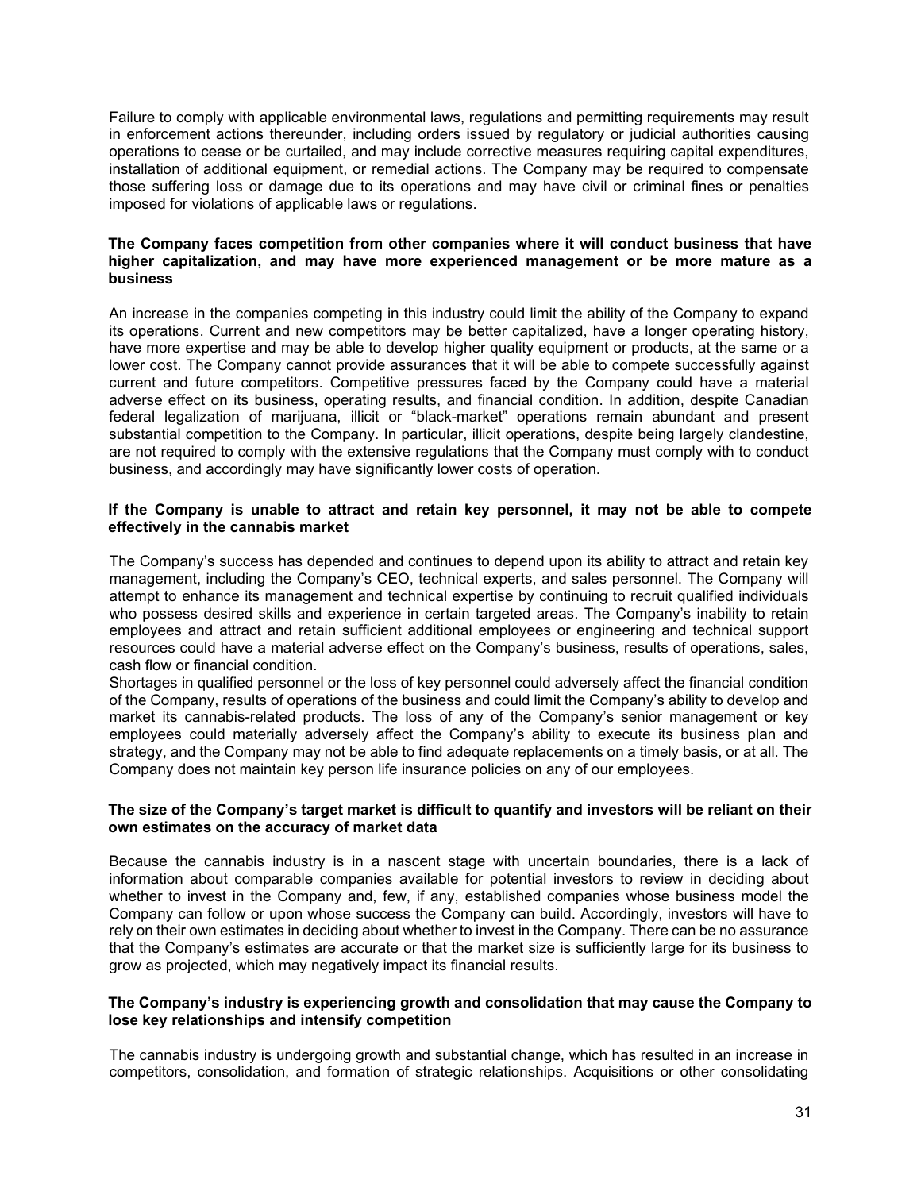Failure to comply with applicable environmental laws, regulations and permitting requirements may result in enforcement actions thereunder, including orders issued by regulatory or judicial authorities causing operations to cease or be curtailed, and may include corrective measures requiring capital expenditures, installation of additional equipment, or remedial actions. The Company may be required to compensate those suffering loss or damage due to its operations and may have civil or criminal fines or penalties imposed for violations of applicable laws or regulations.

**The Company faces competition from other companies where it will conduct business that have higher capitalization, and may have more experienced management or be more mature as a business**

An increase in the companies competing in this industry could limit the ability of the Company to expand its operations. Current and new competitors may be better capitalized, have a longer operating history, have more expertise and may be able to develop higher quality equipment or products, at the same or a lower cost. The Company cannot provide assurances that it will be able to compete successfully against current and future competitors. Competitive pressures faced by the Company could have a material adverse effect on its business, operating results, and financial condition. In addition, despite Canadian federal legalization of marijuana, illicit or "black-market" operations remain abundant and present substantial competition to the Company. In particular, illicit operations, despite being largely clandestine, are not required to comply with the extensive regulations that the Company must comply with to conduct business, and accordingly may have significantly lower costs of operation.

**If the Company is unable to attract and retain key personnel, it may not be able to compete effectively in the cannabis market**

The Company's success has depended and continues to depend upon its ability to attract and retain key management, including the Company's CEO, technical experts, and sales personnel. The Company will attempt to enhance its management and technical expertise by continuing to recruit qualified individuals who possess desired skills and experience in certain targeted areas. The Company's inability to retain employees and attract and retain sufficient additional employees or engineering and technical support resources could have a material adverse effect on the Company's business, results of operations, sales, cash flow or financial condition.

Shortages in qualified personnel or the loss of key personnel could adversely affect the financial condition of the Company, results of operations of the business and could limit the Company's ability to develop and market its cannabis-related products. The loss of any of the Company's senior management or key employees could materially adversely affect the Company's ability to execute its business plan and strategy, and the Company may not be able to find adequate replacements on a timely basis, or at all. The Company does not maintain key person life insurance policies on any of our employees.

**The size of the Company's target market is difficult to quantify and investors will be reliant on their own estimates on the accuracy of market data**

Because the cannabis industry is in a nascent stage with uncertain boundaries, there is a lack of information about comparable companies available for potential investors to review in deciding about whether to invest in the Company and, few, if any, established companies whose business model the Company can follow or upon whose success the Company can build. Accordingly, investors will have to rely on their own estimates in deciding about whether to invest in the Company. There can be no assurance that the Company's estimates are accurate or that the market size is sufficiently large for its business to grow as projected, which may negatively impact its financial results.

**The Company's industry is experiencing growth and consolidation that may cause the Company to lose key relationships and intensify competition**

The cannabis industry is undergoing growth and substantial change, which has resulted in an increase in competitors, consolidation, and formation of strategic relationships. Acquisitions or other consolidating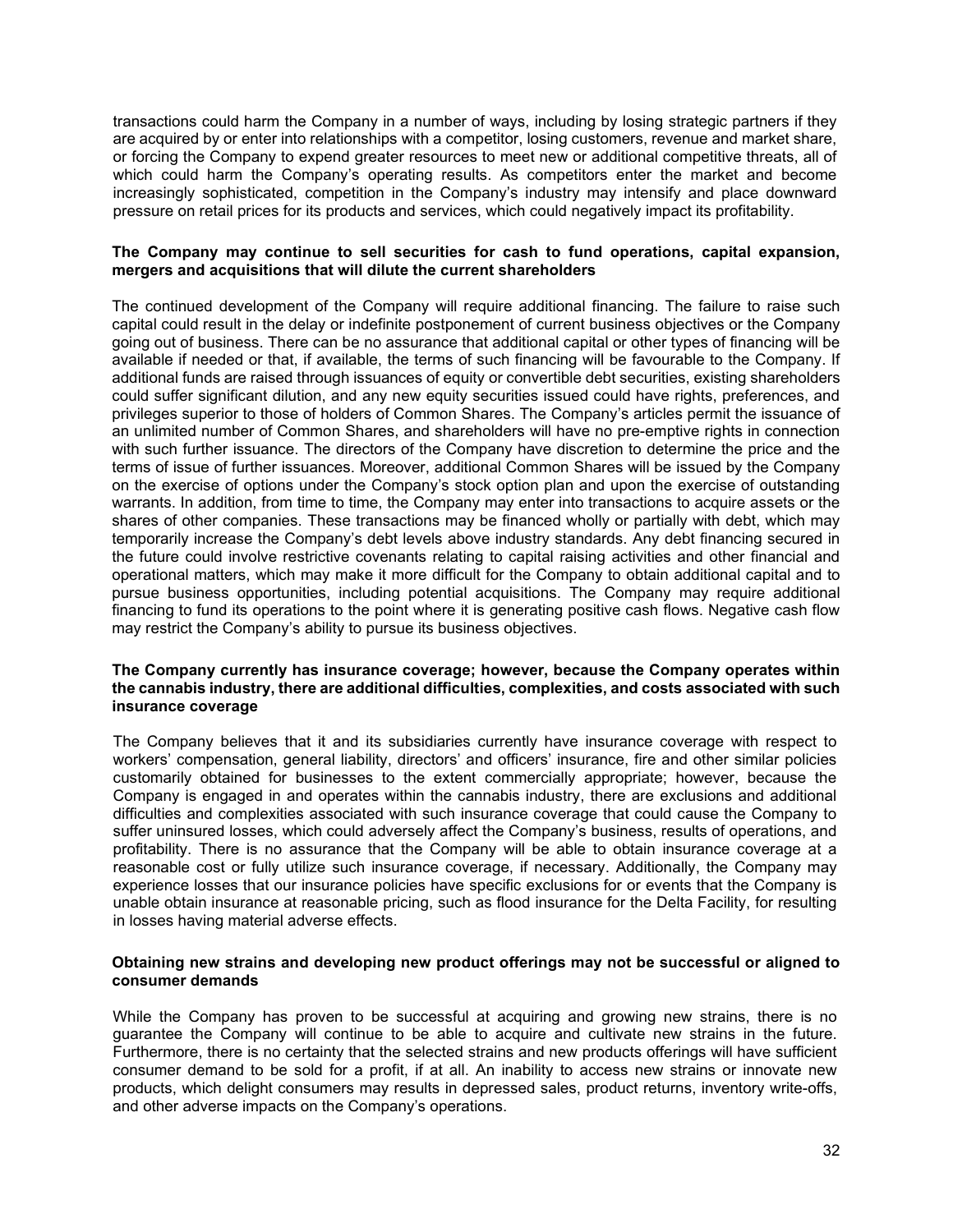transactions could harm the Company in a number of ways, including by losing strategic partners if they are acquired by or enter into relationships with a competitor, losing customers, revenue and market share, or forcing the Company to expend greater resources to meet new or additional competitive threats, all of which could harm the Company's operating results. As competitors enter the market and become increasingly sophisticated, competition in the Company's industry may intensify and place downward pressure on retail prices for its products and services, which could negatively impact its profitability.

**The Company may continue to sell securities for cash to fund operations, capital expansion, mergers and acquisitions that will dilute the current shareholders**

The continued development of the Company will require additional financing. The failure to raise such capital could result in the delay or indefinite postponement of current business objectives or the Company going out of business. There can be no assurance that additional capital or other types of financing will be available if needed or that, if available, the terms of such financing will be favourable to the Company. If additional funds are raised through issuances of equity or convertible debt securities, existing shareholders could suffer significant dilution, and any new equity securities issued could have rights, preferences, and privileges superior to those of holders of Common Shares. The Company's articles permit the issuance of an unlimited number of Common Shares, and shareholders will have no pre-emptive rights in connection with such further issuance. The directors of the Company have discretion to determine the price and the terms of issue of further issuances. Moreover, additional Common Shares will be issued by the Company on the exercise of options under the Company's stock option plan and upon the exercise of outstanding warrants. In addition, from time to time, the Company may enter into transactions to acquire assets or the shares of other companies. These transactions may be financed wholly or partially with debt, which may temporarily increase the Company's debt levels above industry standards. Any debt financing secured in the future could involve restrictive covenants relating to capital raising activities and other financial and operational matters, which may make it more difficult for the Company to obtain additional capital and to pursue business opportunities, including potential acquisitions. The Company may require additional financing to fund its operations to the point where it is generating positive cash flows. Negative cash flow may restrict the Company's ability to pursue its business objectives.

**The Company currently has insurance coverage; however, because the Company operates within the cannabis industry, there are additional difficulties, complexities, and costs associated with such insurance coverage**

The Company believes that it and its subsidiaries currently have insurance coverage with respect to workers' compensation, general liability, directors' and officers' insurance, fire and other similar policies customarily obtained for businesses to the extent commercially appropriate; however, because the Company is engaged in and operates within the cannabis industry, there are exclusions and additional difficulties and complexities associated with such insurance coverage that could cause the Company to suffer uninsured losses, which could adversely affect the Company's business, results of operations, and profitability. There is no assurance that the Company will be able to obtain insurance coverage at a reasonable cost or fully utilize such insurance coverage, if necessary. Additionally, the Company may experience losses that our insurance policies have specific exclusions for or events that the Company is unable obtain insurance at reasonable pricing, such as flood insurance for the Delta Facility, for resulting in losses having material adverse effects.

**Obtaining new strains and developing new product offerings may not be successful or aligned to consumer demands**

While the Company has proven to be successful at acquiring and growing new strains, there is no guarantee the Company will continue to be able to acquire and cultivate new strains in the future. Furthermore, there is no certainty that the selected strains and new products offerings will have sufficient consumer demand to be sold for a profit, if at all. An inability to access new strains or innovate new products, which delight consumers may results in depressed sales, product returns, inventory write-offs, and other adverse impacts on the Company's operations.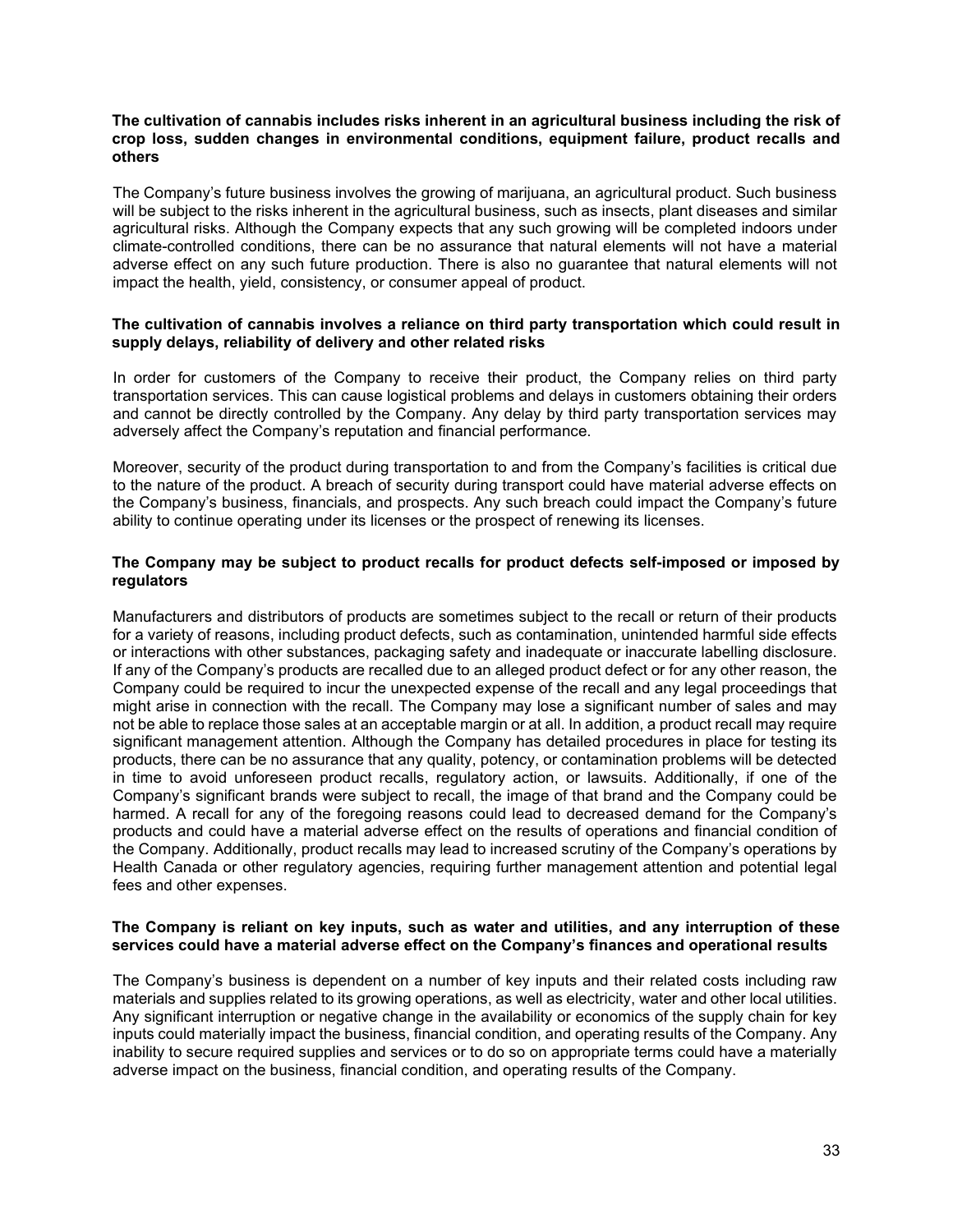**The cultivation of cannabis includes risks inherent in an agricultural business including the risk of crop loss, sudden changes in environmental conditions, equipment failure, product recalls and others**

The Company's future business involves the growing of marijuana, an agricultural product. Such business will be subject to the risks inherent in the agricultural business, such as insects, plant diseases and similar agricultural risks. Although the Company expects that any such growing will be completed indoors under climate-controlled conditions, there can be no assurance that natural elements will not have a material adverse effect on any such future production. There is also no guarantee that natural elements will not impact the health, yield, consistency, or consumer appeal of product.

**The cultivation of cannabis involves a reliance on third party transportation which could result in supply delays, reliability of delivery and other related risks**

In order for customers of the Company to receive their product, the Company relies on third party transportation services. This can cause logistical problems and delays in customers obtaining their orders and cannot be directly controlled by the Company. Any delay by third party transportation services may adversely affect the Company's reputation and financial performance.

Moreover, security of the product during transportation to and from the Company's facilities is critical due to the nature of the product. A breach of security during transport could have material adverse effects on the Company's business, financials, and prospects. Any such breach could impact the Company's future ability to continue operating under its licenses or the prospect of renewing its licenses.

**The Company may be subject to product recalls for product defects self-imposed or imposed by regulators**

Manufacturers and distributors of products are sometimes subject to the recall or return of their products for a variety of reasons, including product defects, such as contamination, unintended harmful side effects or interactions with other substances, packaging safety and inadequate or inaccurate labelling disclosure. If any of the Company's products are recalled due to an alleged product defect or for any other reason, the Company could be required to incur the unexpected expense of the recall and any legal proceedings that might arise in connection with the recall. The Company may lose a significant number of sales and may not be able to replace those sales at an acceptable margin or at all. In addition, a product recall may require significant management attention. Although the Company has detailed procedures in place for testing its products, there can be no assurance that any quality, potency, or contamination problems will be detected in time to avoid unforeseen product recalls, regulatory action, or lawsuits. Additionally, if one of the Company's significant brands were subject to recall, the image of that brand and the Company could be harmed. A recall for any of the foregoing reasons could lead to decreased demand for the Company's products and could have a material adverse effect on the results of operations and financial condition of the Company. Additionally, product recalls may lead to increased scrutiny of the Company's operations by Health Canada or other regulatory agencies, requiring further management attention and potential legal fees and other expenses.

**The Company is reliant on key inputs, such as water and utilities, and any interruption of these services could have a material adverse effect on the Company's finances and operational results**

The Company's business is dependent on a number of key inputs and their related costs including raw materials and supplies related to its growing operations, as well as electricity, water and other local utilities. Any significant interruption or negative change in the availability or economics of the supply chain for key inputs could materially impact the business, financial condition, and operating results of the Company. Any inability to secure required supplies and services or to do so on appropriate terms could have a materially adverse impact on the business, financial condition, and operating results of the Company.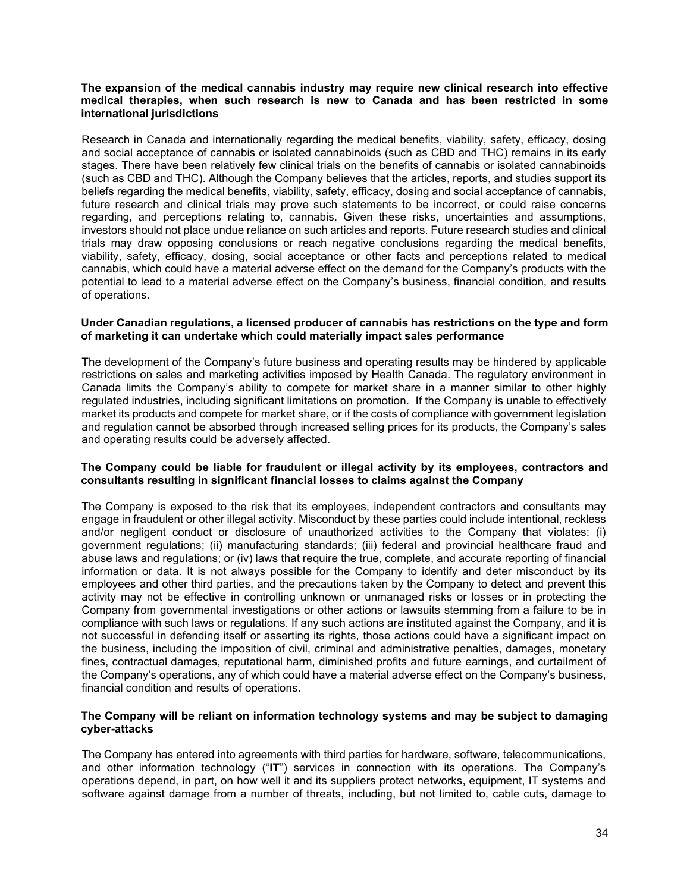**The expansion of the medical cannabis industry may require new clinical research into effective medical therapies, when such research is new to Canada and has been restricted in some international jurisdictions**

Research in Canada and internationally regarding the medical benefits, viability, safety, efficacy, dosing and social acceptance of cannabis or isolated cannabinoids (such as CBD and THC) remains in its early stages. There have been relatively few clinical trials on the benefits of cannabis or isolated cannabinoids (such as CBD and THC). Although the Company believes that the articles, reports, and studies support its beliefs regarding the medical benefits, viability, safety, efficacy, dosing and social acceptance of cannabis, future research and clinical trials may prove such statements to be incorrect, or could raise concerns regarding, and perceptions relating to, cannabis. Given these risks, uncertainties and assumptions, investors should not place undue reliance on such articles and reports. Future research studies and clinical trials may draw opposing conclusions or reach negative conclusions regarding the medical benefits, viability, safety, efficacy, dosing, social acceptance or other facts and perceptions related to medical cannabis, which could have a material adverse effect on the demand for the Company's products with the potential to lead to a material adverse effect on the Company's business, financial condition, and results of operations.

**Under Canadian regulations, a licensed producer of cannabis has restrictions on the type and form of marketing it can undertake which could materially impact sales performance**

The development of the Company's future business and operating results may be hindered by applicable restrictions on sales and marketing activities imposed by Health Canada. The regulatory environment in Canada limits the Company's ability to compete for market share in a manner similar to other highly regulated industries, including significant limitations on promotion. If the Company is unable to effectively market its products and compete for market share, or if the costs of compliance with government legislation and regulation cannot be absorbed through increased selling prices for its products, the Company's sales and operating results could be adversely affected.

**The Company could be liable for fraudulent or illegal activity by its employees, contractors and consultants resulting in significant financial losses to claims against the Company**

The Company is exposed to the risk that its employees, independent contractors and consultants may engage in fraudulent or other illegal activity. Misconduct by these parties could include intentional, reckless and/or negligent conduct or disclosure of unauthorized activities to the Company that violates: (i) government regulations; (ii) manufacturing standards; (iii) federal and provincial healthcare fraud and abuse laws and regulations; or (iv) laws that require the true, complete, and accurate reporting of financial information or data. It is not always possible for the Company to identify and deter misconduct by its employees and other third parties, and the precautions taken by the Company to detect and prevent this activity may not be effective in controlling unknown or unmanaged risks or losses or in protecting the Company from governmental investigations or other actions or lawsuits stemming from a failure to be in compliance with such laws or regulations. If any such actions are instituted against the Company, and it is not successful in defending itself or asserting its rights, those actions could have a significant impact on the business, including the imposition of civil, criminal and administrative penalties, damages, monetary fines, contractual damages, reputational harm, diminished profits and future earnings, and curtailment of the Company's operations, any of which could have a material adverse effect on the Company's business, financial condition and results of operations.

**The Company will be reliant on information technology systems and may be subject to damaging cyber-attacks**

The Company has entered into agreements with third parties for hardware, software, telecommunications, and other information technology ("**IT**") services in connection with its operations. The Company's operations depend, in part, on how well it and its suppliers protect networks, equipment, IT systems and software against damage from a number of threats, including, but not limited to, cable cuts, damage to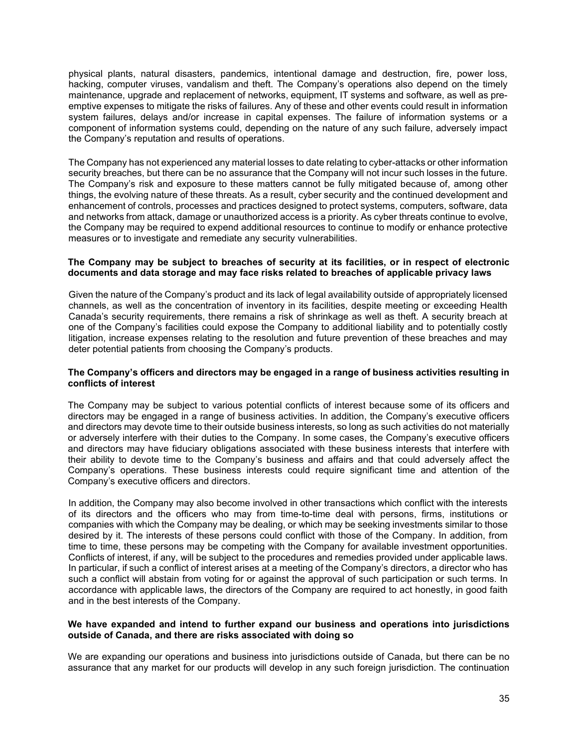physical plants, natural disasters, pandemics, intentional damage and destruction, fire, power loss, hacking, computer viruses, vandalism and theft. The Company's operations also depend on the timely maintenance, upgrade and replacement of networks, equipment, IT systems and software, as well as pre-emptive expenses to mitigate the risks of failures. Any of these and other events could result in information system failures, delays and/or increase in capital expenses. The failure of information systems or a component of information systems could, depending on the nature of any such failure, adversely impact the Company's reputation and results of operations.

The Company has not experienced any material losses to date relating to cyber-attacks or other information security breaches, but there can be no assurance that the Company will not incur such losses in the future. The Company's risk and exposure to these matters cannot be fully mitigated because of, among other things, the evolving nature of these threats. As a result, cyber security and the continued development and enhancement of controls, processes and practices designed to protect systems, computers, software, data and networks from attack, damage or unauthorized access is a priority. As cyber threats continue to evolve, the Company may be required to expend additional resources to continue to modify or enhance protective measures or to investigate and remediate any security vulnerabilities.

**The Company may be subject to breaches of security at its facilities, or in respect of electronic documents and data storage and may face risks related to breaches of applicable privacy laws**

Given the nature of the Company's product and its lack of legal availability outside of appropriately licensed channels, as well as the concentration of inventory in its facilities, despite meeting or exceeding Health Canada's security requirements, there remains a risk of shrinkage as well as theft. A security breach at one of the Company's facilities could expose the Company to additional liability and to potentially costly litigation, increase expenses relating to the resolution and future prevention of these breaches and may deter potential patients from choosing the Company's products.

**The Company's officers and directors may be engaged in a range of business activities resulting in conflicts of interest**

The Company may be subject to various potential conflicts of interest because some of its officers and directors may be engaged in a range of business activities. In addition, the Company's executive officers and directors may devote time to their outside business interests, so long as such activities do not materially or adversely interfere with their duties to the Company. In some cases, the Company's executive officers and directors may have fiduciary obligations associated with these business interests that interfere with their ability to devote time to the Company's business and affairs and that could adversely affect the Company's operations. These business interests could require significant time and attention of the Company's executive officers and directors.

In addition, the Company may also become involved in other transactions which conflict with the interests of its directors and the officers who may from time-to-time deal with persons, firms, institutions or companies with which the Company may be dealing, or which may be seeking investments similar to those desired by it. The interests of these persons could conflict with those of the Company. In addition, from time to time, these persons may be competing with the Company for available investment opportunities. Conflicts of interest, if any, will be subject to the procedures and remedies provided under applicable laws. In particular, if such a conflict of interest arises at a meeting of the Company's directors, a director who has such a conflict will abstain from voting for or against the approval of such participation or such terms. In accordance with applicable laws, the directors of the Company are required to act honestly, in good faith and in the best interests of the Company.

**We have expanded and intend to further expand our business and operations into jurisdictions outside of Canada, and there are risks associated with doing so**

We are expanding our operations and business into jurisdictions outside of Canada, but there can be no assurance that any market for our products will develop in any such foreign jurisdiction. The continuation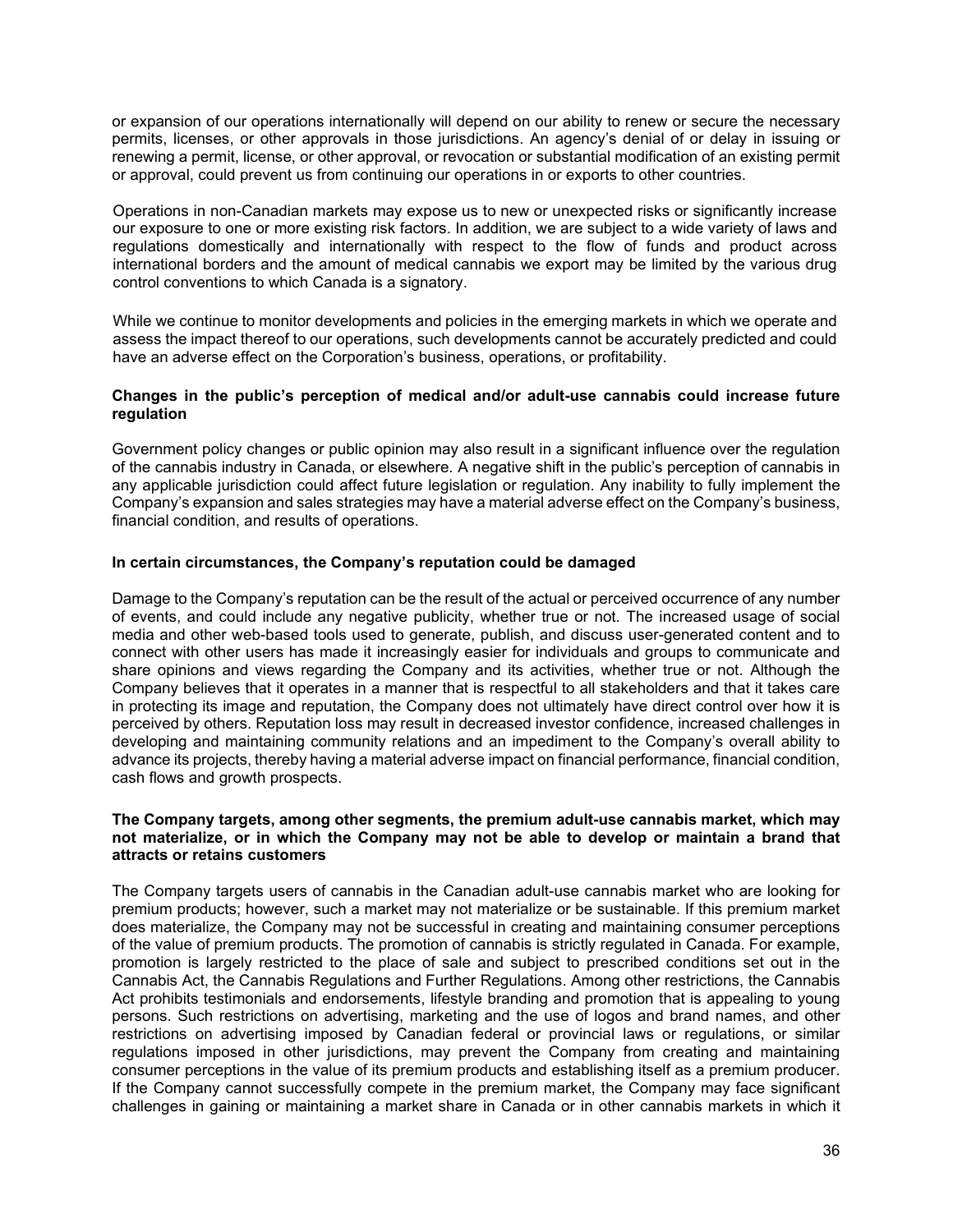or expansion of our operations internationally will depend on our ability to renew or secure the necessary permits, licenses, or other approvals in those jurisdictions. An agency's denial of or delay in issuing or renewing a permit, license, or other approval, or revocation or substantial modification of an existing permit or approval, could prevent us from continuing our operations in or exports to other countries.

Operations in non-Canadian markets may expose us to new or unexpected risks or significantly increase our exposure to one or more existing risk factors. In addition, we are subject to a wide variety of laws and regulations domestically and internationally with respect to the flow of funds and product across international borders and the amount of medical cannabis we export may be limited by the various drug control conventions to which Canada is a signatory.

While we continue to monitor developments and policies in the emerging markets in which we operate and assess the impact thereof to our operations, such developments cannot be accurately predicted and could have an adverse effect on the Corporation's business, operations, or profitability.

**Changes in the public's perception of medical and/or adult-use cannabis could increase future regulation**

Government policy changes or public opinion may also result in a significant influence over the regulation of the cannabis industry in Canada, or elsewhere. A negative shift in the public's perception of cannabis in any applicable jurisdiction could affect future legislation or regulation. Any inability to fully implement the Company's expansion and sales strategies may have a material adverse effect on the Company's business, financial condition, and results of operations.

**In certain circumstances, the Company's reputation could be damaged**

Damage to the Company's reputation can be the result of the actual or perceived occurrence of any number of events, and could include any negative publicity, whether true or not. The increased usage of social media and other web-based tools used to generate, publish, and discuss user-generated content and to connect with other users has made it increasingly easier for individuals and groups to communicate and share opinions and views regarding the Company and its activities, whether true or not. Although the Company believes that it operates in a manner that is respectful to all stakeholders and that it takes care in protecting its image and reputation, the Company does not ultimately have direct control over how it is perceived by others. Reputation loss may result in decreased investor confidence, increased challenges in developing and maintaining community relations and an impediment to the Company's overall ability to advance its projects, thereby having a material adverse impact on financial performance, financial condition, cash flows and growth prospects.

**The Company targets, among other segments, the premium adult-use cannabis market, which may not materialize, or in which the Company may not be able to develop or maintain a brand that attracts or retains customers**

The Company targets users of cannabis in the Canadian adult-use cannabis market who are looking for premium products; however, such a market may not materialize or be sustainable. If this premium market does materialize, the Company may not be successful in creating and maintaining consumer perceptions of the value of premium products. The promotion of cannabis is strictly regulated in Canada. For example, promotion is largely restricted to the place of sale and subject to prescribed conditions set out in the Cannabis Act, the Cannabis Regulations and Further Regulations. Among other restrictions, the Cannabis Act prohibits testimonials and endorsements, lifestyle branding and promotion that is appealing to young persons. Such restrictions on advertising, marketing and the use of logos and brand names, and other restrictions on advertising imposed by Canadian federal or provincial laws or regulations, or similar regulations imposed in other jurisdictions, may prevent the Company from creating and maintaining consumer perceptions in the value of its premium products and establishing itself as a premium producer. If the Company cannot successfully compete in the premium market, the Company may face significant challenges in gaining or maintaining a market share in Canada or in other cannabis markets in which it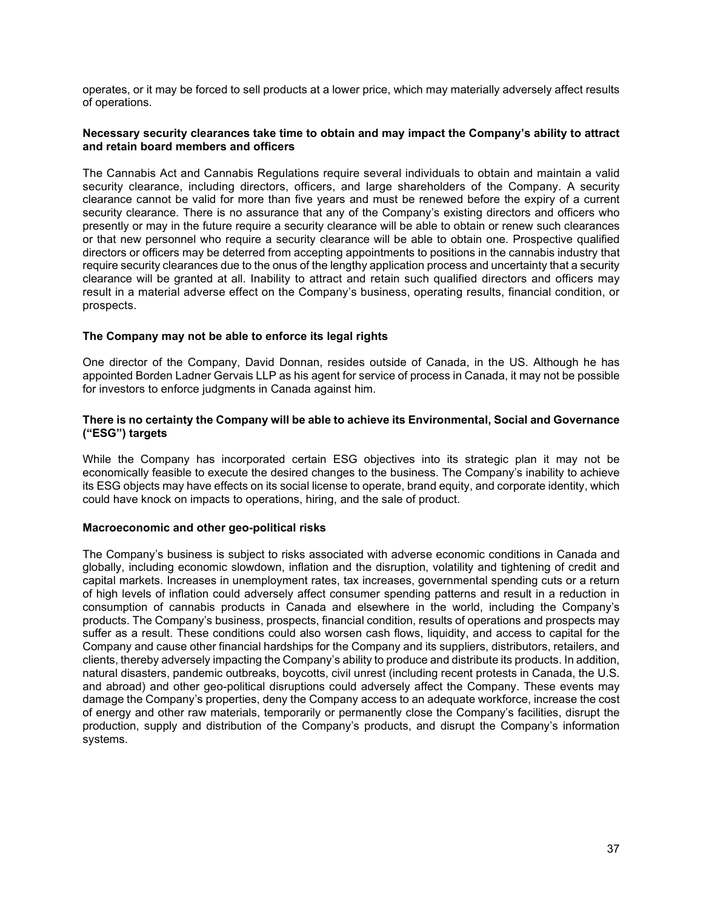operates, or it may be forced to sell products at a lower price, which may materially adversely affect results of operations.

**Necessary security clearances take time to obtain and may impact the Company's ability to attract and retain board members and officers**

The Cannabis Act and Cannabis Regulations require several individuals to obtain and maintain a valid security clearance, including directors, officers, and large shareholders of the Company. A security clearance cannot be valid for more than five years and must be renewed before the expiry of a current security clearance. There is no assurance that any of the Company's existing directors and officers who presently or may in the future require a security clearance will be able to obtain or renew such clearances or that new personnel who require a security clearance will be able to obtain one. Prospective qualified directors or officers may be deterred from accepting appointments to positions in the cannabis industry that require security clearances due to the onus of the lengthy application process and uncertainty that a security clearance will be granted at all. Inability to attract and retain such qualified directors and officers may result in a material adverse effect on the Company's business, operating results, financial condition, or prospects.

**The Company may not be able to enforce its legal rights**

One director of the Company, David Donnan, resides outside of Canada, in the US. Although he has appointed Borden Ladner Gervais LLP as his agent for service of process in Canada, it may not be possible for investors to enforce judgments in Canada against him.

**There is no certainty the Company will be able to achieve its Environmental, Social and Governance ("ESG") targets**

While the Company has incorporated certain ESG objectives into its strategic plan it may not be economically feasible to execute the desired changes to the business. The Company's inability to achieve its ESG objects may have effects on its social license to operate, brand equity, and corporate identity, which could have knock on impacts to operations, hiring, and the sale of product.

**Macroeconomic and other geo-political risks**

The Company's business is subject to risks associated with adverse economic conditions in Canada and globally, including economic slowdown, inflation and the disruption, volatility and tightening of credit and capital markets. Increases in unemployment rates, tax increases, governmental spending cuts or a return of high levels of inflation could adversely affect consumer spending patterns and result in a reduction in consumption of cannabis products in Canada and elsewhere in the world, including the Company's products. The Company's business, prospects, financial condition, results of operations and prospects may suffer as a result. These conditions could also worsen cash flows, liquidity, and access to capital for the Company and cause other financial hardships for the Company and its suppliers, distributors, retailers, and clients, thereby adversely impacting the Company's ability to produce and distribute its products. In addition, natural disasters, pandemic outbreaks, boycotts, civil unrest (including recent protests in Canada, the U.S. and abroad) and other geo-political disruptions could adversely affect the Company. These events may damage the Company's properties, deny the Company access to an adequate workforce, increase the cost of energy and other raw materials, temporarily or permanently close the Company's facilities, disrupt the production, supply and distribution of the Company's products, and disrupt the Company's information systems.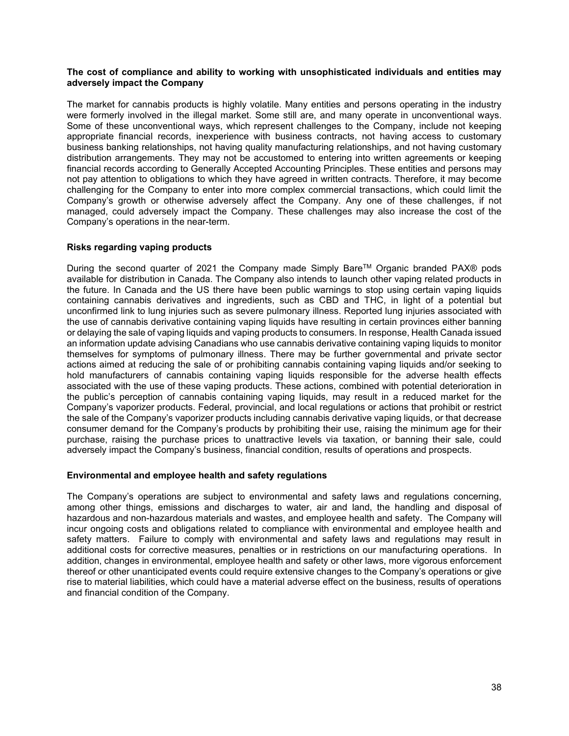**The cost of compliance and ability to working with unsophisticated individuals and entities may adversely impact the Company**

The market for cannabis products is highly volatile. Many entities and persons operating in the industry were formerly involved in the illegal market. Some still are, and many operate in unconventional ways. Some of these unconventional ways, which represent challenges to the Company, include not keeping appropriate financial records, inexperience with business contracts, not having access to customary business banking relationships, not having quality manufacturing relationships, and not having customary distribution arrangements. They may not be accustomed to entering into written agreements or keeping financial records according to Generally Accepted Accounting Principles. These entities and persons may not pay attention to obligations to which they have agreed in written contracts. Therefore, it may become challenging for the Company to enter into more complex commercial transactions, which could limit the Company's growth or otherwise adversely affect the Company. Any one of these challenges, if not managed, could adversely impact the Company. These challenges may also increase the cost of the Company's operations in the near-term.

**Risks regarding vaping products**

During the second quarter of 2021 the Company made Simply Bare™ Organic branded PAX® pods available for distribution in Canada. The Company also intends to launch other vaping related products in the future. In Canada and the US there have been public warnings to stop using certain vaping liquids containing cannabis derivatives and ingredients, such as CBD and THC, in light of a potential but unconfirmed link to lung injuries such as severe pulmonary illness. Reported lung injuries associated with the use of cannabis derivative containing vaping liquids have resulting in certain provinces either banning or delaying the sale of vaping liquids and vaping products to consumers. In response, Health Canada issued an information update advising Canadians who use cannabis derivative containing vaping liquids to monitor themselves for symptoms of pulmonary illness. There may be further governmental and private sector actions aimed at reducing the sale of or prohibiting cannabis containing vaping liquids and/or seeking to hold manufacturers of cannabis containing vaping liquids responsible for the adverse health effects associated with the use of these vaping products. These actions, combined with potential deterioration in the public's perception of cannabis containing vaping liquids, may result in a reduced market for the Company's vaporizer products. Federal, provincial, and local regulations or actions that prohibit or restrict the sale of the Company's vaporizer products including cannabis derivative vaping liquids, or that decrease consumer demand for the Company's products by prohibiting their use, raising the minimum age for their purchase, raising the purchase prices to unattractive levels via taxation, or banning their sale, could adversely impact the Company's business, financial condition, results of operations and prospects.

**Environmental and employee health and safety regulations**

The Company's operations are subject to environmental and safety laws and regulations concerning, among other things, emissions and discharges to water, air and land, the handling and disposal of hazardous and non-hazardous materials and wastes, and employee health and safety. The Company will incur ongoing costs and obligations related to compliance with environmental and employee health and safety matters. Failure to comply with environmental and safety laws and regulations may result in additional costs for corrective measures, penalties or in restrictions on our manufacturing operations. In addition, changes in environmental, employee health and safety or other laws, more vigorous enforcement thereof or other unanticipated events could require extensive changes to the Company's operations or give rise to material liabilities, which could have a material adverse effect on the business, results of operations and financial condition of the Company.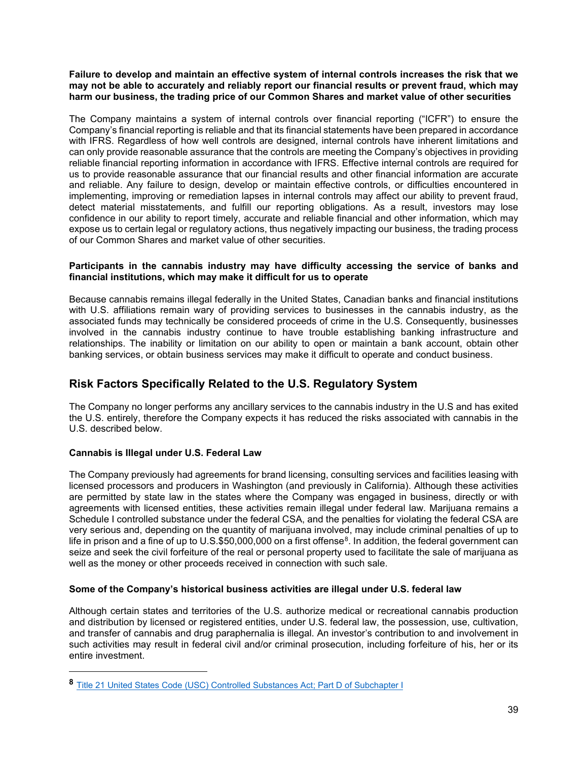**Failure to develop and maintain an effective system of internal controls increases the risk that we may not be able to accurately and reliably report our financial results or prevent fraud, which may harm our business, the trading price of our Common Shares and market value of other securities**

The Company maintains a system of internal controls over financial reporting ("ICFR") to ensure the Company's financial reporting is reliable and that its financial statements have been prepared in accordance with IFRS. Regardless of how well controls are designed, internal controls have inherent limitations and can only provide reasonable assurance that the controls are meeting the Company's objectives in providing reliable financial reporting information in accordance with IFRS. Effective internal controls are required for us to provide reasonable assurance that our financial results and other financial information are accurate and reliable. Any failure to design, develop or maintain effective controls, or difficulties encountered in implementing, improving or remediation lapses in internal controls may affect our ability to prevent fraud, detect material misstatements, and fulfill our reporting obligations. As a result, investors may lose confidence in our ability to report timely, accurate and reliable financial and other information, which may expose us to certain legal or regulatory actions, thus negatively impacting our business, the trading process of our Common Shares and market value of other securities.

**Participants in the cannabis industry may have difficulty accessing the service of banks and financial institutions, which may make it difficult for us to operate**

Because cannabis remains illegal federally in the United States, Canadian banks and financial institutions with U.S. affiliations remain wary of providing services to businesses in the cannabis industry, as the associated funds may technically be considered proceeds of crime in the U.S. Consequently, businesses involved in the cannabis industry continue to have trouble establishing banking infrastructure and relationships. The inability or limitation on our ability to open or maintain a bank account, obtain other banking services, or obtain business services may make it difficult to operate and conduct business.

## Risk Factors Specifically Related to the U.S. Regulatory System

The Company no longer performs any ancillary services to the cannabis industry in the U.S and has exited the U.S. entirely, therefore the Company expects it has reduced the risks associated with cannabis in the U.S. described below.

**Cannabis is Illegal under U.S. Federal Law**

The Company previously had agreements for brand licensing, consulting services and facilities leasing with licensed processors and producers in Washington (and previously in California). Although these activities are permitted by state law in the states where the Company was engaged in business, directly or with agreements with licensed entities, these activities remain illegal under federal law. Marijuana remains a Schedule I controlled substance under the federal CSA, and the penalties for violating the federal CSA are very serious and, depending on the quantity of marijuana involved, may include criminal penalties of up to life in prison and a fine of up to U.S.$50,000,000 on a first offense[8]. In addition, the federal government can seize and seek the civil forfeiture of the real or personal property used to facilitate the sale of marijuana as well as the money or other proceeds received in connection with such sale.

**Some of the Company's historical business activities are illegal under U.S. federal law**

Although certain states and territories of the U.S. authorize medical or recreational cannabis production and distribution by licensed or registered entities, under U.S. federal law, the possession, use, cultivation, and transfer of cannabis and drug paraphernalia is illegal. An investor's contribution to and involvement in such activities may result in federal civil and/or criminal prosecution, including forfeiture of his, her or its entire investment.

---

[8] Title 21 United States Code (USC) Controlled Substances Act; Part D of Subchapter I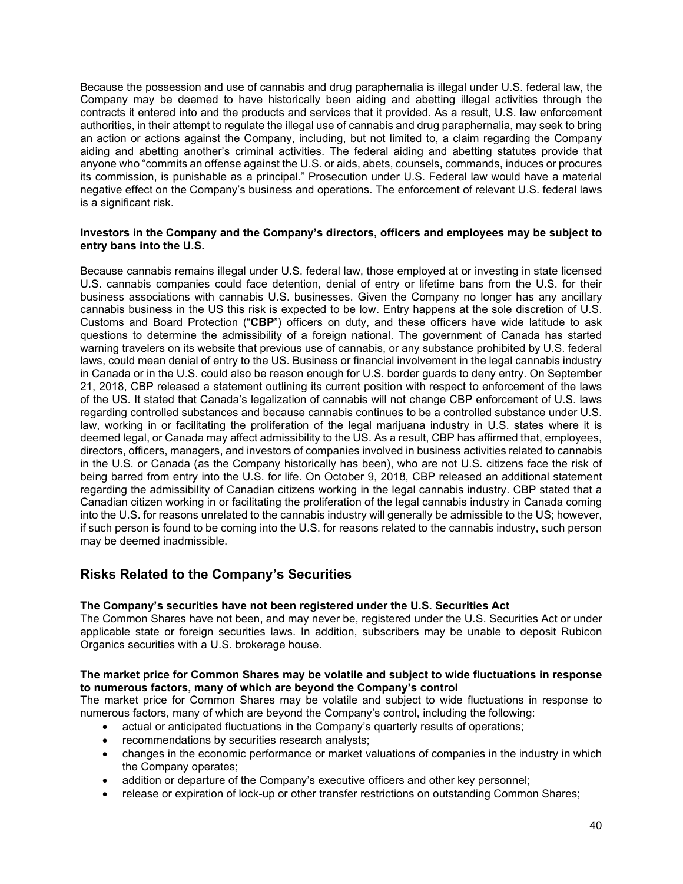Because the possession and use of cannabis and drug paraphernalia is illegal under U.S. federal law, the Company may be deemed to have historically been aiding and abetting illegal activities through the contracts it entered into and the products and services that it provided. As a result, U.S. law enforcement authorities, in their attempt to regulate the illegal use of cannabis and drug paraphernalia, may seek to bring an action or actions against the Company, including, but not limited to, a claim regarding the Company aiding and abetting another's criminal activities. The federal aiding and abetting statutes provide that anyone who "commits an offense against the U.S. or aids, abets, counsels, commands, induces or procures its commission, is punishable as a principal." Prosecution under U.S. Federal law would have a material negative effect on the Company's business and operations. The enforcement of relevant U.S. federal laws is a significant risk.

**Investors in the Company and the Company's directors, officers and employees may be subject to entry bans into the U.S.**

Because cannabis remains illegal under U.S. federal law, those employed at or investing in state licensed U.S. cannabis companies could face detention, denial of entry or lifetime bans from the U.S. for their business associations with cannabis U.S. businesses. Given the Company no longer has any ancillary cannabis business in the US this risk is expected to be low. Entry happens at the sole discretion of U.S. Customs and Board Protection ("**CBP**") officers on duty, and these officers have wide latitude to ask questions to determine the admissibility of a foreign national. The government of Canada has started warning travelers on its website that previous use of cannabis, or any substance prohibited by U.S. federal laws, could mean denial of entry to the US. Business or financial involvement in the legal cannabis industry in Canada or in the U.S. could also be reason enough for U.S. border guards to deny entry. On September 21, 2018, CBP released a statement outlining its current position with respect to enforcement of the laws of the US. It stated that Canada's legalization of cannabis will not change CBP enforcement of U.S. laws regarding controlled substances and because cannabis continues to be a controlled substance under U.S. law, working in or facilitating the proliferation of the legal marijuana industry in U.S. states where it is deemed legal, or Canada may affect admissibility to the US. As a result, CBP has affirmed that, employees, directors, officers, managers, and investors of companies involved in business activities related to cannabis in the U.S. or Canada (as the Company historically has been), who are not U.S. citizens face the risk of being barred from entry into the U.S. for life. On October 9, 2018, CBP released an additional statement regarding the admissibility of Canadian citizens working in the legal cannabis industry. CBP stated that a Canadian citizen working in or facilitating the proliferation of the legal cannabis industry in Canada coming into the U.S. for reasons unrelated to the cannabis industry will generally be admissible to the US; however, if such person is found to be coming into the U.S. for reasons related to the cannabis industry, such person may be deemed inadmissible.

## Risks Related to the Company's Securities

**The Company's securities have not been registered under the U.S. Securities Act**

The Common Shares have not been, and may never be, registered under the U.S. Securities Act or under applicable state or foreign securities laws. In addition, subscribers may be unable to deposit Rubicon Organics securities with a U.S. brokerage house.

**The market price for Common Shares may be volatile and subject to wide fluctuations in response to numerous factors, many of which are beyond the Company's control**

The market price for Common Shares may be volatile and subject to wide fluctuations in response to numerous factors, many of which are beyond the Company's control, including the following:

- actual or anticipated fluctuations in the Company's quarterly results of operations;
- recommendations by securities research analysts;
- changes in the economic performance or market valuations of companies in the industry in which the Company operates;
- addition or departure of the Company's executive officers and other key personnel;
- release or expiration of lock-up or other transfer restrictions on outstanding Common Shares;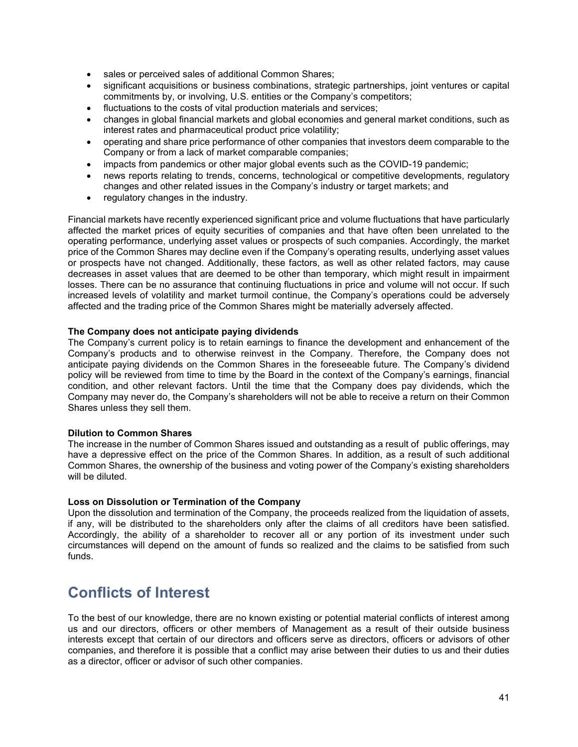- sales or perceived sales of additional Common Shares;
- significant acquisitions or business combinations, strategic partnerships, joint ventures or capital commitments by, or involving, U.S. entities or the Company's competitors;
- fluctuations to the costs of vital production materials and services;
- changes in global financial markets and global economies and general market conditions, such as interest rates and pharmaceutical product price volatility;
- operating and share price performance of other companies that investors deem comparable to the Company or from a lack of market comparable companies;
- impacts from pandemics or other major global events such as the COVID-19 pandemic;
- news reports relating to trends, concerns, technological or competitive developments, regulatory changes and other related issues in the Company's industry or target markets; and
- regulatory changes in the industry.

Financial markets have recently experienced significant price and volume fluctuations that have particularly affected the market prices of equity securities of companies and that have often been unrelated to the operating performance, underlying asset values or prospects of such companies. Accordingly, the market price of the Common Shares may decline even if the Company's operating results, underlying asset values or prospects have not changed. Additionally, these factors, as well as other related factors, may cause decreases in asset values that are deemed to be other than temporary, which might result in impairment losses. There can be no assurance that continuing fluctuations in price and volume will not occur. If such increased levels of volatility and market turmoil continue, the Company's operations could be adversely affected and the trading price of the Common Shares might be materially adversely affected.

**The Company does not anticipate paying dividends**

The Company's current policy is to retain earnings to finance the development and enhancement of the Company's products and to otherwise reinvest in the Company. Therefore, the Company does not anticipate paying dividends on the Common Shares in the foreseeable future. The Company's dividend policy will be reviewed from time to time by the Board in the context of the Company's earnings, financial condition, and other relevant factors. Until the time that the Company does pay dividends, which the Company may never do, the Company's shareholders will not be able to receive a return on their Common Shares unless they sell them.

**Dilution to Common Shares**

The increase in the number of Common Shares issued and outstanding as a result of public offerings, may have a depressive effect on the price of the Common Shares. In addition, as a result of such additional Common Shares, the ownership of the business and voting power of the Company's existing shareholders will be diluted.

**Loss on Dissolution or Termination of the Company**

Upon the dissolution and termination of the Company, the proceeds realized from the liquidation of assets, if any, will be distributed to the shareholders only after the claims of all creditors have been satisfied. Accordingly, the ability of a shareholder to recover all or any portion of its investment under such circumstances will depend on the amount of funds so realized and the claims to be satisfied from such funds.

# Conflicts of Interest

To the best of our knowledge, there are no known existing or potential material conflicts of interest among us and our directors, officers or other members of Management as a result of their outside business interests except that certain of our directors and officers serve as directors, officers or advisors of other companies, and therefore it is possible that a conflict may arise between their duties to us and their duties as a director, officer or advisor of such other companies.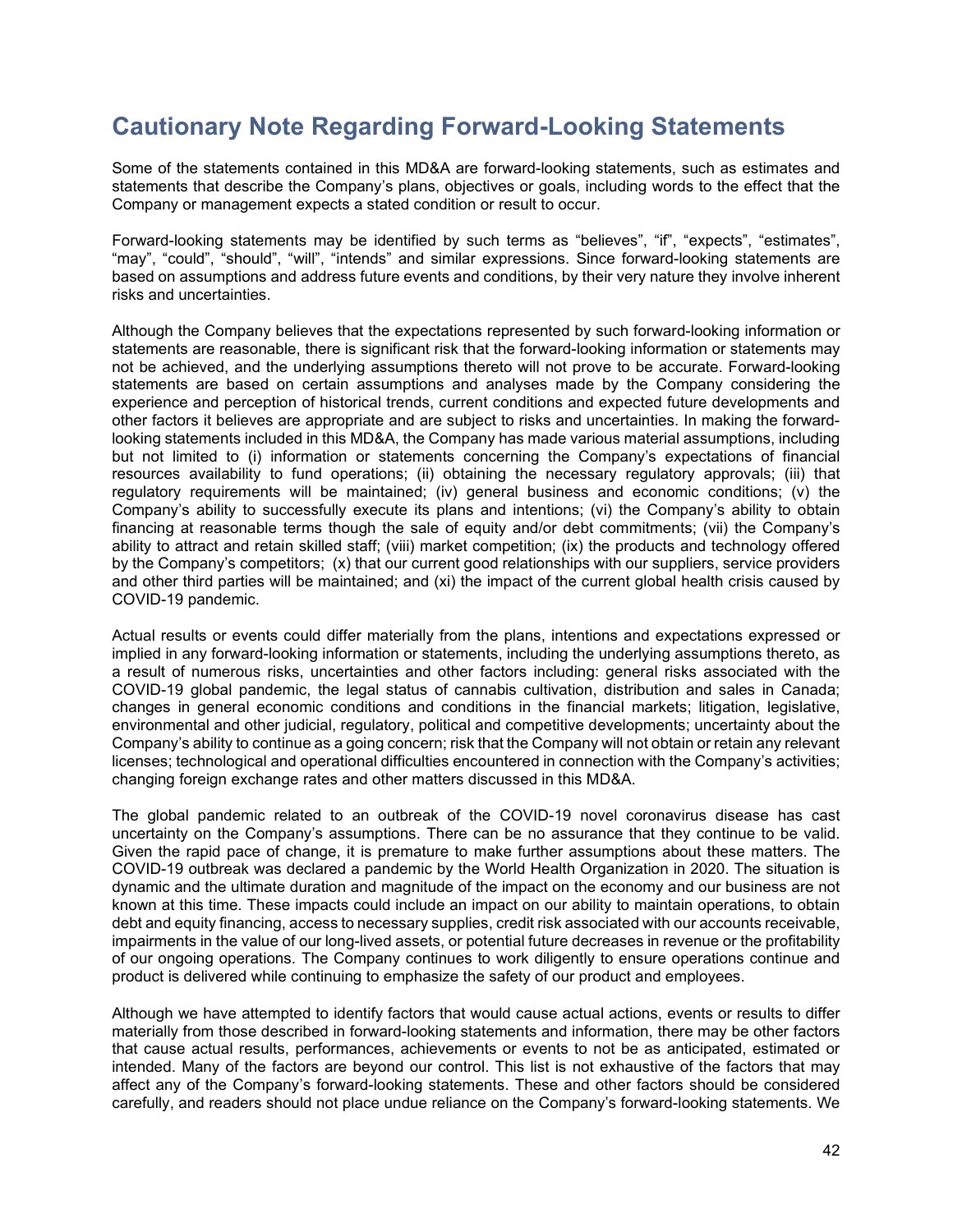# Cautionary Note Regarding Forward-Looking Statements

Some of the statements contained in this MD&A are forward-looking statements, such as estimates and statements that describe the Company's plans, objectives or goals, including words to the effect that the Company or management expects a stated condition or result to occur.

Forward-looking statements may be identified by such terms as "believes", "if", "expects", "estimates", "may", "could", "should", "will", "intends" and similar expressions. Since forward-looking statements are based on assumptions and address future events and conditions, by their very nature they involve inherent risks and uncertainties.

Although the Company believes that the expectations represented by such forward-looking information or statements are reasonable, there is significant risk that the forward-looking information or statements may not be achieved, and the underlying assumptions thereto will not prove to be accurate. Forward-looking statements are based on certain assumptions and analyses made by the Company considering the experience and perception of historical trends, current conditions and expected future developments and other factors it believes are appropriate and are subject to risks and uncertainties. In making the forward-looking statements included in this MD&A, the Company has made various material assumptions, including but not limited to (i) information or statements concerning the Company's expectations of financial resources availability to fund operations; (ii) obtaining the necessary regulatory approvals; (iii) that regulatory requirements will be maintained; (iv) general business and economic conditions; (v) the Company's ability to successfully execute its plans and intentions; (vi) the Company's ability to obtain financing at reasonable terms though the sale of equity and/or debt commitments; (vii) the Company's ability to attract and retain skilled staff; (viii) market competition; (ix) the products and technology offered by the Company's competitors; (x) that our current good relationships with our suppliers, service providers and other third parties will be maintained; and (xi) the impact of the current global health crisis caused by COVID-19 pandemic.

Actual results or events could differ materially from the plans, intentions and expectations expressed or implied in any forward-looking information or statements, including the underlying assumptions thereto, as a result of numerous risks, uncertainties and other factors including: general risks associated with the COVID-19 global pandemic, the legal status of cannabis cultivation, distribution and sales in Canada; changes in general economic conditions and conditions in the financial markets; litigation, legislative, environmental and other judicial, regulatory, political and competitive developments; uncertainty about the Company's ability to continue as a going concern; risk that the Company will not obtain or retain any relevant licenses; technological and operational difficulties encountered in connection with the Company's activities; changing foreign exchange rates and other matters discussed in this MD&A.

The global pandemic related to an outbreak of the COVID-19 novel coronavirus disease has cast uncertainty on the Company's assumptions. There can be no assurance that they continue to be valid. Given the rapid pace of change, it is premature to make further assumptions about these matters. The COVID-19 outbreak was declared a pandemic by the World Health Organization in 2020. The situation is dynamic and the ultimate duration and magnitude of the impact on the economy and our business are not known at this time. These impacts could include an impact on our ability to maintain operations, to obtain debt and equity financing, access to necessary supplies, credit risk associated with our accounts receivable, impairments in the value of our long-lived assets, or potential future decreases in revenue or the profitability of our ongoing operations. The Company continues to work diligently to ensure operations continue and product is delivered while continuing to emphasize the safety of our product and employees.

Although we have attempted to identify factors that would cause actual actions, events or results to differ materially from those described in forward-looking statements and information, there may be other factors that cause actual results, performances, achievements or events to not be as anticipated, estimated or intended. Many of the factors are beyond our control. This list is not exhaustive of the factors that may affect any of the Company's forward-looking statements. These and other factors should be considered carefully, and readers should not place undue reliance on the Company's forward-looking statements. We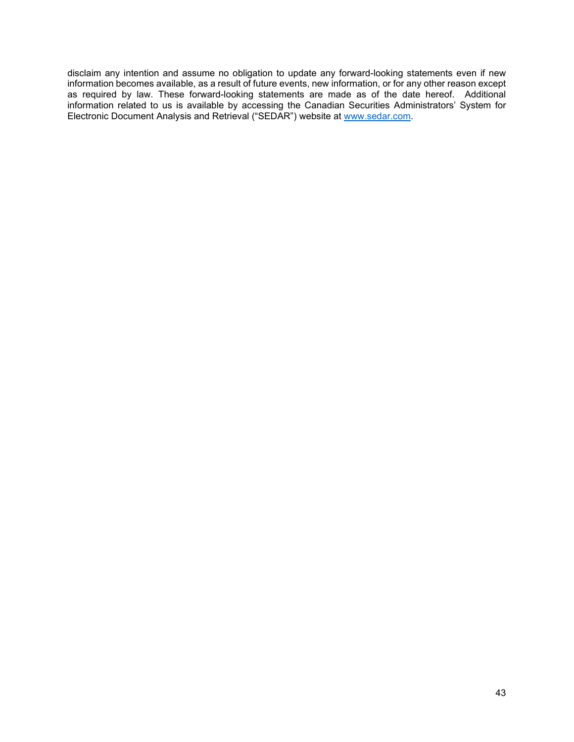disclaim any intention and assume no obligation to update any forward-looking statements even if new information becomes available, as a result of future events, new information, or for any other reason except as required by law. These forward-looking statements are made as of the date hereof. Additional information related to us is available by accessing the Canadian Securities Administrators' System for Electronic Document Analysis and Retrieval ("SEDAR") website at [www.sedar.com](http://www.sedar.com).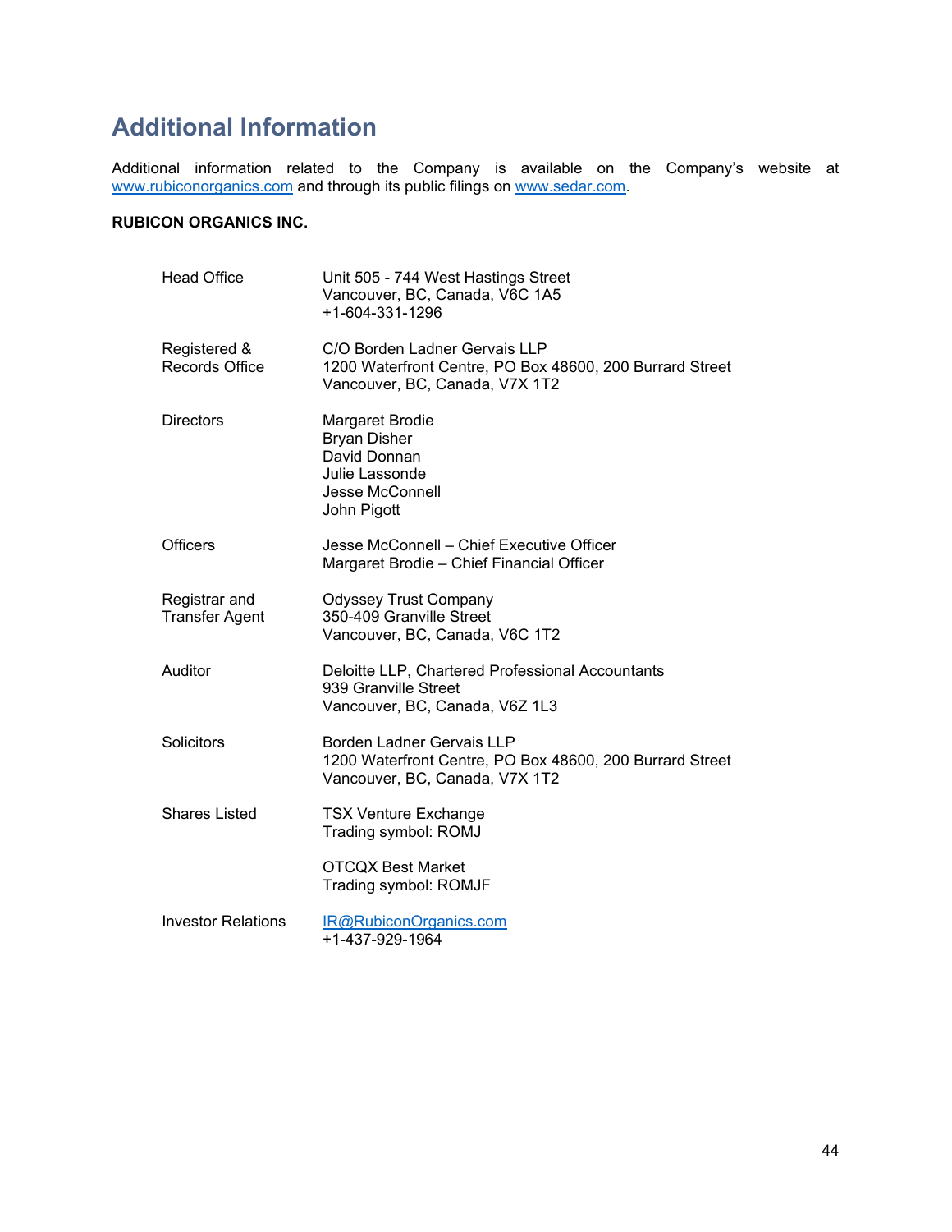# Additional Information

Additional information related to the Company is available on the Company's website at www.rubiconorganics.com and through its public filings on www.sedar.com.

**RUBICON ORGANICS INC.**

| | |
|---|---|
| Head Office | Unit 505 - 744 West Hastings Street<br>Vancouver, BC, Canada, V6C 1A5<br>+1-604-331-1296 |
| Registered & Records Office | C/O Borden Ladner Gervais LLP<br>1200 Waterfront Centre, PO Box 48600, 200 Burrard Street<br>Vancouver, BC, Canada, V7X 1T2 |
| Directors | Margaret Brodie<br>Bryan Disher<br>David Donnan<br>Julie Lassonde<br>Jesse McConnell<br>John Pigott |
| Officers | Jesse McConnell – Chief Executive Officer<br>Margaret Brodie – Chief Financial Officer |
| Registrar and Transfer Agent | Odyssey Trust Company<br>350-409 Granville Street<br>Vancouver, BC, Canada, V6C 1T2 |
| Auditor | Deloitte LLP, Chartered Professional Accountants<br>939 Granville Street<br>Vancouver, BC, Canada, V6Z 1L3 |
| Solicitors | Borden Ladner Gervais LLP<br>1200 Waterfront Centre, PO Box 48600, 200 Burrard Street<br>Vancouver, BC, Canada, V7X 1T2 |
| Shares Listed | TSX Venture Exchange<br>Trading symbol: ROMJ<br><br>OTCQX Best Market<br>Trading symbol: ROMJF |
| Investor Relations | IR@RubiconOrganics.com<br>+1-437-929-1964 |